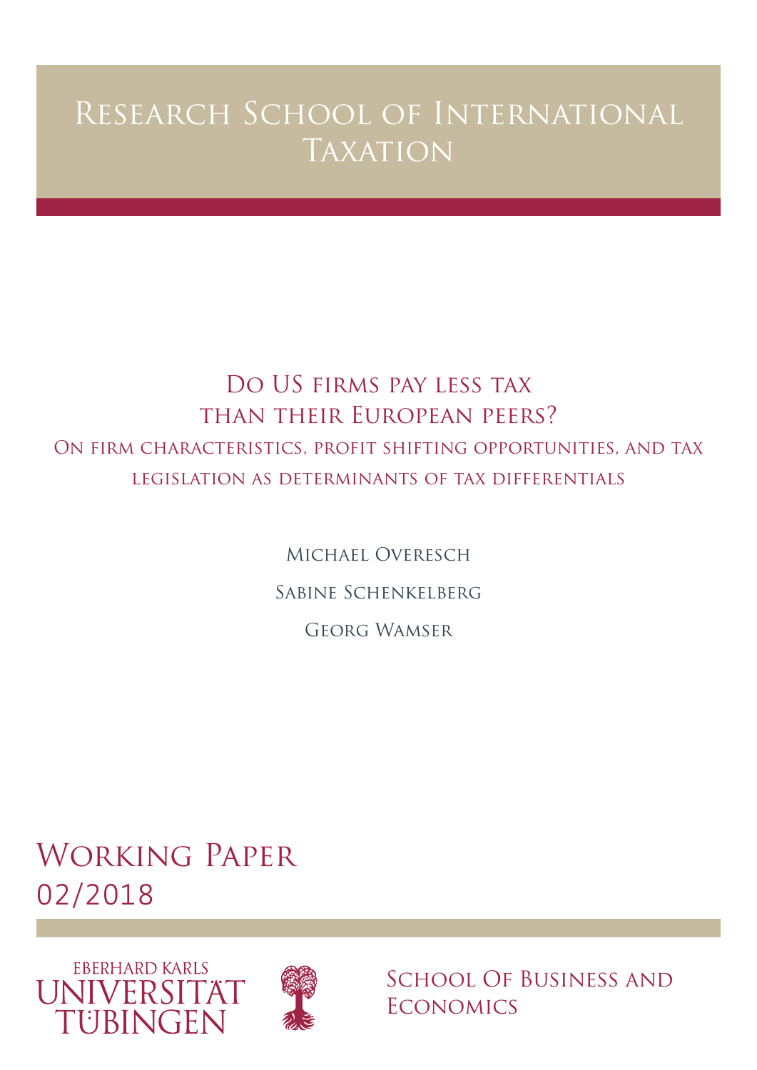# Research School of International Taxation

## Do US firms pay less tax than their European peers?

### On firm characteristics, profit shifting opportunities, and tax legislation as determinants of tax differentials

Michael Overesch

Sabine Schenkelberg

Georg Wamser

## Working Paper 02/2018

Eberhard Karls Universität Tübingen

School Of Business and Economics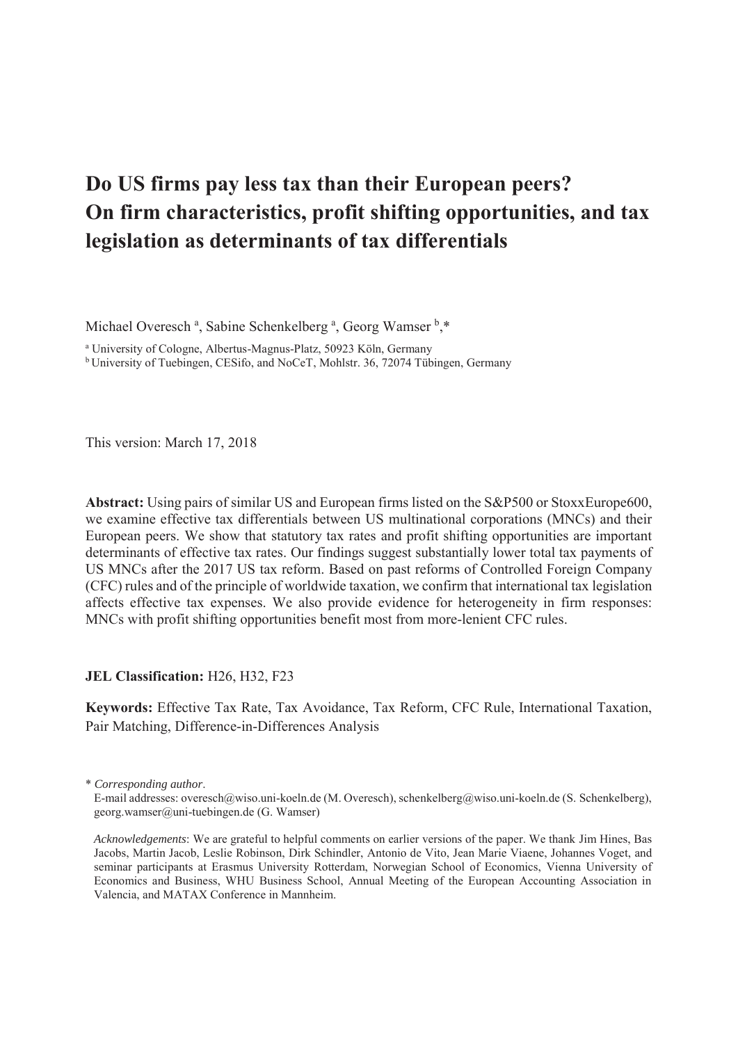# Do US firms pay less tax than their European peers? On firm characteristics, profit shifting opportunities, and tax legislation as determinants of tax differentials

Michael Overesch [a], Sabine Schenkelberg [a], Georg Wamser [b],*

[a] University of Cologne, Albertus-Magnus-Platz, 50923 Köln, Germany
[b] University of Tuebingen, CESifo, and NoCeT, Mohlstr. 36, 72074 Tübingen, Germany

This version: March 17, 2018

**Abstract:** Using pairs of similar US and European firms listed on the S&P500 or StoxxEurope600, we examine effective tax differentials between US multinational corporations (MNCs) and their European peers. We show that statutory tax rates and profit shifting opportunities are important determinants of effective tax rates. Our findings suggest substantially lower total tax payments of US MNCs after the 2017 US tax reform. Based on past reforms of Controlled Foreign Company (CFC) rules and of the principle of worldwide taxation, we confirm that international tax legislation affects effective tax expenses. We also provide evidence for heterogeneity in firm responses: MNCs with profit shifting opportunities benefit most from more-lenient CFC rules.

**JEL Classification:** H26, H32, F23

**Keywords:** Effective Tax Rate, Tax Avoidance, Tax Reform, CFC Rule, International Taxation, Pair Matching, Difference-in-Differences Analysis

\* *Corresponding author*.
E-mail addresses: overesch@wiso.uni-koeln.de (M. Overesch), schenkelberg@wiso.uni-koeln.de (S. Schenkelberg), georg.wamser@uni-tuebingen.de (G. Wamser)

*Acknowledgements*: We are grateful to helpful comments on earlier versions of the paper. We thank Jim Hines, Bas Jacobs, Martin Jacob, Leslie Robinson, Dirk Schindler, Antonio de Vito, Jean Marie Viaene, Johannes Voget, and seminar participants at Erasmus University Rotterdam, Norwegian School of Economics, Vienna University of Economics and Business, WHU Business School, Annual Meeting of the European Accounting Association in Valencia, and MATAX Conference in Mannheim.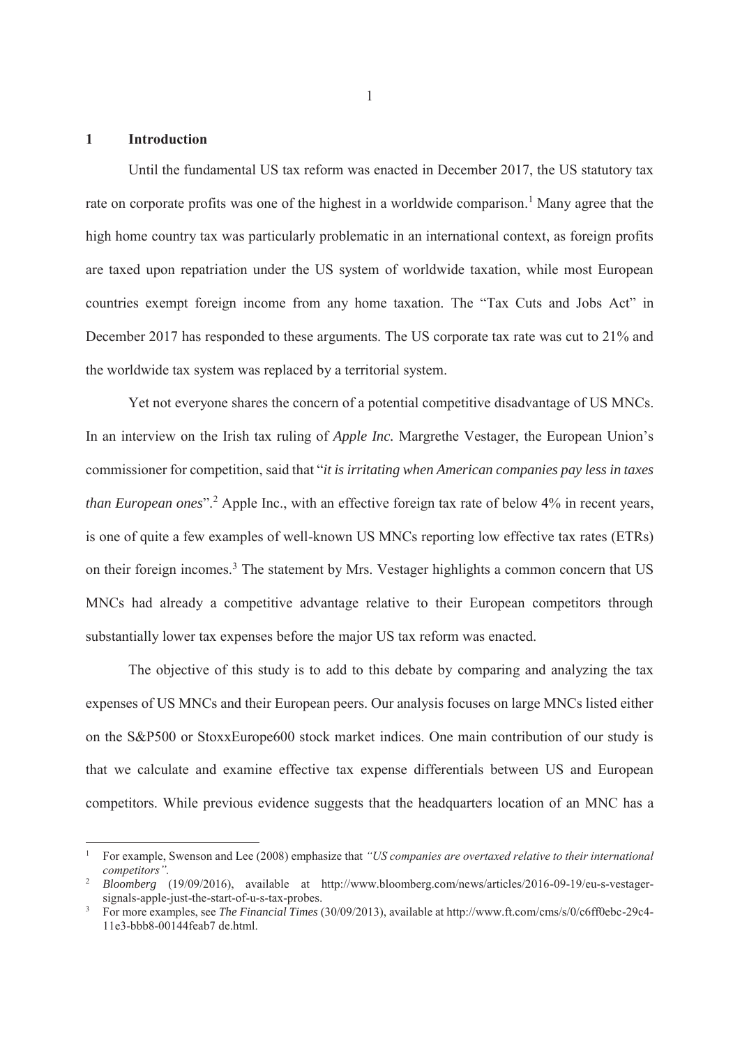# 1 Introduction

Until the fundamental US tax reform was enacted in December 2017, the US statutory tax rate on corporate profits was one of the highest in a worldwide comparison.[1] Many agree that the high home country tax was particularly problematic in an international context, as foreign profits are taxed upon repatriation under the US system of worldwide taxation, while most European countries exempt foreign income from any home taxation. The "Tax Cuts and Jobs Act" in December 2017 has responded to these arguments. The US corporate tax rate was cut to 21% and the worldwide tax system was replaced by a territorial system.

Yet not everyone shares the concern of a potential competitive disadvantage of US MNCs. In an interview on the Irish tax ruling of *Apple Inc.* Margrethe Vestager, the European Union's commissioner for competition, said that "*it is irritating when American companies pay less in taxes than European ones*".[2] Apple Inc., with an effective foreign tax rate of below 4% in recent years, is one of quite a few examples of well-known US MNCs reporting low effective tax rates (ETRs) on their foreign incomes.[3] The statement by Mrs. Vestager highlights a common concern that US MNCs had already a competitive advantage relative to their European competitors through substantially lower tax expenses before the major US tax reform was enacted.

The objective of this study is to add to this debate by comparing and analyzing the tax expenses of US MNCs and their European peers. Our analysis focuses on large MNCs listed either on the S&P500 or StoxxEurope600 stock market indices. One main contribution of our study is that we calculate and examine effective tax expense differentials between US and European competitors. While previous evidence suggests that the headquarters location of an MNC has a

---

[1] For example, Swenson and Lee (2008) emphasize that *"US companies are overtaxed relative to their international competitors".*

[2] *Bloomberg* (19/09/2016), available at http://www.bloomberg.com/news/articles/2016-09-19/eu-s-vestager-signals-apple-just-the-start-of-u-s-tax-probes.

[3] For more examples, see *The Financial Times* (30/09/2013), available at http://www.ft.com/cms/s/0/c6ff0ebc-29c4-11e3-bbb8-00144feab7 de.html.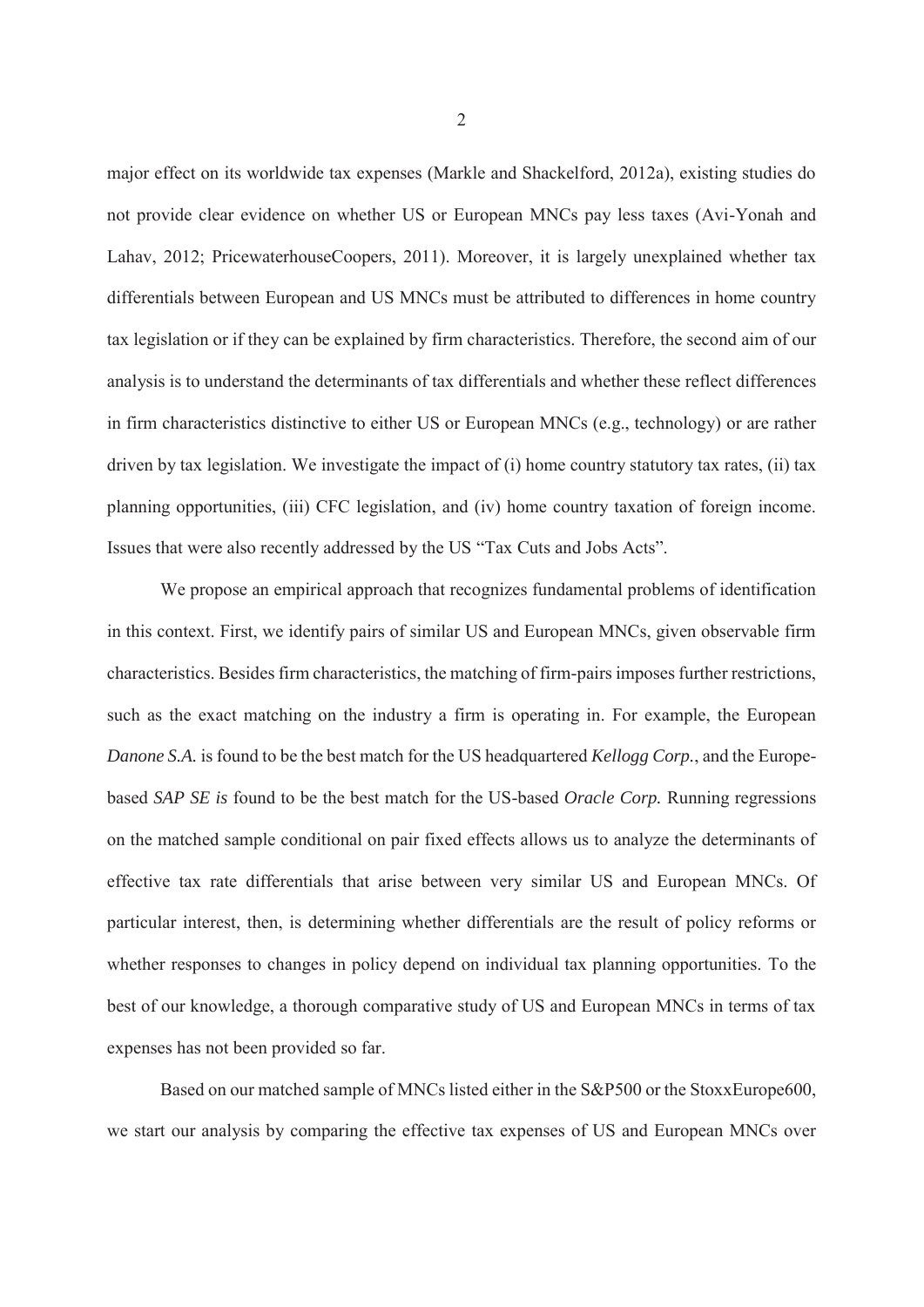major effect on its worldwide tax expenses (Markle and Shackelford, 2012a), existing studies do not provide clear evidence on whether US or European MNCs pay less taxes (Avi-Yonah and Lahav, 2012; PricewaterhouseCoopers, 2011). Moreover, it is largely unexplained whether tax differentials between European and US MNCs must be attributed to differences in home country tax legislation or if they can be explained by firm characteristics. Therefore, the second aim of our analysis is to understand the determinants of tax differentials and whether these reflect differences in firm characteristics distinctive to either US or European MNCs (e.g., technology) or are rather driven by tax legislation. We investigate the impact of (i) home country statutory tax rates, (ii) tax planning opportunities, (iii) CFC legislation, and (iv) home country taxation of foreign income. Issues that were also recently addressed by the US "Tax Cuts and Jobs Acts".

We propose an empirical approach that recognizes fundamental problems of identification in this context. First, we identify pairs of similar US and European MNCs, given observable firm characteristics. Besides firm characteristics, the matching of firm-pairs imposes further restrictions, such as the exact matching on the industry a firm is operating in. For example, the European *Danone S.A.* is found to be the best match for the US headquartered *Kellogg Corp.*, and the Europe-based *SAP SE is* found to be the best match for the US-based *Oracle Corp.* Running regressions on the matched sample conditional on pair fixed effects allows us to analyze the determinants of effective tax rate differentials that arise between very similar US and European MNCs. Of particular interest, then, is determining whether differentials are the result of policy reforms or whether responses to changes in policy depend on individual tax planning opportunities. To the best of our knowledge, a thorough comparative study of US and European MNCs in terms of tax expenses has not been provided so far.

Based on our matched sample of MNCs listed either in the S&P500 or the StoxxEurope600, we start our analysis by comparing the effective tax expenses of US and European MNCs over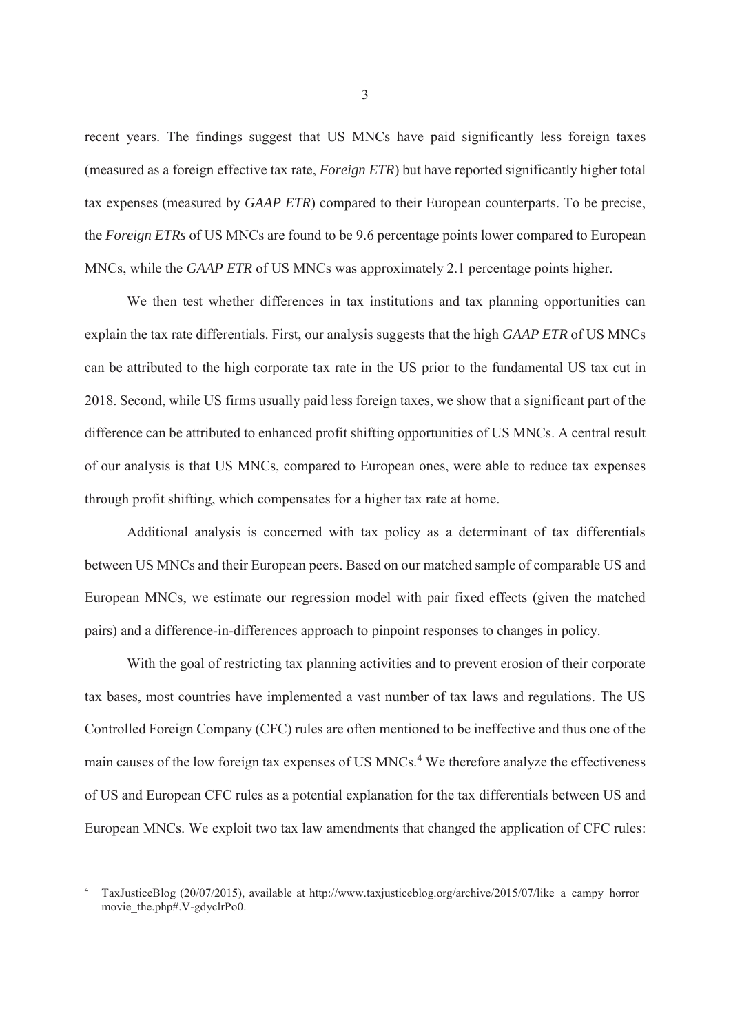recent years. The findings suggest that US MNCs have paid significantly less foreign taxes (measured as a foreign effective tax rate, *Foreign ETR*) but have reported significantly higher total tax expenses (measured by *GAAP ETR*) compared to their European counterparts. To be precise, the *Foreign ETRs* of US MNCs are found to be 9.6 percentage points lower compared to European MNCs, while the *GAAP ETR* of US MNCs was approximately 2.1 percentage points higher.

We then test whether differences in tax institutions and tax planning opportunities can explain the tax rate differentials. First, our analysis suggests that the high *GAAP ETR* of US MNCs can be attributed to the high corporate tax rate in the US prior to the fundamental US tax cut in 2018. Second, while US firms usually paid less foreign taxes, we show that a significant part of the difference can be attributed to enhanced profit shifting opportunities of US MNCs. A central result of our analysis is that US MNCs, compared to European ones, were able to reduce tax expenses through profit shifting, which compensates for a higher tax rate at home.

Additional analysis is concerned with tax policy as a determinant of tax differentials between US MNCs and their European peers. Based on our matched sample of comparable US and European MNCs, we estimate our regression model with pair fixed effects (given the matched pairs) and a difference-in-differences approach to pinpoint responses to changes in policy.

With the goal of restricting tax planning activities and to prevent erosion of their corporate tax bases, most countries have implemented a vast number of tax laws and regulations. The US Controlled Foreign Company (CFC) rules are often mentioned to be ineffective and thus one of the main causes of the low foreign tax expenses of US MNCs.[4] We therefore analyze the effectiveness of US and European CFC rules as a potential explanation for the tax differentials between US and European MNCs. We exploit two tax law amendments that changed the application of CFC rules:

[4] TaxJusticeBlog (20/07/2015), available at http://www.taxjusticeblog.org/archive/2015/07/like_a_campy_horror_movie_the.php#.V-gdyclrPo0.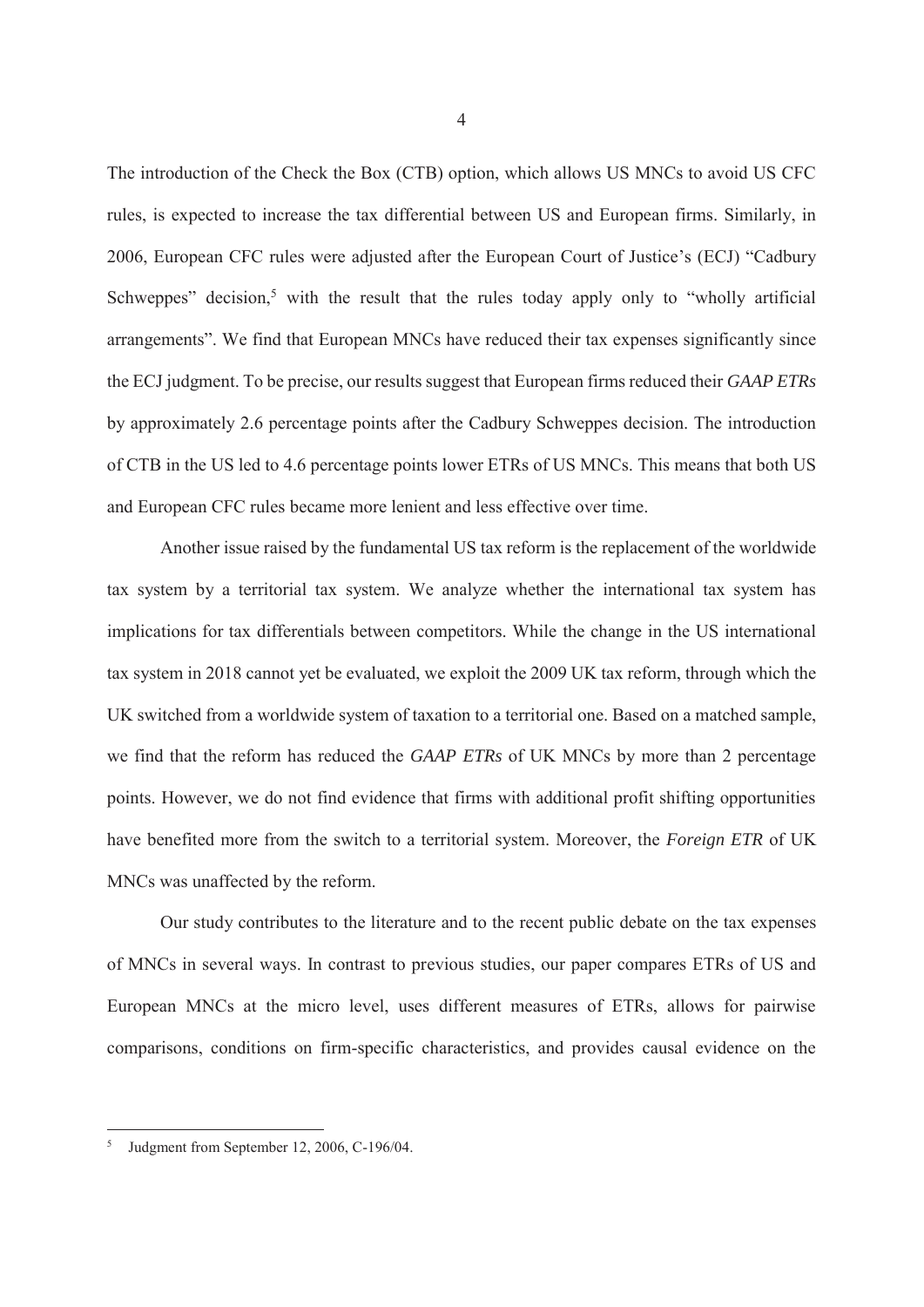The introduction of the Check the Box (CTB) option, which allows US MNCs to avoid US CFC rules, is expected to increase the tax differential between US and European firms. Similarly, in 2006, European CFC rules were adjusted after the European Court of Justice's (ECJ) "Cadbury Schweppes" decision,[5] with the result that the rules today apply only to "wholly artificial arrangements". We find that European MNCs have reduced their tax expenses significantly since the ECJ judgment. To be precise, our results suggest that European firms reduced their *GAAP ETRs* by approximately 2.6 percentage points after the Cadbury Schweppes decision. The introduction of CTB in the US led to 4.6 percentage points lower ETRs of US MNCs. This means that both US and European CFC rules became more lenient and less effective over time.

Another issue raised by the fundamental US tax reform is the replacement of the worldwide tax system by a territorial tax system. We analyze whether the international tax system has implications for tax differentials between competitors. While the change in the US international tax system in 2018 cannot yet be evaluated, we exploit the 2009 UK tax reform, through which the UK switched from a worldwide system of taxation to a territorial one. Based on a matched sample, we find that the reform has reduced the *GAAP ETRs* of UK MNCs by more than 2 percentage points. However, we do not find evidence that firms with additional profit shifting opportunities have benefited more from the switch to a territorial system. Moreover, the *Foreign ETR* of UK MNCs was unaffected by the reform.

Our study contributes to the literature and to the recent public debate on the tax expenses of MNCs in several ways. In contrast to previous studies, our paper compares ETRs of US and European MNCs at the micro level, uses different measures of ETRs, allows for pairwise comparisons, conditions on firm-specific characteristics, and provides causal evidence on the

---

[5] Judgment from September 12, 2006, C-196/04.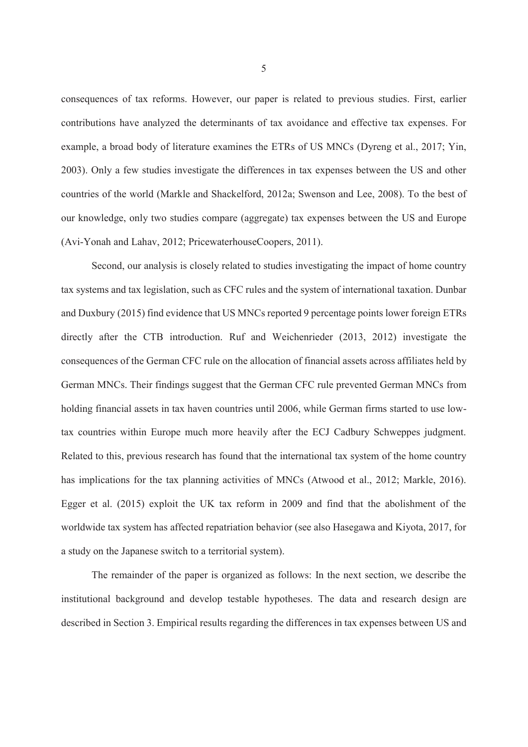consequences of tax reforms. However, our paper is related to previous studies. First, earlier contributions have analyzed the determinants of tax avoidance and effective tax expenses. For example, a broad body of literature examines the ETRs of US MNCs (Dyreng et al., 2017; Yin, 2003). Only a few studies investigate the differences in tax expenses between the US and other countries of the world (Markle and Shackelford, 2012a; Swenson and Lee, 2008). To the best of our knowledge, only two studies compare (aggregate) tax expenses between the US and Europe (Avi-Yonah and Lahav, 2012; PricewaterhouseCoopers, 2011).

Second, our analysis is closely related to studies investigating the impact of home country tax systems and tax legislation, such as CFC rules and the system of international taxation. Dunbar and Duxbury (2015) find evidence that US MNCs reported 9 percentage points lower foreign ETRs directly after the CTB introduction. Ruf and Weichenrieder (2013, 2012) investigate the consequences of the German CFC rule on the allocation of financial assets across affiliates held by German MNCs. Their findings suggest that the German CFC rule prevented German MNCs from holding financial assets in tax haven countries until 2006, while German firms started to use low-tax countries within Europe much more heavily after the ECJ Cadbury Schweppes judgment. Related to this, previous research has found that the international tax system of the home country has implications for the tax planning activities of MNCs (Atwood et al., 2012; Markle, 2016). Egger et al. (2015) exploit the UK tax reform in 2009 and find that the abolishment of the worldwide tax system has affected repatriation behavior (see also Hasegawa and Kiyota, 2017, for a study on the Japanese switch to a territorial system).

The remainder of the paper is organized as follows: In the next section, we describe the institutional background and develop testable hypotheses. The data and research design are described in Section 3. Empirical results regarding the differences in tax expenses between US and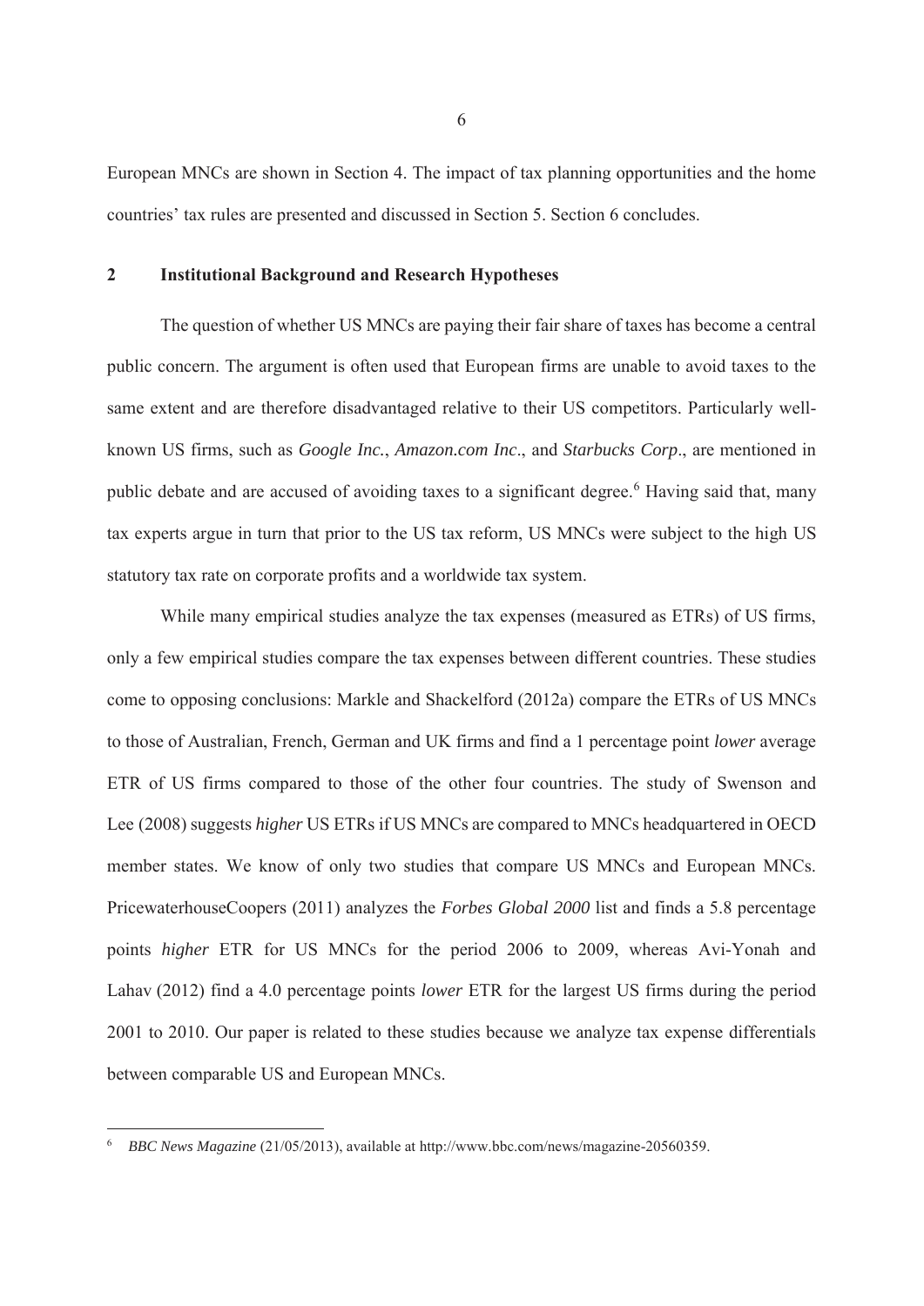European MNCs are shown in Section 4. The impact of tax planning opportunities and the home countries' tax rules are presented and discussed in Section 5. Section 6 concludes.

## 2 Institutional Background and Research Hypotheses

The question of whether US MNCs are paying their fair share of taxes has become a central public concern. The argument is often used that European firms are unable to avoid taxes to the same extent and are therefore disadvantaged relative to their US competitors. Particularly well-known US firms, such as *Google Inc.*, *Amazon.com Inc*., and *Starbucks Corp*., are mentioned in public debate and are accused of avoiding taxes to a significant degree.[6] Having said that, many tax experts argue in turn that prior to the US tax reform, US MNCs were subject to the high US statutory tax rate on corporate profits and a worldwide tax system.

While many empirical studies analyze the tax expenses (measured as ETRs) of US firms, only a few empirical studies compare the tax expenses between different countries. These studies come to opposing conclusions: Markle and Shackelford (2012a) compare the ETRs of US MNCs to those of Australian, French, German and UK firms and find a 1 percentage point *lower* average ETR of US firms compared to those of the other four countries. The study of Swenson and Lee (2008) suggests *higher* US ETRs if US MNCs are compared to MNCs headquartered in OECD member states. We know of only two studies that compare US MNCs and European MNCs. PricewaterhouseCoopers (2011) analyzes the *Forbes Global 2000* list and finds a 5.8 percentage points *higher* ETR for US MNCs for the period 2006 to 2009, whereas Avi-Yonah and Lahav (2012) find a 4.0 percentage points *lower* ETR for the largest US firms during the period 2001 to 2010. Our paper is related to these studies because we analyze tax expense differentials between comparable US and European MNCs.

---

[6] *BBC News Magazine* (21/05/2013), available at http://www.bbc.com/news/magazine-20560359.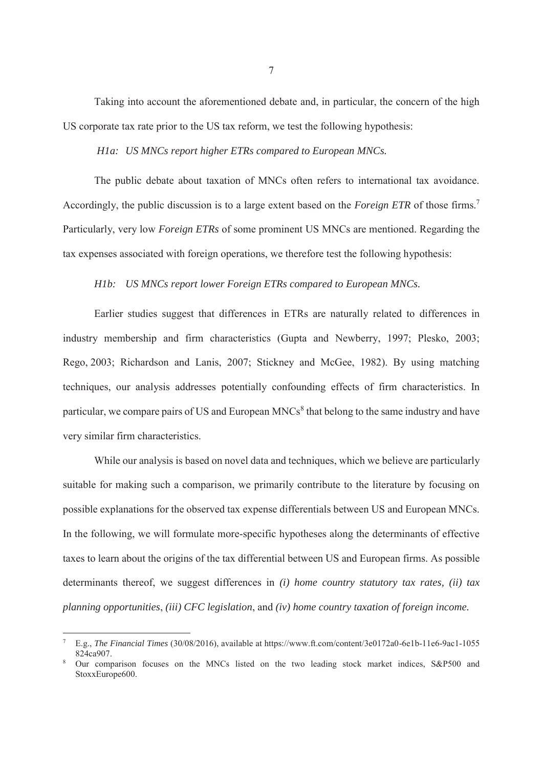Taking into account the aforementioned debate and, in particular, the concern of the high US corporate tax rate prior to the US tax reform, we test the following hypothesis:

*H1a: US MNCs report higher ETRs compared to European MNCs.*

The public debate about taxation of MNCs often refers to international tax avoidance. Accordingly, the public discussion is to a large extent based on the *Foreign ETR* of those firms.[7] Particularly, very low *Foreign ETRs* of some prominent US MNCs are mentioned. Regarding the tax expenses associated with foreign operations, we therefore test the following hypothesis:

*H1b: US MNCs report lower Foreign ETRs compared to European MNCs.*

Earlier studies suggest that differences in ETRs are naturally related to differences in industry membership and firm characteristics (Gupta and Newberry, 1997; Plesko, 2003; Rego, 2003; Richardson and Lanis, 2007; Stickney and McGee, 1982). By using matching techniques, our analysis addresses potentially confounding effects of firm characteristics. In particular, we compare pairs of US and European MNCs[8] that belong to the same industry and have very similar firm characteristics.

While our analysis is based on novel data and techniques, which we believe are particularly suitable for making such a comparison, we primarily contribute to the literature by focusing on possible explanations for the observed tax expense differentials between US and European MNCs. In the following, we will formulate more-specific hypotheses along the determinants of effective taxes to learn about the origins of the tax differential between US and European firms. As possible determinants thereof, we suggest differences in *(i) home country statutory tax rates*, *(ii) tax planning opportunities*, *(iii) CFC legislation*, and *(iv) home country taxation of foreign income.*

---

[7] E.g., *The Financial Times* (30/08/2016), available at https://www.ft.com/content/3e0172a0-6e1b-11e6-9ac1-1055824ca907.

[8] Our comparison focuses on the MNCs listed on the two leading stock market indices, S&P500 and StoxxEurope600.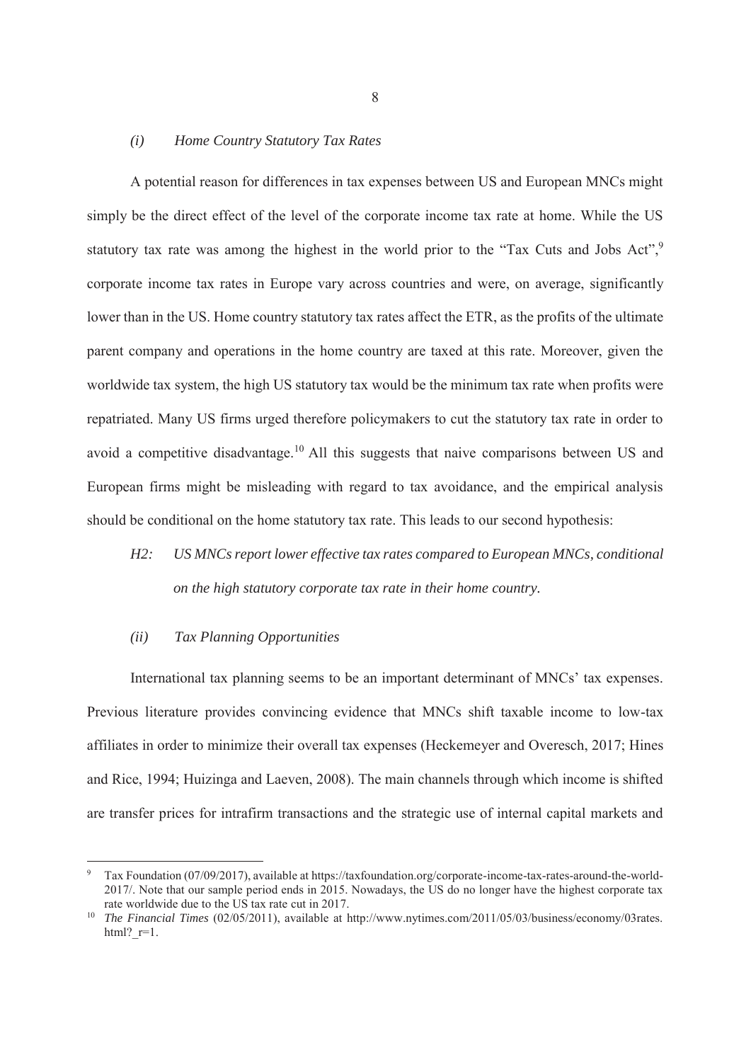### *(i) Home Country Statutory Tax Rates*

A potential reason for differences in tax expenses between US and European MNCs might simply be the direct effect of the level of the corporate income tax rate at home. While the US statutory tax rate was among the highest in the world prior to the "Tax Cuts and Jobs Act",[9] corporate income tax rates in Europe vary across countries and were, on average, significantly lower than in the US. Home country statutory tax rates affect the ETR, as the profits of the ultimate parent company and operations in the home country are taxed at this rate. Moreover, given the worldwide tax system, the high US statutory tax would be the minimum tax rate when profits were repatriated. Many US firms urged therefore policymakers to cut the statutory tax rate in order to avoid a competitive disadvantage.[10] All this suggests that naive comparisons between US and European firms might be misleading with regard to tax avoidance, and the empirical analysis should be conditional on the home statutory tax rate. This leads to our second hypothesis:

> *H2: US MNCs report lower effective tax rates compared to European MNCs, conditional on the high statutory corporate tax rate in their home country.*

### *(ii) Tax Planning Opportunities*

International tax planning seems to be an important determinant of MNCs' tax expenses. Previous literature provides convincing evidence that MNCs shift taxable income to low-tax affiliates in order to minimize their overall tax expenses (Heckemeyer and Overesch, 2017; Hines and Rice, 1994; Huizinga and Laeven, 2008). The main channels through which income is shifted are transfer prices for intrafirm transactions and the strategic use of internal capital markets and

---

[9] Tax Foundation (07/09/2017), available at https://taxfoundation.org/corporate-income-tax-rates-around-the-world-2017/. Note that our sample period ends in 2015. Nowadays, the US do no longer have the highest corporate tax rate worldwide due to the US tax rate cut in 2017.

[10] *The Financial Times* (02/05/2011), available at http://www.nytimes.com/2011/05/03/business/economy/03rates.html?_r=1.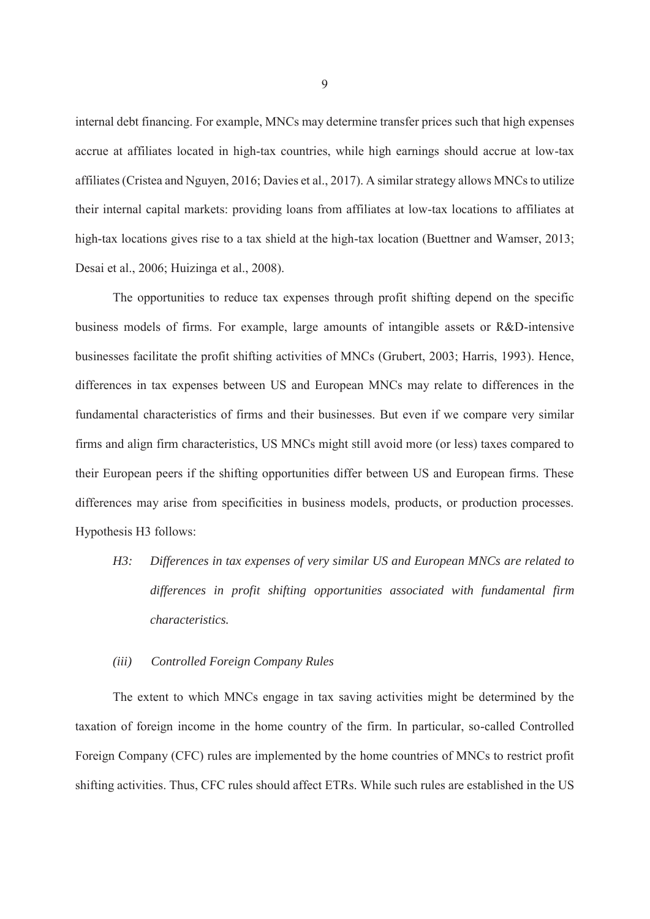internal debt financing. For example, MNCs may determine transfer prices such that high expenses accrue at affiliates located in high-tax countries, while high earnings should accrue at low-tax affiliates (Cristea and Nguyen, 2016; Davies et al., 2017). A similar strategy allows MNCs to utilize their internal capital markets: providing loans from affiliates at low-tax locations to affiliates at high-tax locations gives rise to a tax shield at the high-tax location (Buettner and Wamser, 2013; Desai et al., 2006; Huizinga et al., 2008).

The opportunities to reduce tax expenses through profit shifting depend on the specific business models of firms. For example, large amounts of intangible assets or R&D-intensive businesses facilitate the profit shifting activities of MNCs (Grubert, 2003; Harris, 1993). Hence, differences in tax expenses between US and European MNCs may relate to differences in the fundamental characteristics of firms and their businesses. But even if we compare very similar firms and align firm characteristics, US MNCs might still avoid more (or less) taxes compared to their European peers if the shifting opportunities differ between US and European firms. These differences may arise from specificities in business models, products, or production processes. Hypothesis H3 follows:

> *H3: Differences in tax expenses of very similar US and European MNCs are related to differences in profit shifting opportunities associated with fundamental firm characteristics.*

### *(iii) Controlled Foreign Company Rules*

The extent to which MNCs engage in tax saving activities might be determined by the taxation of foreign income in the home country of the firm. In particular, so-called Controlled Foreign Company (CFC) rules are implemented by the home countries of MNCs to restrict profit shifting activities. Thus, CFC rules should affect ETRs. While such rules are established in the US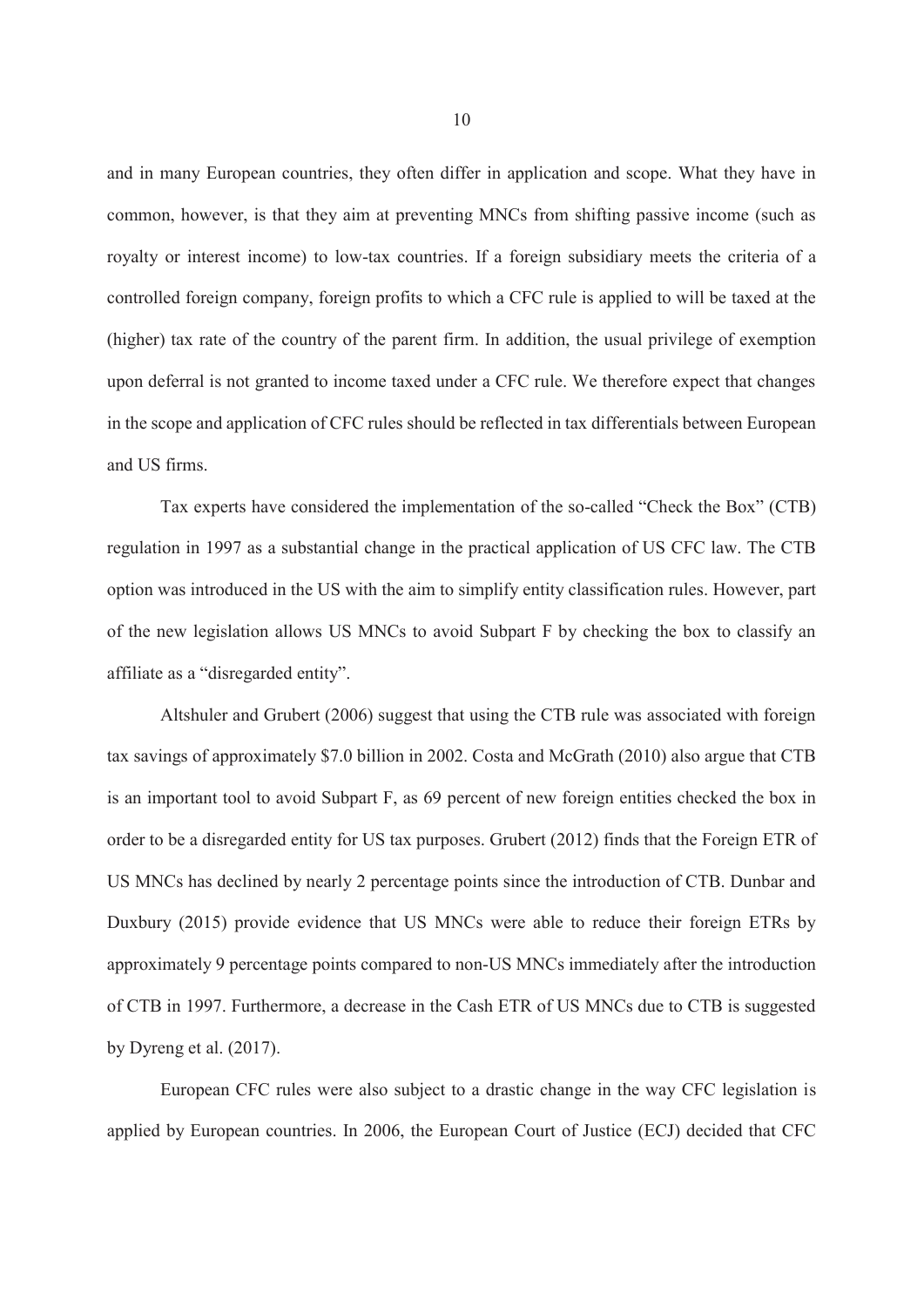and in many European countries, they often differ in application and scope. What they have in common, however, is that they aim at preventing MNCs from shifting passive income (such as royalty or interest income) to low-tax countries. If a foreign subsidiary meets the criteria of a controlled foreign company, foreign profits to which a CFC rule is applied to will be taxed at the (higher) tax rate of the country of the parent firm. In addition, the usual privilege of exemption upon deferral is not granted to income taxed under a CFC rule. We therefore expect that changes in the scope and application of CFC rules should be reflected in tax differentials between European and US firms.

Tax experts have considered the implementation of the so-called "Check the Box" (CTB) regulation in 1997 as a substantial change in the practical application of US CFC law. The CTB option was introduced in the US with the aim to simplify entity classification rules. However, part of the new legislation allows US MNCs to avoid Subpart F by checking the box to classify an affiliate as a "disregarded entity".

Altshuler and Grubert (2006) suggest that using the CTB rule was associated with foreign tax savings of approximately $7.0 billion in 2002. Costa and McGrath (2010) also argue that CTB is an important tool to avoid Subpart F, as 69 percent of new foreign entities checked the box in order to be a disregarded entity for US tax purposes. Grubert (2012) finds that the Foreign ETR of US MNCs has declined by nearly 2 percentage points since the introduction of CTB. Dunbar and Duxbury (2015) provide evidence that US MNCs were able to reduce their foreign ETRs by approximately 9 percentage points compared to non-US MNCs immediately after the introduction of CTB in 1997. Furthermore, a decrease in the Cash ETR of US MNCs due to CTB is suggested by Dyreng et al. (2017).

European CFC rules were also subject to a drastic change in the way CFC legislation is applied by European countries. In 2006, the European Court of Justice (ECJ) decided that CFC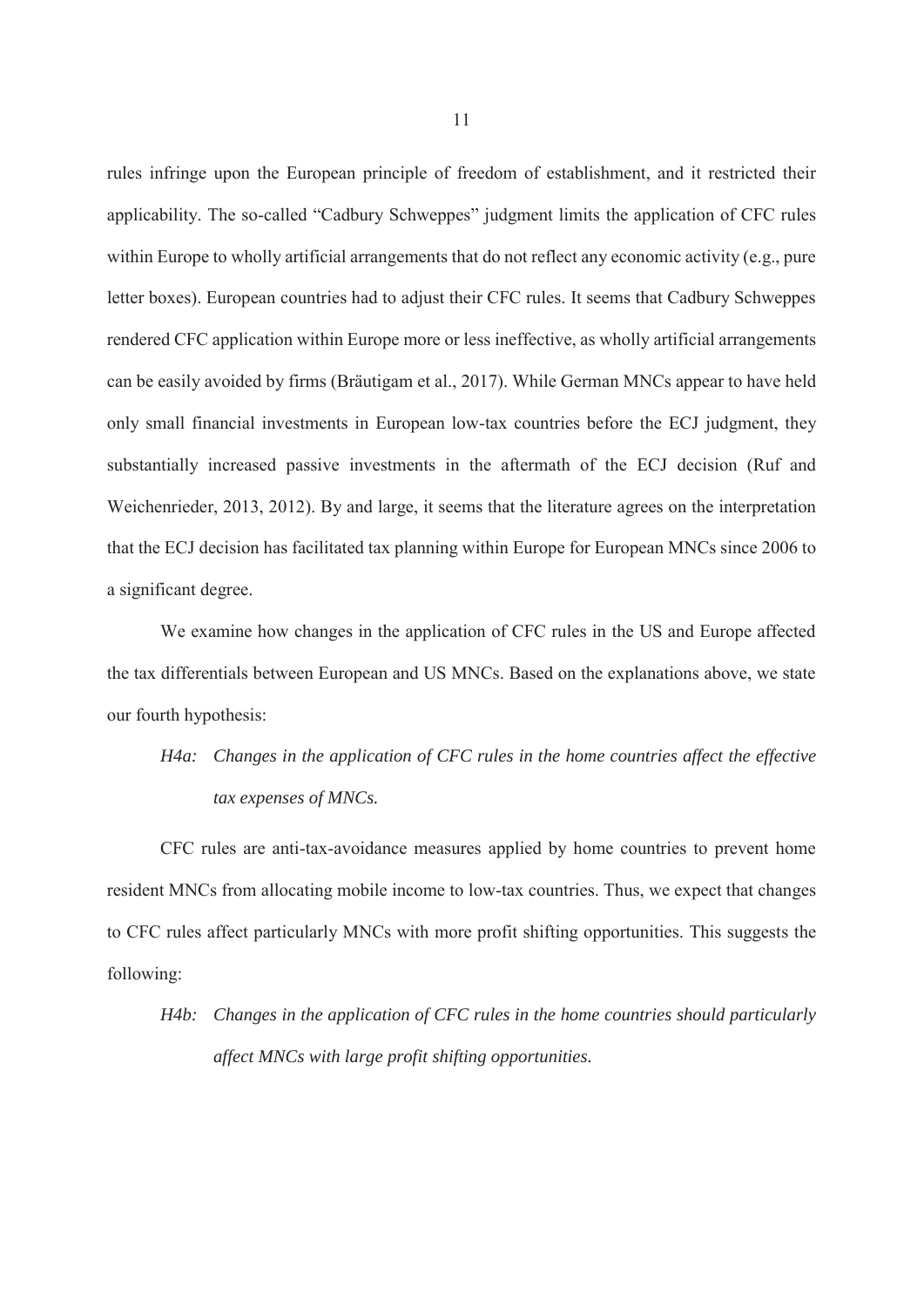rules infringe upon the European principle of freedom of establishment, and it restricted their applicability. The so-called "Cadbury Schweppes" judgment limits the application of CFC rules within Europe to wholly artificial arrangements that do not reflect any economic activity (e.g., pure letter boxes). European countries had to adjust their CFC rules. It seems that Cadbury Schweppes rendered CFC application within Europe more or less ineffective, as wholly artificial arrangements can be easily avoided by firms (Bräutigam et al., 2017). While German MNCs appear to have held only small financial investments in European low-tax countries before the ECJ judgment, they substantially increased passive investments in the aftermath of the ECJ decision (Ruf and Weichenrieder, 2013, 2012). By and large, it seems that the literature agrees on the interpretation that the ECJ decision has facilitated tax planning within Europe for European MNCs since 2006 to a significant degree.

We examine how changes in the application of CFC rules in the US and Europe affected the tax differentials between European and US MNCs. Based on the explanations above, we state our fourth hypothesis:

> *H4a: Changes in the application of CFC rules in the home countries affect the effective tax expenses of MNCs.*

CFC rules are anti-tax-avoidance measures applied by home countries to prevent home resident MNCs from allocating mobile income to low-tax countries. Thus, we expect that changes to CFC rules affect particularly MNCs with more profit shifting opportunities. This suggests the following:

> *H4b: Changes in the application of CFC rules in the home countries should particularly affect MNCs with large profit shifting opportunities.*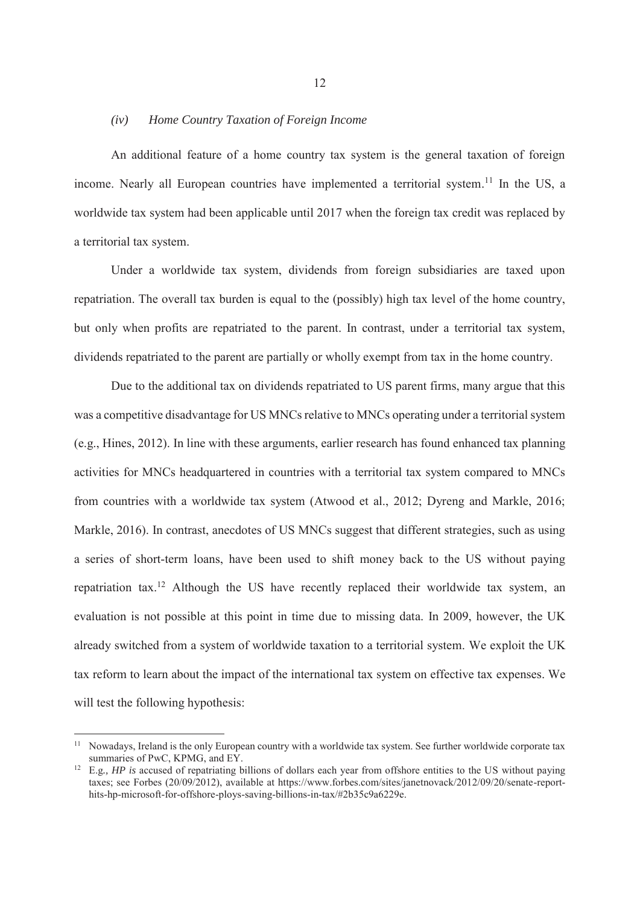### *(iv) Home Country Taxation of Foreign Income*

An additional feature of a home country tax system is the general taxation of foreign income. Nearly all European countries have implemented a territorial system.[11] In the US, a worldwide tax system had been applicable until 2017 when the foreign tax credit was replaced by a territorial tax system.

Under a worldwide tax system, dividends from foreign subsidiaries are taxed upon repatriation. The overall tax burden is equal to the (possibly) high tax level of the home country, but only when profits are repatriated to the parent. In contrast, under a territorial tax system, dividends repatriated to the parent are partially or wholly exempt from tax in the home country.

Due to the additional tax on dividends repatriated to US parent firms, many argue that this was a competitive disadvantage for US MNCs relative to MNCs operating under a territorial system (e.g., Hines, 2012). In line with these arguments, earlier research has found enhanced tax planning activities for MNCs headquartered in countries with a territorial tax system compared to MNCs from countries with a worldwide tax system (Atwood et al., 2012; Dyreng and Markle, 2016; Markle, 2016). In contrast, anecdotes of US MNCs suggest that different strategies, such as using a series of short-term loans, have been used to shift money back to the US without paying repatriation tax.[12] Although the US have recently replaced their worldwide tax system, an evaluation is not possible at this point in time due to missing data. In 2009, however, the UK already switched from a system of worldwide taxation to a territorial system. We exploit the UK tax reform to learn about the impact of the international tax system on effective tax expenses. We will test the following hypothesis:

---

[11] Nowadays, Ireland is the only European country with a worldwide tax system. See further worldwide corporate tax summaries of PwC, KPMG, and EY.

[12] E.g., *HP is* accused of repatriating billions of dollars each year from offshore entities to the US without paying taxes; see Forbes (20/09/2012), available at https://www.forbes.com/sites/janetnovack/2012/09/20/senate-report-hits-hp-microsoft-for-offshore-ploys-saving-billions-in-tax/#2b35c9a6229e.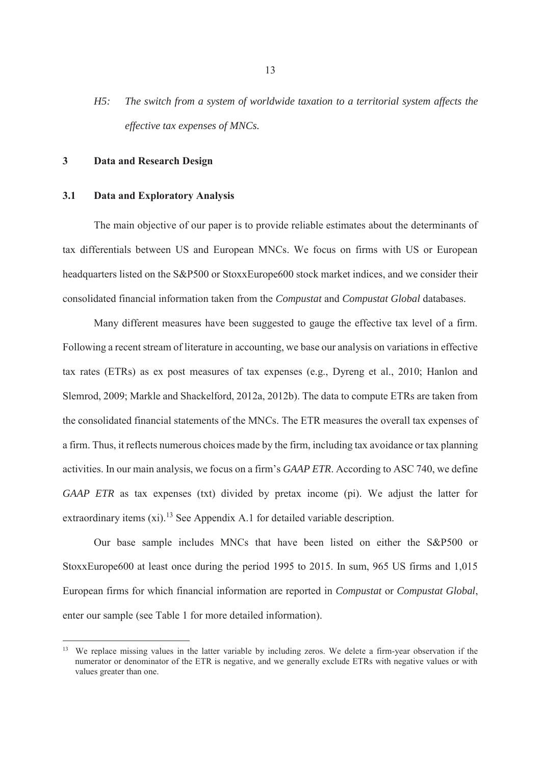*H5: The switch from a system of worldwide taxation to a territorial system affects the effective tax expenses of MNCs.*

## 3 Data and Research Design

### 3.1 Data and Exploratory Analysis

The main objective of our paper is to provide reliable estimates about the determinants of tax differentials between US and European MNCs. We focus on firms with US or European headquarters listed on the S&P500 or StoxxEurope600 stock market indices, and we consider their consolidated financial information taken from the *Compustat* and *Compustat Global* databases.

Many different measures have been suggested to gauge the effective tax level of a firm. Following a recent stream of literature in accounting, we base our analysis on variations in effective tax rates (ETRs) as ex post measures of tax expenses (e.g., Dyreng et al., 2010; Hanlon and Slemrod, 2009; Markle and Shackelford, 2012a, 2012b). The data to compute ETRs are taken from the consolidated financial statements of the MNCs. The ETR measures the overall tax expenses of a firm. Thus, it reflects numerous choices made by the firm, including tax avoidance or tax planning activities. In our main analysis, we focus on a firm's *GAAP ETR*. According to ASC 740, we define *GAAP ETR* as tax expenses (txt) divided by pretax income (pi). We adjust the latter for extraordinary items (xi).[13] See Appendix A.1 for detailed variable description.

Our base sample includes MNCs that have been listed on either the S&P500 or StoxxEurope600 at least once during the period 1995 to 2015. In sum, 965 US firms and 1,015 European firms for which financial information are reported in *Compustat* or *Compustat Global*, enter our sample (see Table 1 for more detailed information).

---

[13] We replace missing values in the latter variable by including zeros. We delete a firm-year observation if the numerator or denominator of the ETR is negative, and we generally exclude ETRs with negative values or with values greater than one.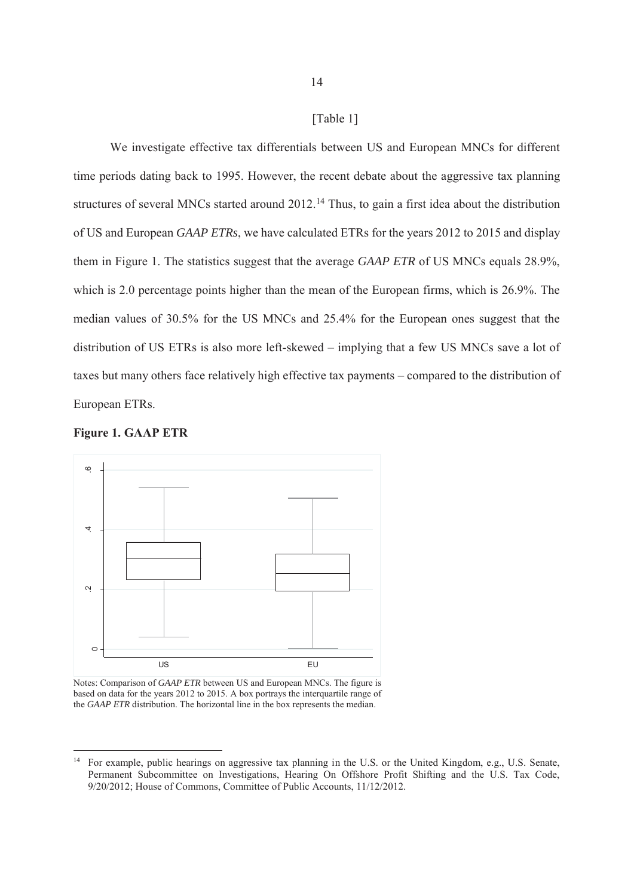[Table 1]

We investigate effective tax differentials between US and European MNCs for different time periods dating back to 1995. However, the recent debate about the aggressive tax planning structures of several MNCs started around 2012.[14] Thus, to gain a first idea about the distribution of US and European *GAAP ETRs*, we have calculated ETRs for the years 2012 to 2015 and display them in Figure 1. The statistics suggest that the average *GAAP ETR* of US MNCs equals 28.9%, which is 2.0 percentage points higher than the mean of the European firms, which is 26.9%. The median values of 30.5% for the US MNCs and 25.4% for the European ones suggest that the distribution of US ETRs is also more left-skewed – implying that a few US MNCs save a lot of taxes but many others face relatively high effective tax payments – compared to the distribution of European ETRs.

**Figure 1. GAAP ETR**

Notes: Comparison of *GAAP ETR* between US and European MNCs. The figure is based on data for the years 2012 to 2015. A box portrays the interquartile range of the *GAAP ETR* distribution. The horizontal line in the box represents the median.

[14] For example, public hearings on aggressive tax planning in the U.S. or the United Kingdom, e.g., U.S. Senate, Permanent Subcommittee on Investigations, Hearing On Offshore Profit Shifting and the U.S. Tax Code, 9/20/2012; House of Commons, Committee of Public Accounts, 11/12/2012.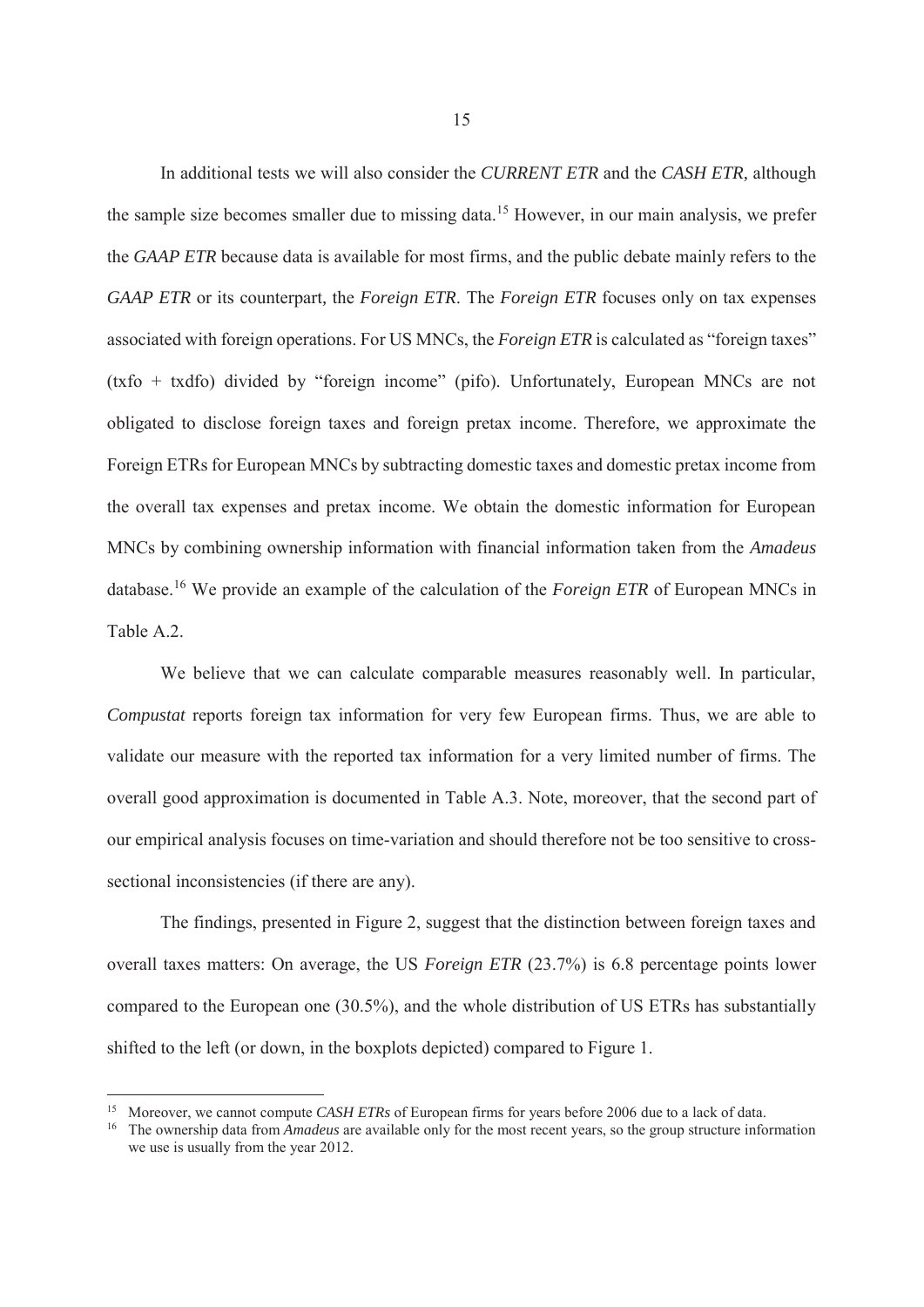In additional tests we will also consider the *CURRENT ETR* and the *CASH ETR*, although the sample size becomes smaller due to missing data.[15] However, in our main analysis, we prefer the *GAAP ETR* because data is available for most firms, and the public debate mainly refers to the *GAAP ETR* or its counterpart, the *Foreign ETR*. The *Foreign ETR* focuses only on tax expenses associated with foreign operations. For US MNCs, the *Foreign ETR* is calculated as "foreign taxes" (txfo + txdfo) divided by "foreign income" (pifo). Unfortunately, European MNCs are not obligated to disclose foreign taxes and foreign pretax income. Therefore, we approximate the Foreign ETRs for European MNCs by subtracting domestic taxes and domestic pretax income from the overall tax expenses and pretax income. We obtain the domestic information for European MNCs by combining ownership information with financial information taken from the *Amadeus* database.[16] We provide an example of the calculation of the *Foreign ETR* of European MNCs in Table A.2.

We believe that we can calculate comparable measures reasonably well. In particular, *Compustat* reports foreign tax information for very few European firms. Thus, we are able to validate our measure with the reported tax information for a very limited number of firms. The overall good approximation is documented in Table A.3. Note, moreover, that the second part of our empirical analysis focuses on time-variation and should therefore not be too sensitive to cross-sectional inconsistencies (if there are any).

The findings, presented in Figure 2, suggest that the distinction between foreign taxes and overall taxes matters: On average, the US *Foreign ETR* (23.7%) is 6.8 percentage points lower compared to the European one (30.5%), and the whole distribution of US ETRs has substantially shifted to the left (or down, in the boxplots depicted) compared to Figure 1.

[15] Moreover, we cannot compute *CASH ETRs* of European firms for years before 2006 due to a lack of data.

[16] The ownership data from *Amadeus* are available only for the most recent years, so the group structure information we use is usually from the year 2012.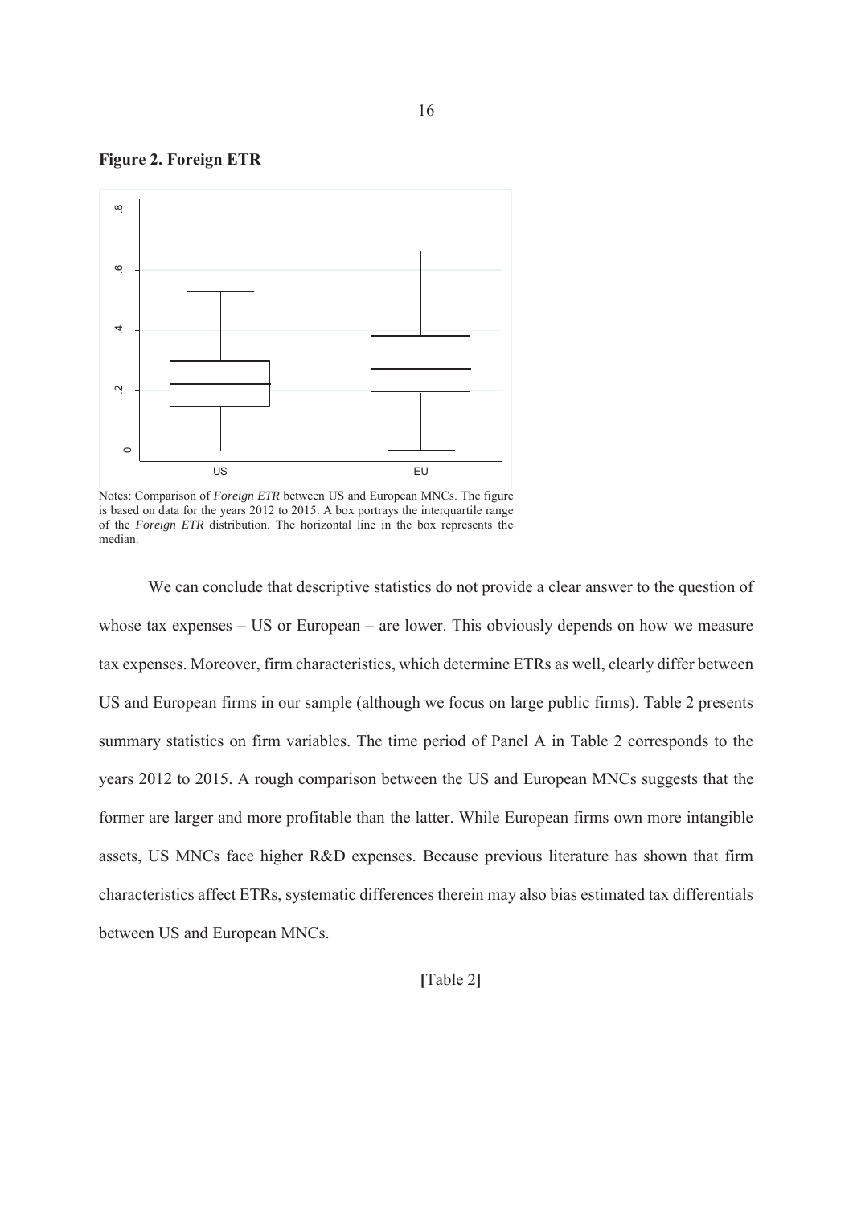**Figure 2. Foreign ETR**

Notes: Comparison of *Foreign ETR* between US and European MNCs. The figure is based on data for the years 2012 to 2015. A box portrays the interquartile range of the *Foreign ETR* distribution. The horizontal line in the box represents the median.

We can conclude that descriptive statistics do not provide a clear answer to the question of whose tax expenses – US or European – are lower. This obviously depends on how we measure tax expenses. Moreover, firm characteristics, which determine ETRs as well, clearly differ between US and European firms in our sample (although we focus on large public firms). Table 2 presents summary statistics on firm variables. The time period of Panel A in Table 2 corresponds to the years 2012 to 2015. A rough comparison between the US and European MNCs suggests that the former are larger and more profitable than the latter. While European firms own more intangible assets, US MNCs face higher R&D expenses. Because previous literature has shown that firm characteristics affect ETRs, systematic differences therein may also bias estimated tax differentials between US and European MNCs.

[Table 2]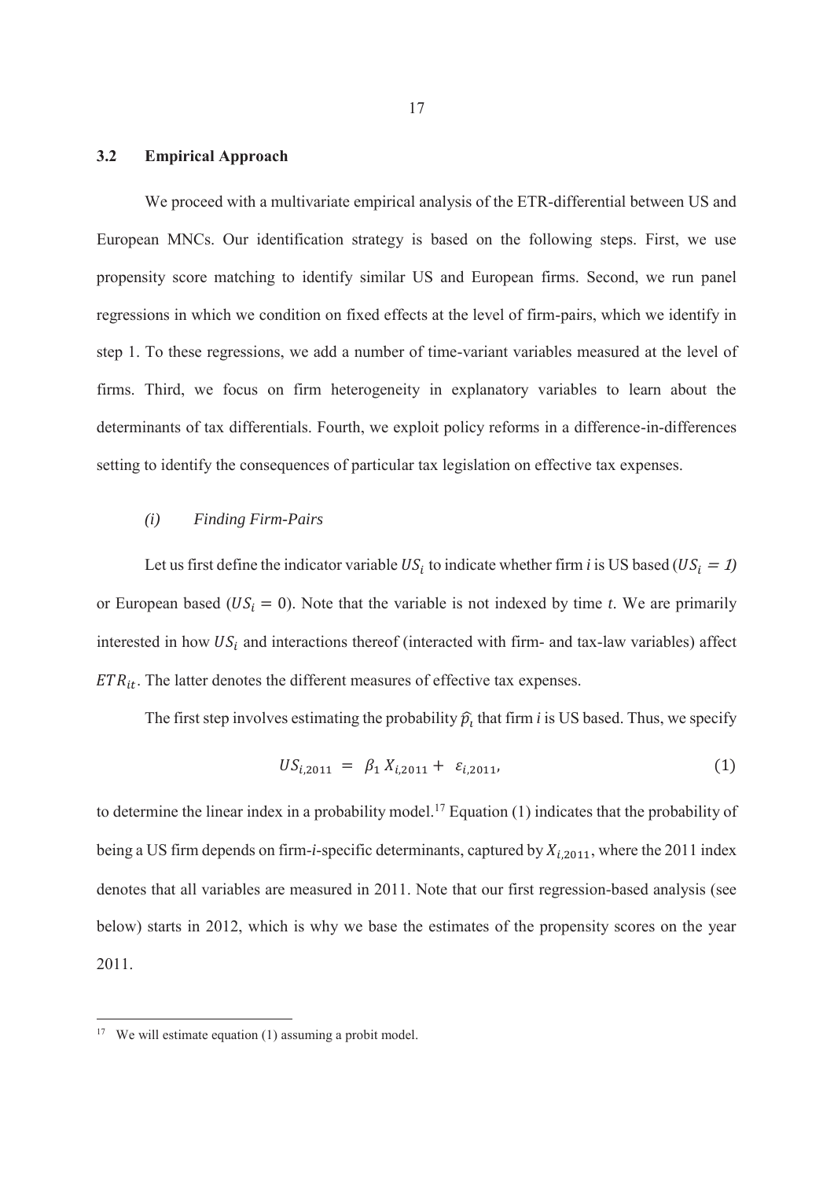### 3.2 Empirical Approach

We proceed with a multivariate empirical analysis of the ETR-differential between US and European MNCs. Our identification strategy is based on the following steps. First, we use propensity score matching to identify similar US and European firms. Second, we run panel regressions in which we condition on fixed effects at the level of firm-pairs, which we identify in step 1. To these regressions, we add a number of time-variant variables measured at the level of firms. Third, we focus on firm heterogeneity in explanatory variables to learn about the determinants of tax differentials. Fourth, we exploit policy reforms in a difference-in-differences setting to identify the consequences of particular tax legislation on effective tax expenses.

#### *(i) Finding Firm-Pairs*

Let us first define the indicator variable $US_i$ to indicate whether firm *i* is US based ($US_i = 1$) or European based ($US_i = 0$). Note that the variable is not indexed by time *t*. We are primarily interested in how $US_i$ and interactions thereof (interacted with firm- and tax-law variables) affect $ETR_{it}$. The latter denotes the different measures of effective tax expenses.

The first step involves estimating the probability $\widehat{p_i}$ that firm *i* is US based. Thus, we specify

$$US_{i,2011} = \beta_1 X_{i,2011} + \varepsilon_{i,2011}, \tag{1}$$

to determine the linear index in a probability model.[17] Equation (1) indicates that the probability of being a US firm depends on firm-*i*-specific determinants, captured by $X_{i,2011}$, where the 2011 index denotes that all variables are measured in 2011. Note that our first regression-based analysis (see below) starts in 2012, which is why we base the estimates of the propensity scores on the year 2011.

[17] We will estimate equation (1) assuming a probit model.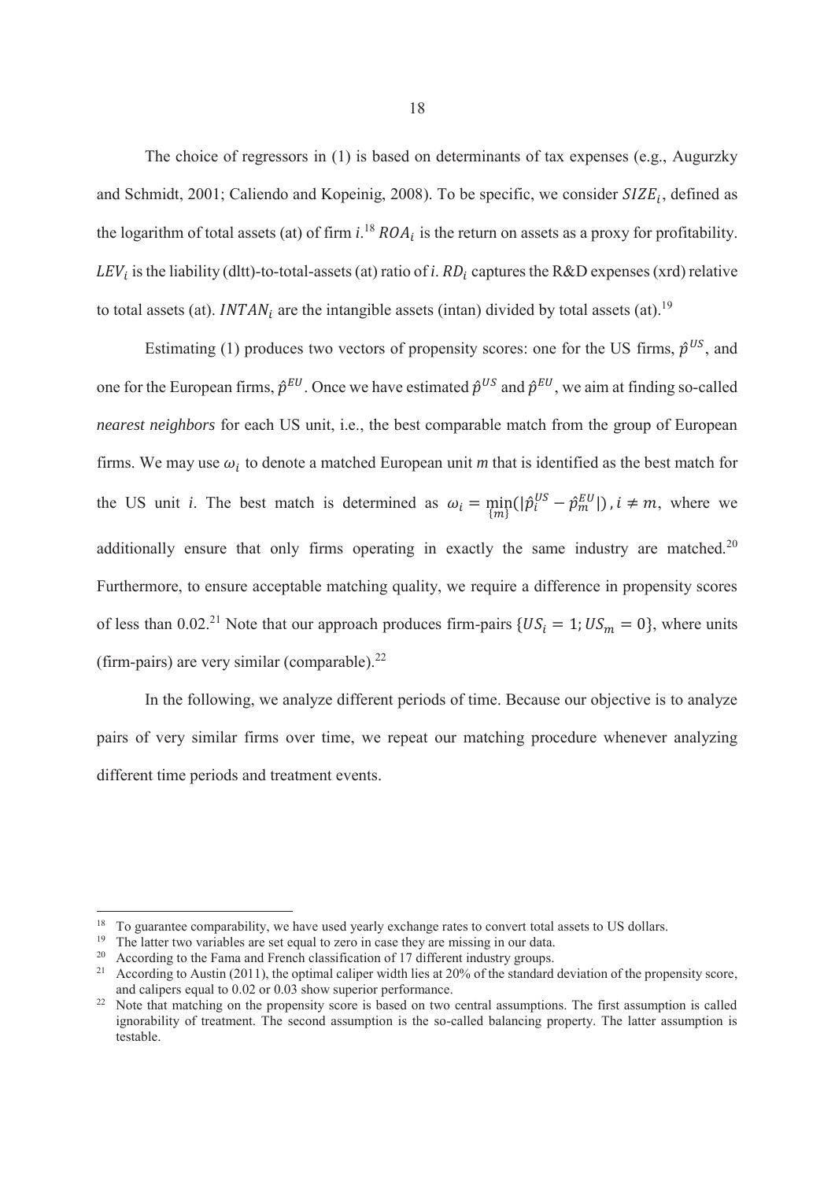The choice of regressors in (1) is based on determinants of tax expenses (e.g., Augurzky and Schmidt, 2001; Caliendo and Kopeinig, 2008). To be specific, we consider $SIZE_i$, defined as the logarithm of total assets (at) of firm *i*.[18] $ROA_i$ is the return on assets as a proxy for profitability. $LEV_i$ is the liability (dltt)-to-total-assets (at) ratio of $i$. $RD_i$ captures the R&D expenses (xrd) relative to total assets (at). $INTAN_i$ are the intangible assets (intan) divided by total assets (at).[19]

Estimating (1) produces two vectors of propensity scores: one for the US firms, $\hat{p}^{US}$, and one for the European firms, $\hat{p}^{EU}$. Once we have estimated $\hat{p}^{US}$ and $\hat{p}^{EU}$, we aim at finding so-called *nearest neighbors* for each US unit, i.e., the best comparable match from the group of European firms. We may use $\omega_i$ to denote a matched European unit *m* that is identified as the best match for the US unit *i*. The best match is determined as $\omega_i = \min_{\{m\}}(|\hat{p}_i^{US} - \hat{p}_m^{EU}|)\,, i \neq m,$ where we additionally ensure that only firms operating in exactly the same industry are matched.[20] Furthermore, to ensure acceptable matching quality, we require a difference in propensity scores of less than 0.02.[21] Note that our approach produces firm-pairs $\{US_i = 1; US_m = 0\}$, where units (firm-pairs) are very similar (comparable).[22]

In the following, we analyze different periods of time. Because our objective is to analyze pairs of very similar firms over time, we repeat our matching procedure whenever analyzing different time periods and treatment events.

---

[18] To guarantee comparability, we have used yearly exchange rates to convert total assets to US dollars.

[19] The latter two variables are set equal to zero in case they are missing in our data.

[20] According to the Fama and French classification of 17 different industry groups.

[21] According to Austin (2011), the optimal caliper width lies at 20% of the standard deviation of the propensity score, and calipers equal to 0.02 or 0.03 show superior performance.

[22] Note that matching on the propensity score is based on two central assumptions. The first assumption is called ignorability of treatment. The second assumption is the so-called balancing property. The latter assumption is testable.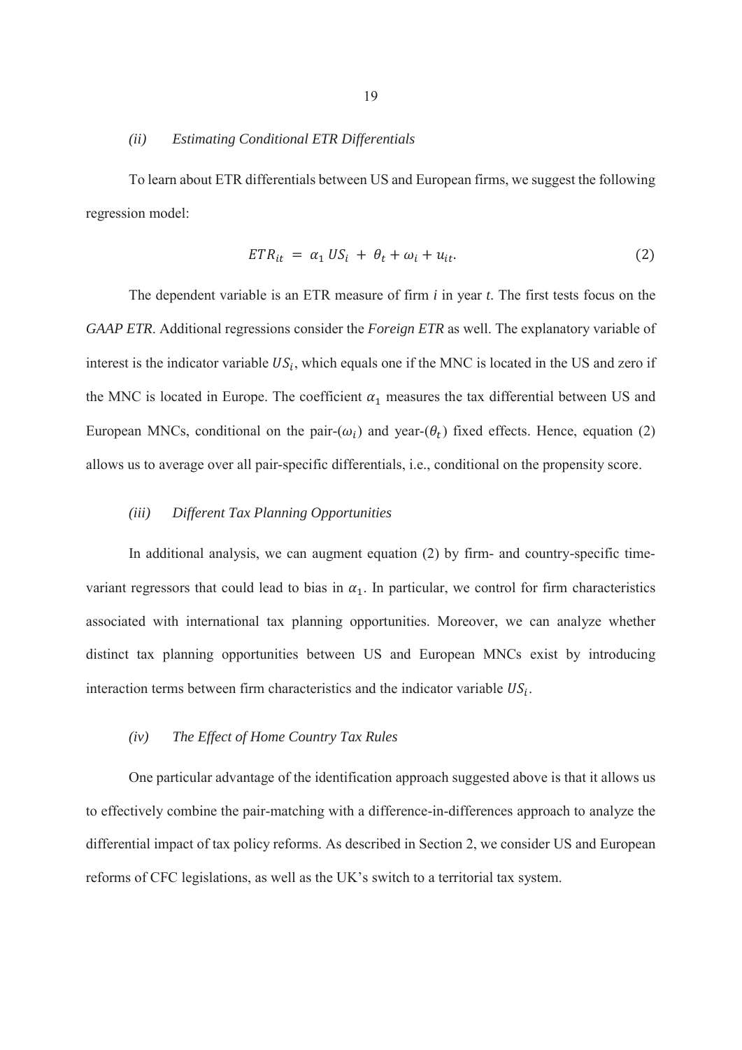### *(ii) Estimating Conditional ETR Differentials*

To learn about ETR differentials between US and European firms, we suggest the following regression model:

$$ETR_{it} = \alpha_1 US_i + \theta_t + \omega_i + u_{it}. \tag{2}$$

The dependent variable is an ETR measure of firm *i* in year *t*. The first tests focus on the *GAAP ETR*. Additional regressions consider the *Foreign ETR* as well. The explanatory variable of interest is the indicator variable $US_i$, which equals one if the MNC is located in the US and zero if the MNC is located in Europe. The coefficient $\alpha_1$ measures the tax differential between US and European MNCs, conditional on the pair-($\omega_i$) and year-($\theta_t$) fixed effects. Hence, equation (2) allows us to average over all pair-specific differentials, i.e., conditional on the propensity score.

### *(iii) Different Tax Planning Opportunities*

In additional analysis, we can augment equation (2) by firm- and country-specific time-variant regressors that could lead to bias in $\alpha_1$. In particular, we control for firm characteristics associated with international tax planning opportunities. Moreover, we can analyze whether distinct tax planning opportunities between US and European MNCs exist by introducing interaction terms between firm characteristics and the indicator variable $US_i$.

### *(iv) The Effect of Home Country Tax Rules*

One particular advantage of the identification approach suggested above is that it allows us to effectively combine the pair-matching with a difference-in-differences approach to analyze the differential impact of tax policy reforms. As described in Section 2, we consider US and European reforms of CFC legislations, as well as the UK's switch to a territorial tax system.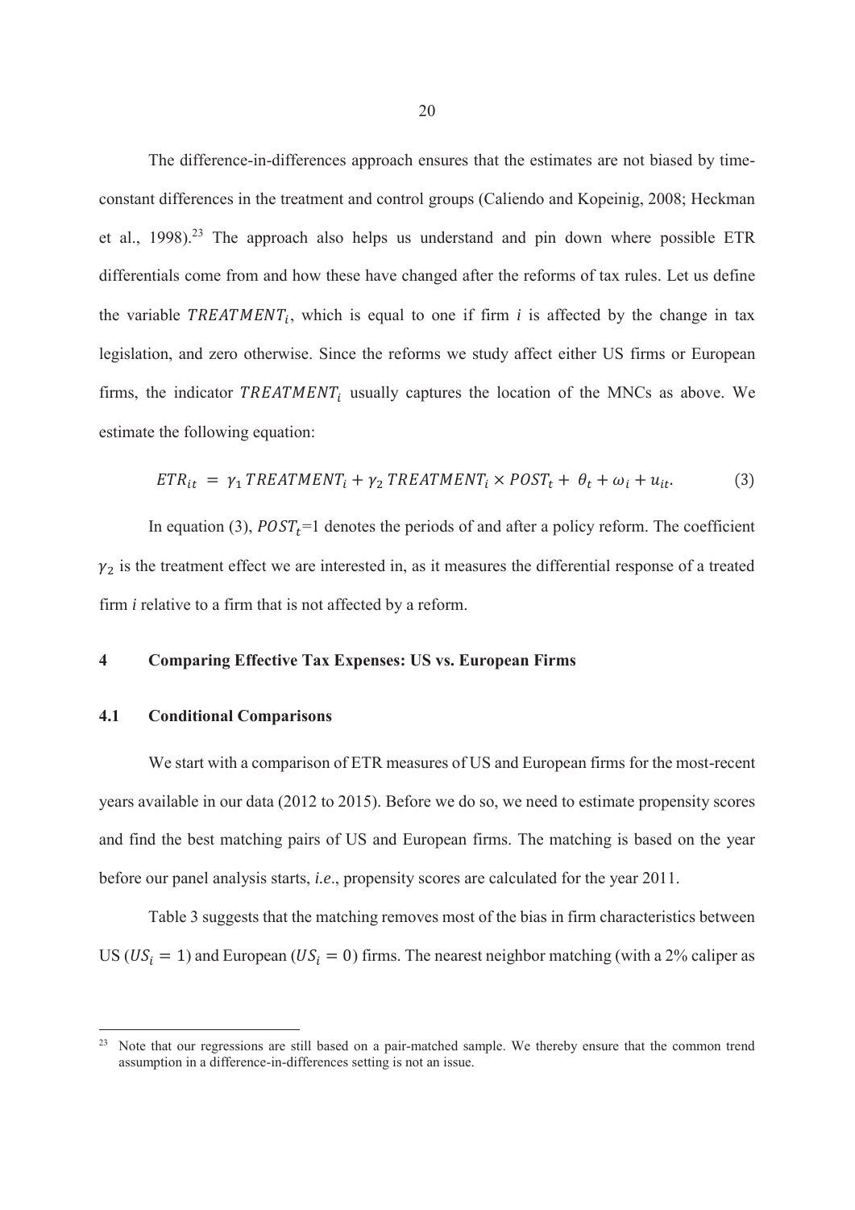The difference-in-differences approach ensures that the estimates are not biased by time-constant differences in the treatment and control groups (Caliendo and Kopeinig, 2008; Heckman et al., 1998).[23] The approach also helps us understand and pin down where possible ETR differentials come from and how these have changed after the reforms of tax rules. Let us define the variable $TREATMENT_i$, which is equal to one if firm *i* is affected by the change in tax legislation, and zero otherwise. Since the reforms we study affect either US firms or European firms, the indicator $TREATMENT_i$ usually captures the location of the MNCs as above. We estimate the following equation:

$$ETR_{it} = \gamma_1 \, TREATMENT_i + \gamma_2 \, TREATMENT_i \times POST_t + \theta_t + \omega_i + u_{it}. \tag{3}$$

In equation (3), $POST_t$=1 denotes the periods of and after a policy reform. The coefficient $\gamma_2$ is the treatment effect we are interested in, as it measures the differential response of a treated firm *i* relative to a firm that is not affected by a reform.

## 4 Comparing Effective Tax Expenses: US vs. European Firms

### 4.1 Conditional Comparisons

We start with a comparison of ETR measures of US and European firms for the most-recent years available in our data (2012 to 2015). Before we do so, we need to estimate propensity scores and find the best matching pairs of US and European firms. The matching is based on the year before our panel analysis starts, *i.e.*, propensity scores are calculated for the year 2011.

Table 3 suggests that the matching removes most of the bias in firm characteristics between US ($US_i = 1$) and European ($US_i = 0$) firms. The nearest neighbor matching (with a 2% caliper as

---

[23] Note that our regressions are still based on a pair-matched sample. We thereby ensure that the common trend assumption in a difference-in-differences setting is not an issue.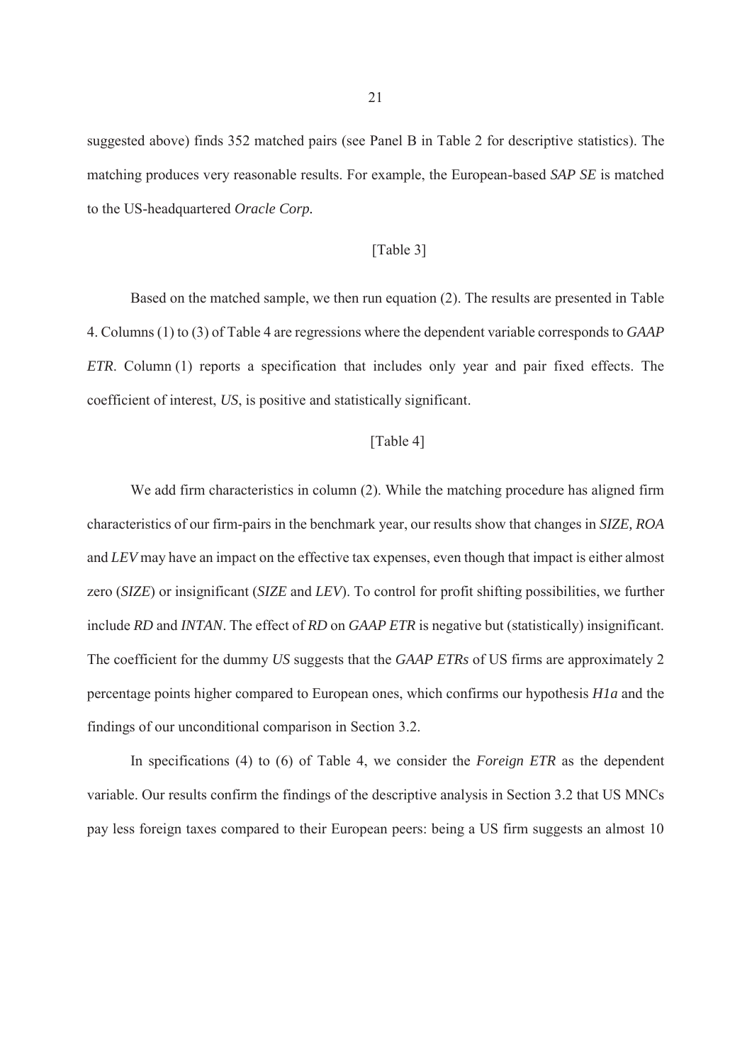suggested above) finds 352 matched pairs (see Panel B in Table 2 for descriptive statistics). The matching produces very reasonable results. For example, the European-based *SAP SE* is matched to the US-headquartered *Oracle Corp.*

[Table 3]

Based on the matched sample, we then run equation (2). The results are presented in Table 4. Columns (1) to (3) of Table 4 are regressions where the dependent variable corresponds to *GAAP ETR*. Column (1) reports a specification that includes only year and pair fixed effects. The coefficient of interest, *US*, is positive and statistically significant.

[Table 4]

We add firm characteristics in column (2). While the matching procedure has aligned firm characteristics of our firm-pairs in the benchmark year, our results show that changes in *SIZE, ROA* and *LEV* may have an impact on the effective tax expenses, even though that impact is either almost zero (*SIZE*) or insignificant (*SIZE* and *LEV*). To control for profit shifting possibilities, we further include *RD* and *INTAN*. The effect of *RD* on *GAAP ETR* is negative but (statistically) insignificant. The coefficient for the dummy *US* suggests that the *GAAP ETRs* of US firms are approximately 2 percentage points higher compared to European ones, which confirms our hypothesis *H1a* and the findings of our unconditional comparison in Section 3.2.

In specifications (4) to (6) of Table 4, we consider the *Foreign ETR* as the dependent variable. Our results confirm the findings of the descriptive analysis in Section 3.2 that US MNCs pay less foreign taxes compared to their European peers: being a US firm suggests an almost 10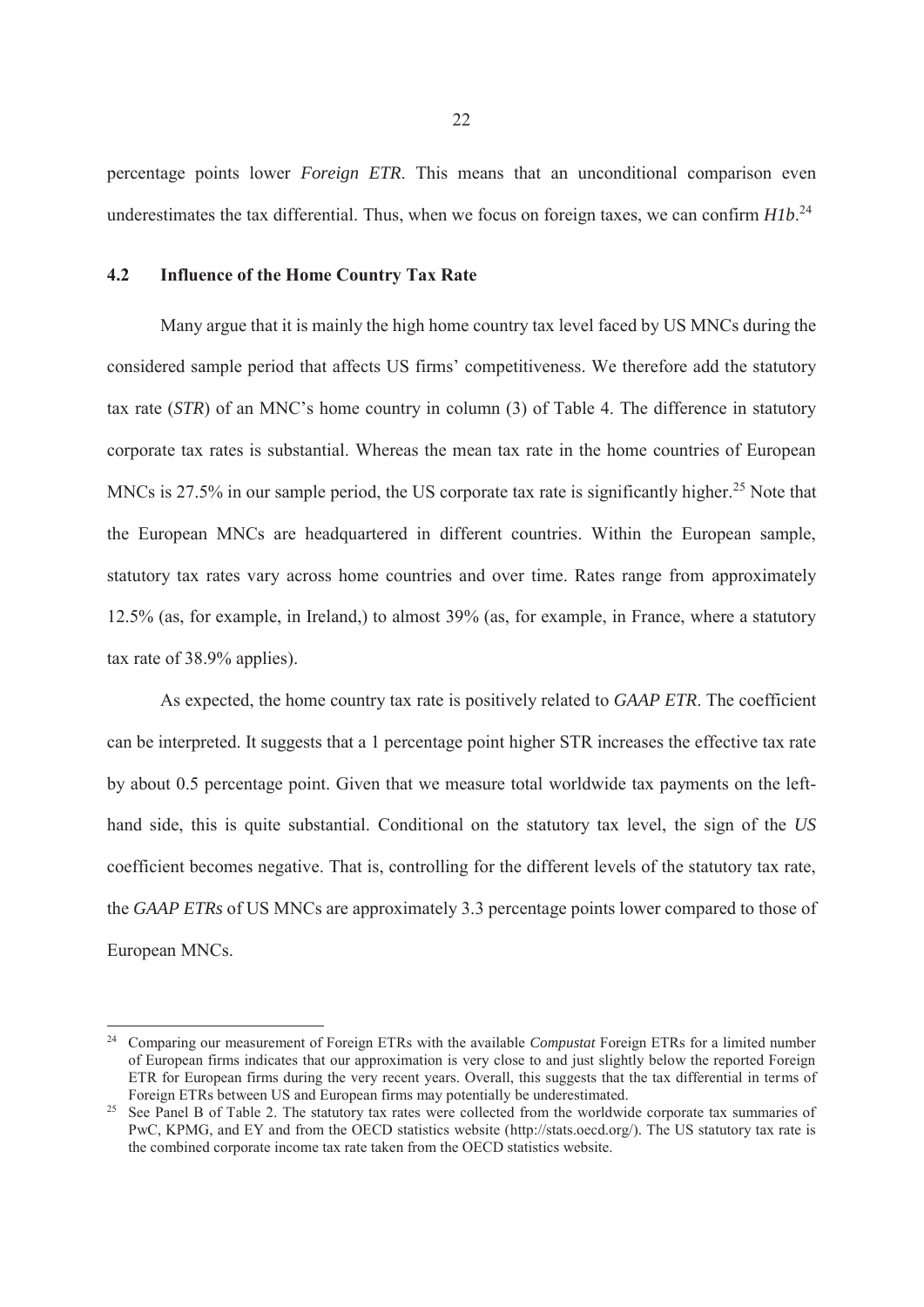percentage points lower *Foreign ETR*. This means that an unconditional comparison even underestimates the tax differential. Thus, when we focus on foreign taxes, we can confirm *H1b*.[24]

### 4.2 Influence of the Home Country Tax Rate

Many argue that it is mainly the high home country tax level faced by US MNCs during the considered sample period that affects US firms' competitiveness. We therefore add the statutory tax rate (*STR*) of an MNC's home country in column (3) of Table 4. The difference in statutory corporate tax rates is substantial. Whereas the mean tax rate in the home countries of European MNCs is 27.5% in our sample period, the US corporate tax rate is significantly higher.[25] Note that the European MNCs are headquartered in different countries. Within the European sample, statutory tax rates vary across home countries and over time. Rates range from approximately 12.5% (as, for example, in Ireland,) to almost 39% (as, for example, in France, where a statutory tax rate of 38.9% applies).

As expected, the home country tax rate is positively related to *GAAP ETR*. The coefficient can be interpreted. It suggests that a 1 percentage point higher STR increases the effective tax rate by about 0.5 percentage point. Given that we measure total worldwide tax payments on the left-hand side, this is quite substantial. Conditional on the statutory tax level, the sign of the *US* coefficient becomes negative. That is, controlling for the different levels of the statutory tax rate, the *GAAP ETRs* of US MNCs are approximately 3.3 percentage points lower compared to those of European MNCs.

---

[24] Comparing our measurement of Foreign ETRs with the available *Compustat* Foreign ETRs for a limited number of European firms indicates that our approximation is very close to and just slightly below the reported Foreign ETR for European firms during the very recent years. Overall, this suggests that the tax differential in terms of Foreign ETRs between US and European firms may potentially be underestimated.

[25] See Panel B of Table 2. The statutory tax rates were collected from the worldwide corporate tax summaries of PwC, KPMG, and EY and from the OECD statistics website (http://stats.oecd.org/). The US statutory tax rate is the combined corporate income tax rate taken from the OECD statistics website.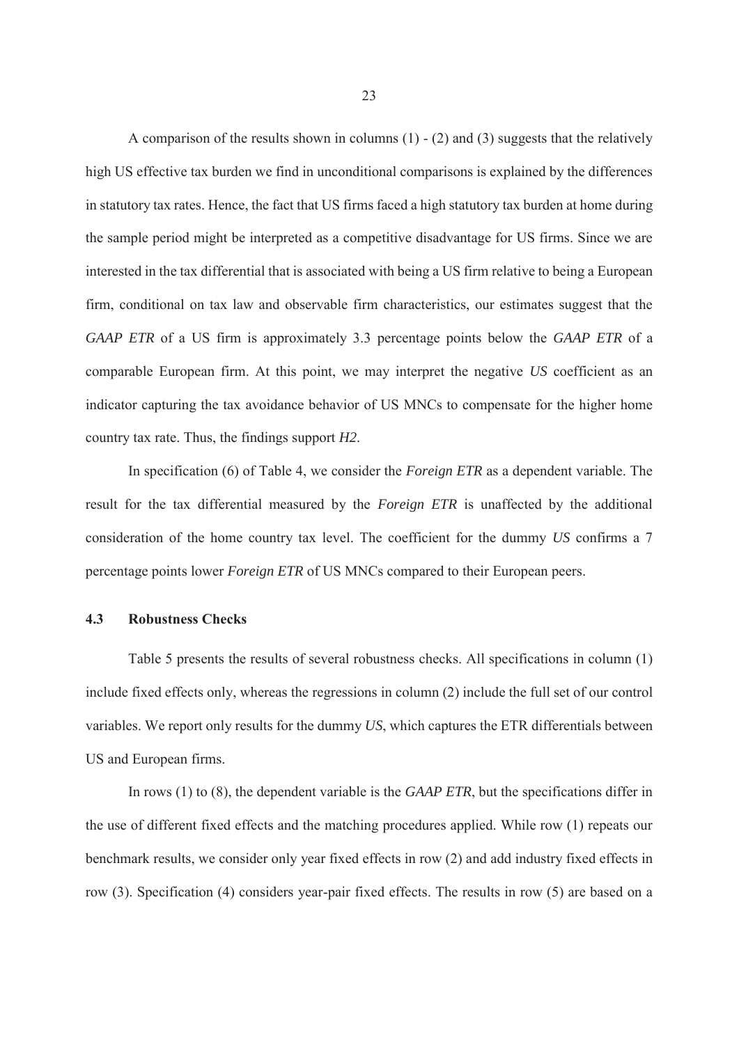A comparison of the results shown in columns (1) - (2) and (3) suggests that the relatively high US effective tax burden we find in unconditional comparisons is explained by the differences in statutory tax rates. Hence, the fact that US firms faced a high statutory tax burden at home during the sample period might be interpreted as a competitive disadvantage for US firms. Since we are interested in the tax differential that is associated with being a US firm relative to being a European firm, conditional on tax law and observable firm characteristics, our estimates suggest that the *GAAP ETR* of a US firm is approximately 3.3 percentage points below the *GAAP ETR* of a comparable European firm. At this point, we may interpret the negative *US* coefficient as an indicator capturing the tax avoidance behavior of US MNCs to compensate for the higher home country tax rate. Thus, the findings support *H2*.

In specification (6) of Table 4, we consider the *Foreign ETR* as a dependent variable. The result for the tax differential measured by the *Foreign ETR* is unaffected by the additional consideration of the home country tax level. The coefficient for the dummy *US* confirms a 7 percentage points lower *Foreign ETR* of US MNCs compared to their European peers.

### 4.3 Robustness Checks

Table 5 presents the results of several robustness checks. All specifications in column (1) include fixed effects only, whereas the regressions in column (2) include the full set of our control variables. We report only results for the dummy *US*, which captures the ETR differentials between US and European firms.

In rows (1) to (8), the dependent variable is the *GAAP ETR*, but the specifications differ in the use of different fixed effects and the matching procedures applied. While row (1) repeats our benchmark results, we consider only year fixed effects in row (2) and add industry fixed effects in row (3). Specification (4) considers year-pair fixed effects. The results in row (5) are based on a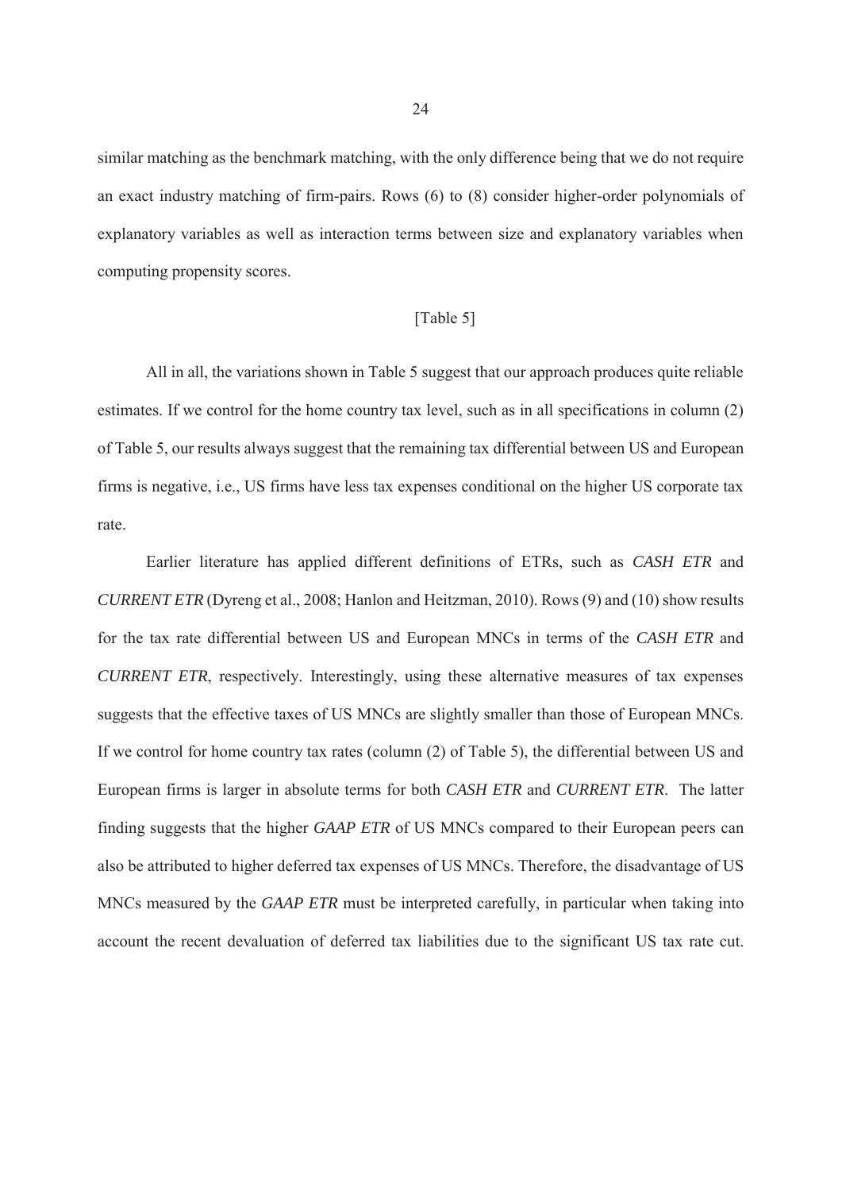similar matching as the benchmark matching, with the only difference being that we do not require an exact industry matching of firm-pairs. Rows (6) to (8) consider higher-order polynomials of explanatory variables as well as interaction terms between size and explanatory variables when computing propensity scores.

[Table 5]

All in all, the variations shown in Table 5 suggest that our approach produces quite reliable estimates. If we control for the home country tax level, such as in all specifications in column (2) of Table 5, our results always suggest that the remaining tax differential between US and European firms is negative, i.e., US firms have less tax expenses conditional on the higher US corporate tax rate.

Earlier literature has applied different definitions of ETRs, such as *CASH ETR* and *CURRENT ETR* (Dyreng et al., 2008; Hanlon and Heitzman, 2010). Rows (9) and (10) show results for the tax rate differential between US and European MNCs in terms of the *CASH ETR* and *CURRENT ETR*, respectively. Interestingly, using these alternative measures of tax expenses suggests that the effective taxes of US MNCs are slightly smaller than those of European MNCs. If we control for home country tax rates (column (2) of Table 5), the differential between US and European firms is larger in absolute terms for both *CASH ETR* and *CURRENT ETR*. The latter finding suggests that the higher *GAAP ETR* of US MNCs compared to their European peers can also be attributed to higher deferred tax expenses of US MNCs. Therefore, the disadvantage of US MNCs measured by the *GAAP ETR* must be interpreted carefully, in particular when taking into account the recent devaluation of deferred tax liabilities due to the significant US tax rate cut.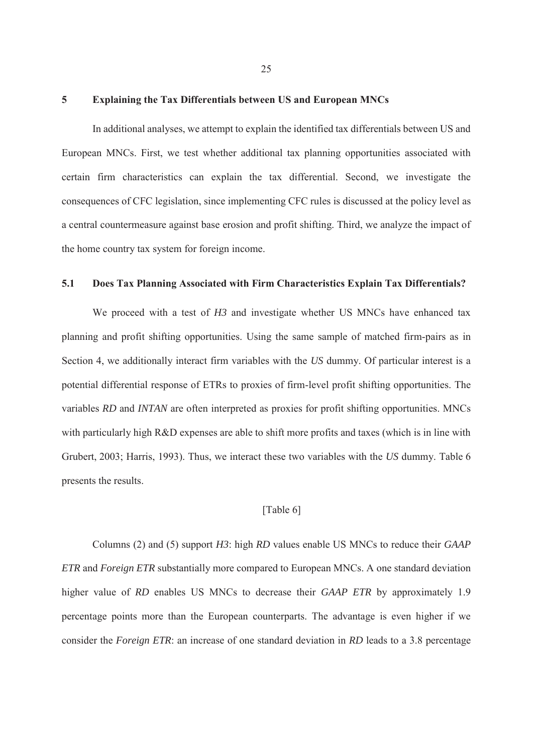## 5 Explaining the Tax Differentials between US and European MNCs

In additional analyses, we attempt to explain the identified tax differentials between US and European MNCs. First, we test whether additional tax planning opportunities associated with certain firm characteristics can explain the tax differential. Second, we investigate the consequences of CFC legislation, since implementing CFC rules is discussed at the policy level as a central countermeasure against base erosion and profit shifting. Third, we analyze the impact of the home country tax system for foreign income.

### 5.1 Does Tax Planning Associated with Firm Characteristics Explain Tax Differentials?

We proceed with a test of *H3* and investigate whether US MNCs have enhanced tax planning and profit shifting opportunities. Using the same sample of matched firm-pairs as in Section 4, we additionally interact firm variables with the *US* dummy. Of particular interest is a potential differential response of ETRs to proxies of firm-level profit shifting opportunities. The variables *RD* and *INTAN* are often interpreted as proxies for profit shifting opportunities. MNCs with particularly high R&D expenses are able to shift more profits and taxes (which is in line with Grubert, 2003; Harris, 1993). Thus, we interact these two variables with the *US* dummy. Table 6 presents the results.

[Table 6]

Columns (2) and (5) support *H3*: high *RD* values enable US MNCs to reduce their *GAAP ETR* and *Foreign ETR* substantially more compared to European MNCs. A one standard deviation higher value of *RD* enables US MNCs to decrease their *GAAP ETR* by approximately 1.9 percentage points more than the European counterparts. The advantage is even higher if we consider the *Foreign ETR*: an increase of one standard deviation in *RD* leads to a 3.8 percentage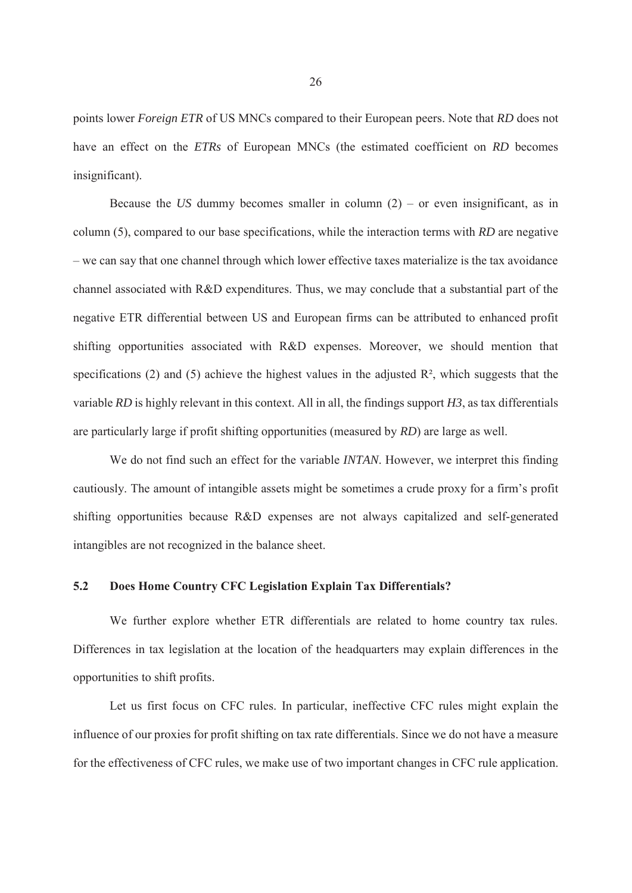points lower *Foreign ETR* of US MNCs compared to their European peers. Note that *RD* does not have an effect on the *ETRs* of European MNCs (the estimated coefficient on *RD* becomes insignificant).

Because the *US* dummy becomes smaller in column (2) – or even insignificant, as in column (5), compared to our base specifications, while the interaction terms with *RD* are negative – we can say that one channel through which lower effective taxes materialize is the tax avoidance channel associated with R&D expenditures. Thus, we may conclude that a substantial part of the negative ETR differential between US and European firms can be attributed to enhanced profit shifting opportunities associated with R&D expenses. Moreover, we should mention that specifications (2) and (5) achieve the highest values in the adjusted $R^2$, which suggests that the variable *RD* is highly relevant in this context. All in all, the findings support *H3*, as tax differentials are particularly large if profit shifting opportunities (measured by *RD*) are large as well.

We do not find such an effect for the variable *INTAN*. However, we interpret this finding cautiously. The amount of intangible assets might be sometimes a crude proxy for a firm's profit shifting opportunities because R&D expenses are not always capitalized and self-generated intangibles are not recognized in the balance sheet.

### 5.2 Does Home Country CFC Legislation Explain Tax Differentials?

We further explore whether ETR differentials are related to home country tax rules. Differences in tax legislation at the location of the headquarters may explain differences in the opportunities to shift profits.

Let us first focus on CFC rules. In particular, ineffective CFC rules might explain the influence of our proxies for profit shifting on tax rate differentials. Since we do not have a measure for the effectiveness of CFC rules, we make use of two important changes in CFC rule application.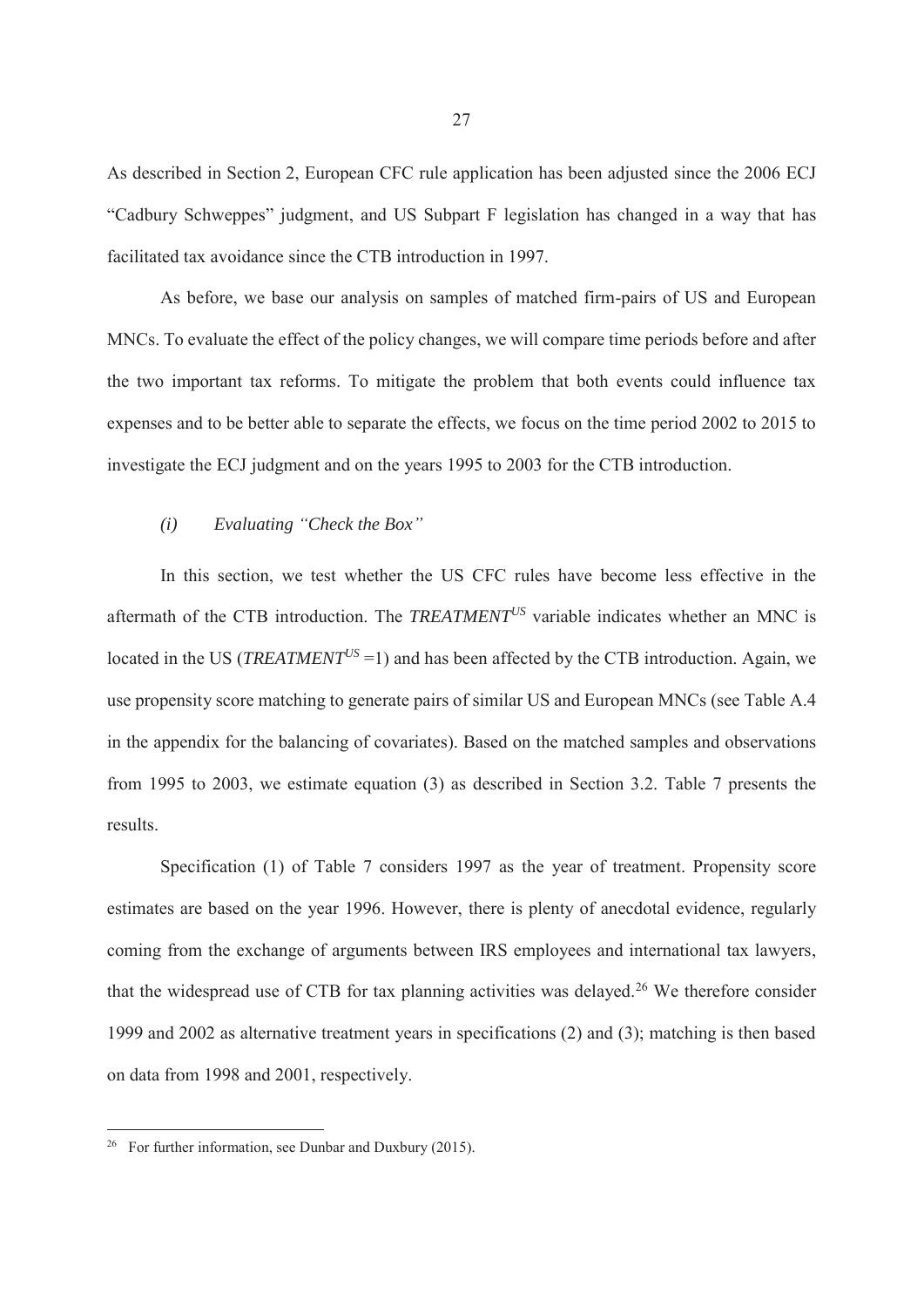As described in Section 2, European CFC rule application has been adjusted since the 2006 ECJ "Cadbury Schweppes" judgment, and US Subpart F legislation has changed in a way that has facilitated tax avoidance since the CTB introduction in 1997.

As before, we base our analysis on samples of matched firm-pairs of US and European MNCs. To evaluate the effect of the policy changes, we will compare time periods before and after the two important tax reforms. To mitigate the problem that both events could influence tax expenses and to be better able to separate the effects, we focus on the time period 2002 to 2015 to investigate the ECJ judgment and on the years 1995 to 2003 for the CTB introduction.

### *(i) Evaluating "Check the Box"*

In this section, we test whether the US CFC rules have become less effective in the aftermath of the CTB introduction. The $\textit{TREATMENT}^{US}$ variable indicates whether an MNC is located in the US ($\textit{TREATMENT}^{US} = 1$) and has been affected by the CTB introduction. Again, we use propensity score matching to generate pairs of similar US and European MNCs (see Table A.4 in the appendix for the balancing of covariates). Based on the matched samples and observations from 1995 to 2003, we estimate equation (3) as described in Section 3.2. Table 7 presents the results.

Specification (1) of Table 7 considers 1997 as the year of treatment. Propensity score estimates are based on the year 1996. However, there is plenty of anecdotal evidence, regularly coming from the exchange of arguments between IRS employees and international tax lawyers, that the widespread use of CTB for tax planning activities was delayed.[26] We therefore consider 1999 and 2002 as alternative treatment years in specifications (2) and (3); matching is then based on data from 1998 and 2001, respectively.

[26] For further information, see Dunbar and Duxbury (2015).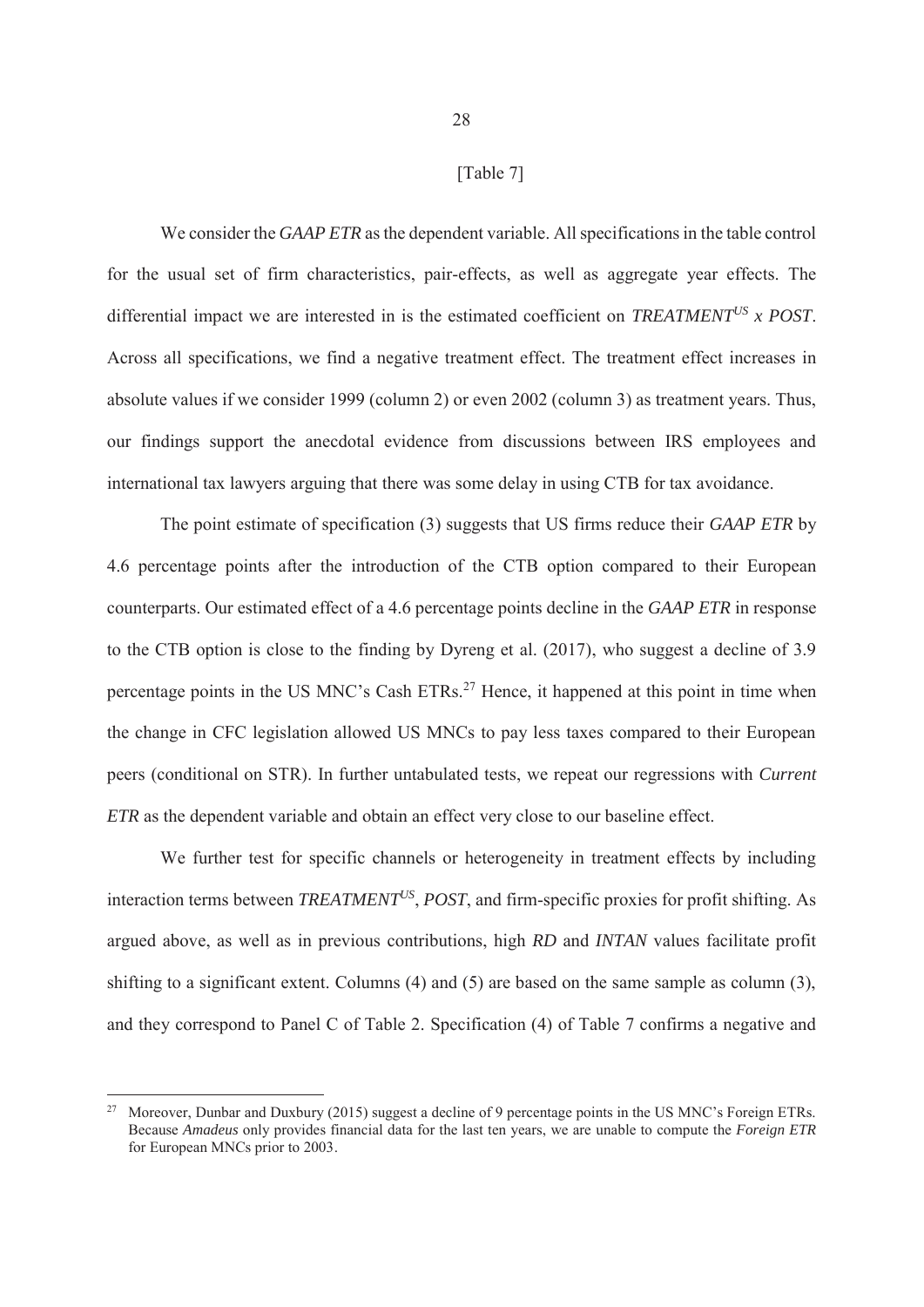[Table 7]

We consider the *GAAP ETR* as the dependent variable. All specifications in the table control for the usual set of firm characteristics, pair-effects, as well as aggregate year effects. The differential impact we are interested in is the estimated coefficient on *TREATMENT*$^{US}$ *x POST*. Across all specifications, we find a negative treatment effect. The treatment effect increases in absolute values if we consider 1999 (column 2) or even 2002 (column 3) as treatment years. Thus, our findings support the anecdotal evidence from discussions between IRS employees and international tax lawyers arguing that there was some delay in using CTB for tax avoidance.

The point estimate of specification (3) suggests that US firms reduce their *GAAP ETR* by 4.6 percentage points after the introduction of the CTB option compared to their European counterparts. Our estimated effect of a 4.6 percentage points decline in the *GAAP ETR* in response to the CTB option is close to the finding by Dyreng et al. (2017), who suggest a decline of 3.9 percentage points in the US MNC's Cash ETRs.[27] Hence, it happened at this point in time when the change in CFC legislation allowed US MNCs to pay less taxes compared to their European peers (conditional on STR). In further untabulated tests, we repeat our regressions with *Current ETR* as the dependent variable and obtain an effect very close to our baseline effect.

We further test for specific channels or heterogeneity in treatment effects by including interaction terms between *TREATMENT*$^{US}$, *POST*, and firm-specific proxies for profit shifting. As argued above, as well as in previous contributions, high *RD* and *INTAN* values facilitate profit shifting to a significant extent. Columns (4) and (5) are based on the same sample as column (3), and they correspond to Panel C of Table 2. Specification (4) of Table 7 confirms a negative and

[27] Moreover, Dunbar and Duxbury (2015) suggest a decline of 9 percentage points in the US MNC's Foreign ETRs. Because *Amadeus* only provides financial data for the last ten years, we are unable to compute the *Foreign ETR* for European MNCs prior to 2003.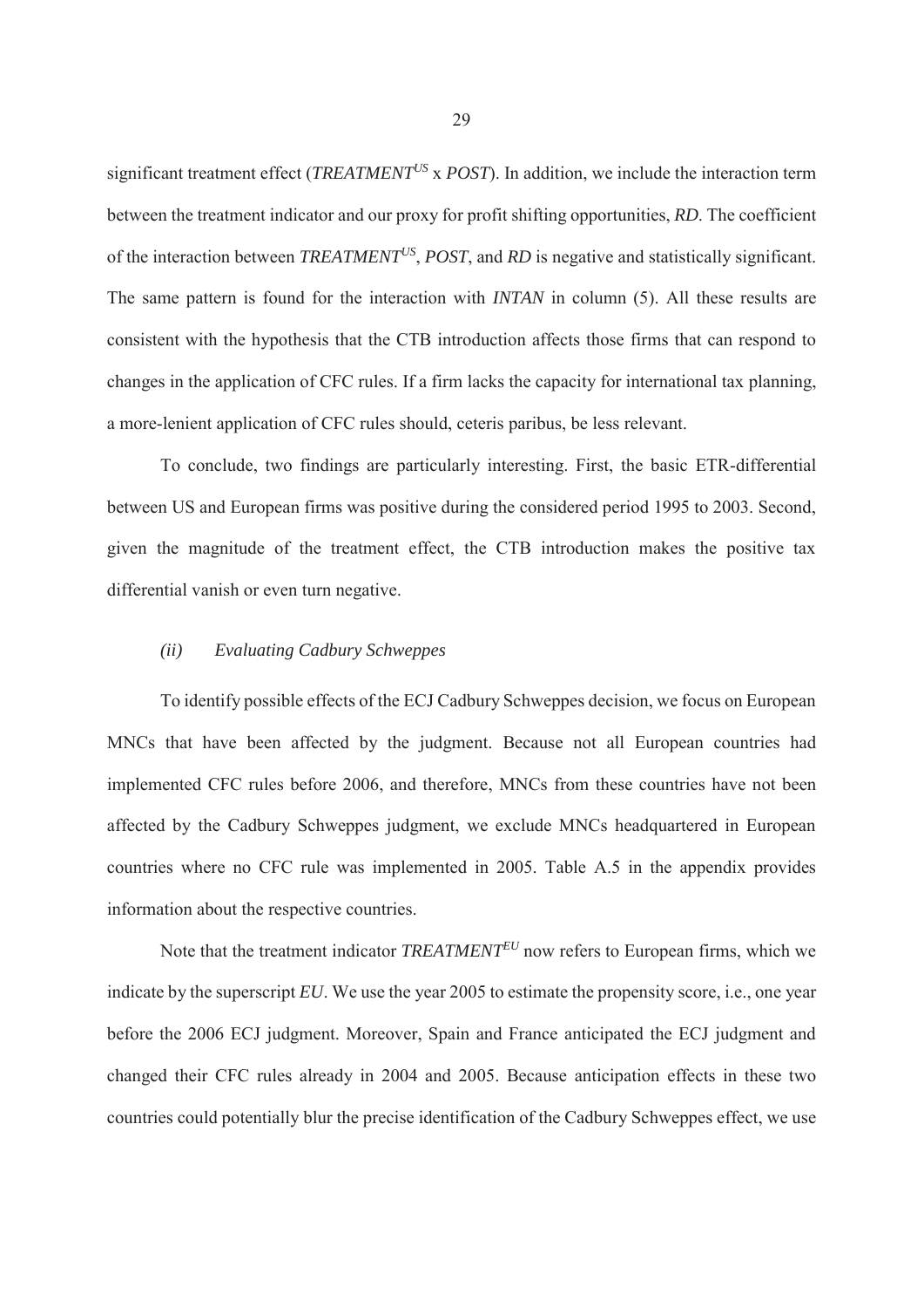significant treatment effect (*$TREATMENT^{US}$* x *POST*). In addition, we include the interaction term between the treatment indicator and our proxy for profit shifting opportunities, *RD*. The coefficient of the interaction between *$TREATMENT^{US}$*, *POST*, and *RD* is negative and statistically significant. The same pattern is found for the interaction with *INTAN* in column (5). All these results are consistent with the hypothesis that the CTB introduction affects those firms that can respond to changes in the application of CFC rules. If a firm lacks the capacity for international tax planning, a more-lenient application of CFC rules should, ceteris paribus, be less relevant.

To conclude, two findings are particularly interesting. First, the basic ETR-differential between US and European firms was positive during the considered period 1995 to 2003. Second, given the magnitude of the treatment effect, the CTB introduction makes the positive tax differential vanish or even turn negative.

### *(ii) Evaluating Cadbury Schweppes*

To identify possible effects of the ECJ Cadbury Schweppes decision, we focus on European MNCs that have been affected by the judgment. Because not all European countries had implemented CFC rules before 2006, and therefore, MNCs from these countries have not been affected by the Cadbury Schweppes judgment, we exclude MNCs headquartered in European countries where no CFC rule was implemented in 2005. Table A.5 in the appendix provides information about the respective countries.

Note that the treatment indicator *$TREATMENT^{EU}$* now refers to European firms, which we indicate by the superscript *EU*. We use the year 2005 to estimate the propensity score, i.e., one year before the 2006 ECJ judgment. Moreover, Spain and France anticipated the ECJ judgment and changed their CFC rules already in 2004 and 2005. Because anticipation effects in these two countries could potentially blur the precise identification of the Cadbury Schweppes effect, we use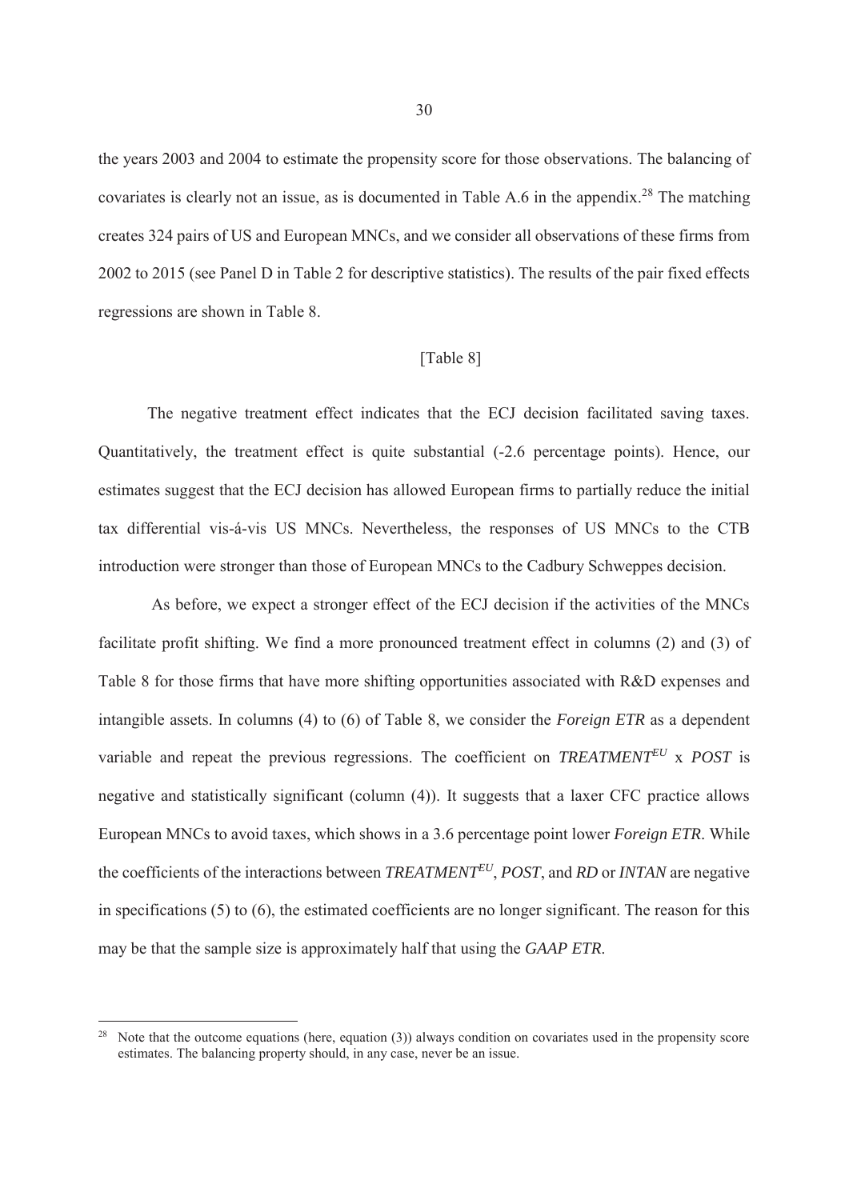the years 2003 and 2004 to estimate the propensity score for those observations. The balancing of covariates is clearly not an issue, as is documented in Table A.6 in the appendix.[28] The matching creates 324 pairs of US and European MNCs, and we consider all observations of these firms from 2002 to 2015 (see Panel D in Table 2 for descriptive statistics). The results of the pair fixed effects regressions are shown in Table 8.

[Table 8]

The negative treatment effect indicates that the ECJ decision facilitated saving taxes. Quantitatively, the treatment effect is quite substantial (-2.6 percentage points). Hence, our estimates suggest that the ECJ decision has allowed European firms to partially reduce the initial tax differential vis-á-vis US MNCs. Nevertheless, the responses of US MNCs to the CTB introduction were stronger than those of European MNCs to the Cadbury Schweppes decision.

As before, we expect a stronger effect of the ECJ decision if the activities of the MNCs facilitate profit shifting. We find a more pronounced treatment effect in columns (2) and (3) of Table 8 for those firms that have more shifting opportunities associated with R&D expenses and intangible assets. In columns (4) to (6) of Table 8, we consider the *Foreign ETR* as a dependent variable and repeat the previous regressions. The coefficient on $TREATMENT^{EU}$ x *POST* is negative and statistically significant (column (4)). It suggests that a laxer CFC practice allows European MNCs to avoid taxes, which shows in a 3.6 percentage point lower *Foreign ETR*. While the coefficients of the interactions between $TREATMENT^{EU}$, *POST*, and *RD* or *INTAN* are negative in specifications (5) to (6), the estimated coefficients are no longer significant. The reason for this may be that the sample size is approximately half that using the *GAAP ETR*.

---

[28] Note that the outcome equations (here, equation (3)) always condition on covariates used in the propensity score estimates. The balancing property should, in any case, never be an issue.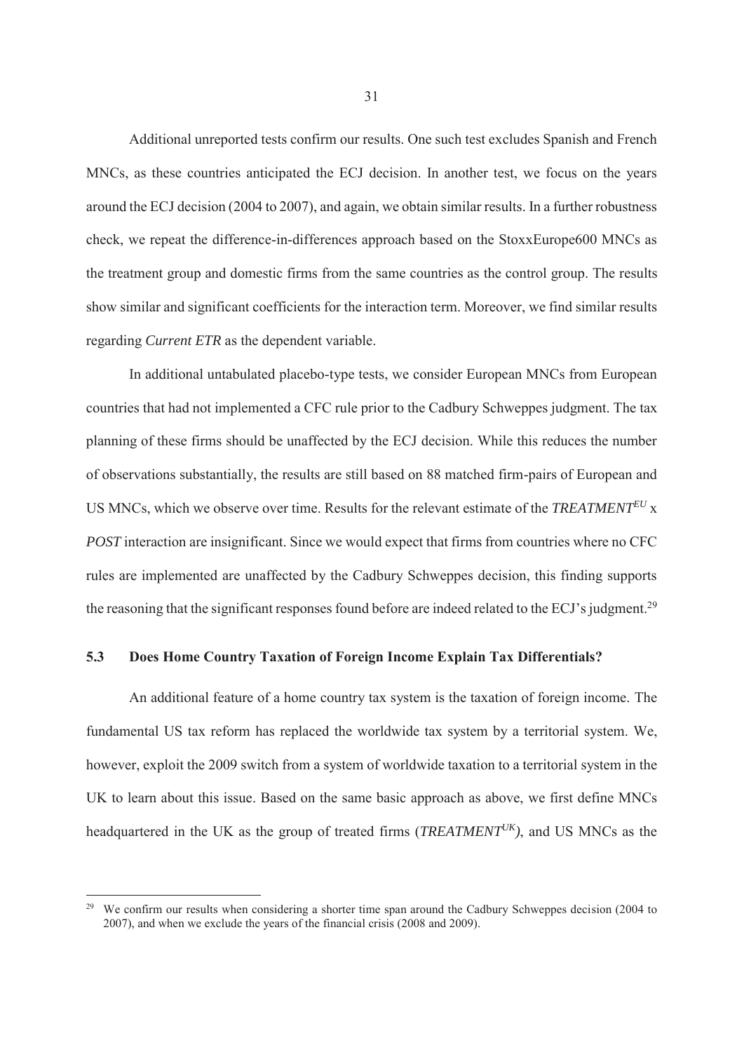Additional unreported tests confirm our results. One such test excludes Spanish and French MNCs, as these countries anticipated the ECJ decision. In another test, we focus on the years around the ECJ decision (2004 to 2007), and again, we obtain similar results. In a further robustness check, we repeat the difference-in-differences approach based on the StoxxEurope600 MNCs as the treatment group and domestic firms from the same countries as the control group. The results show similar and significant coefficients for the interaction term. Moreover, we find similar results regarding *Current ETR* as the dependent variable.

In additional untabulated placebo-type tests, we consider European MNCs from European countries that had not implemented a CFC rule prior to the Cadbury Schweppes judgment. The tax planning of these firms should be unaffected by the ECJ decision. While this reduces the number of observations substantially, the results are still based on 88 matched firm-pairs of European and US MNCs, which we observe over time. Results for the relevant estimate of the *TREATMENT*$^{EU}$ x *POST* interaction are insignificant. Since we would expect that firms from countries where no CFC rules are implemented are unaffected by the Cadbury Schweppes decision, this finding supports the reasoning that the significant responses found before are indeed related to the ECJ's judgment.[29]

### 5.3 Does Home Country Taxation of Foreign Income Explain Tax Differentials?

An additional feature of a home country tax system is the taxation of foreign income. The fundamental US tax reform has replaced the worldwide tax system by a territorial system. We, however, exploit the 2009 switch from a system of worldwide taxation to a territorial system in the UK to learn about this issue. Based on the same basic approach as above, we first define MNCs headquartered in the UK as the group of treated firms (*TREATMENT*$^{UK}$), and US MNCs as the

---

[29] We confirm our results when considering a shorter time span around the Cadbury Schweppes decision (2004 to 2007), and when we exclude the years of the financial crisis (2008 and 2009).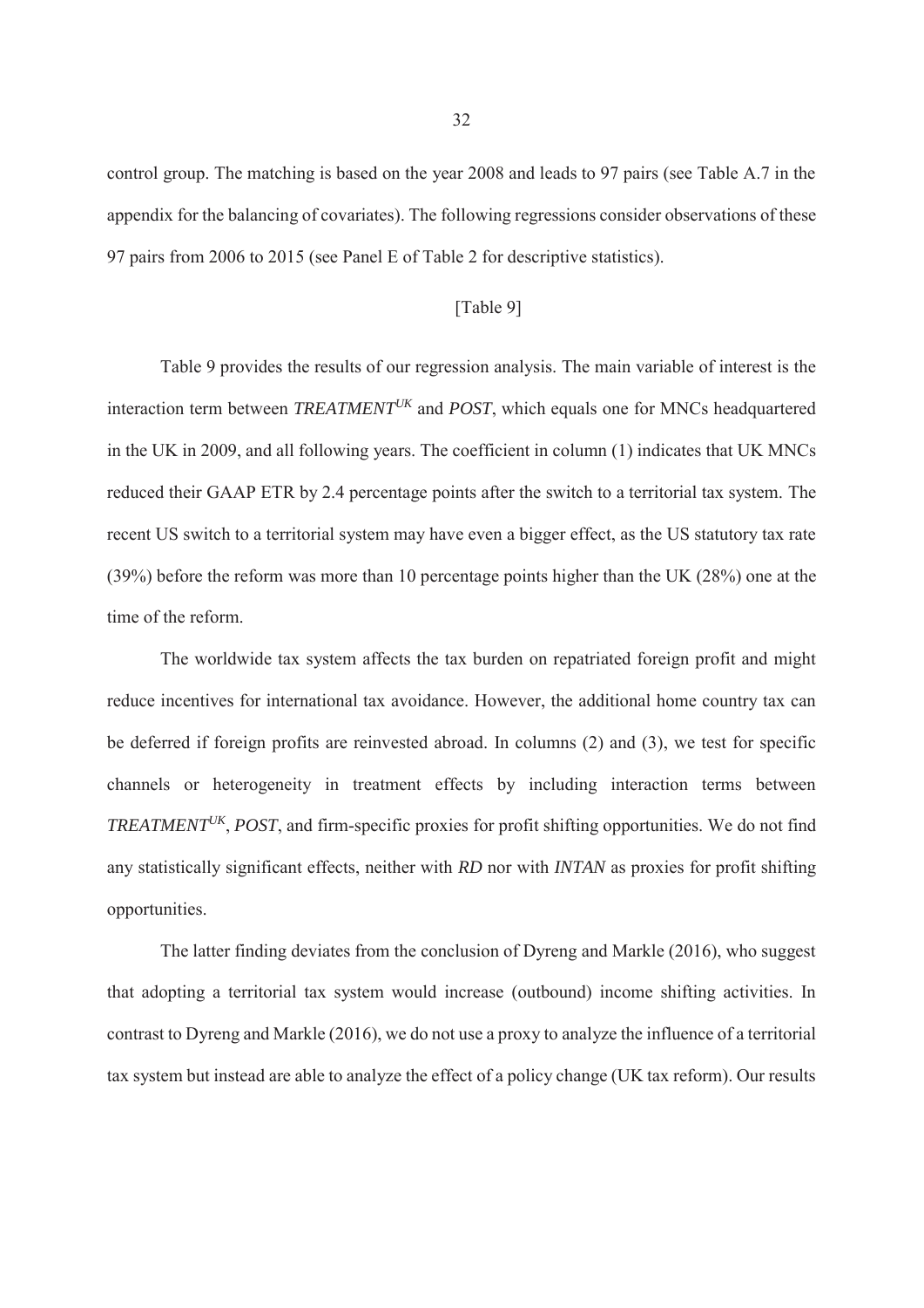control group. The matching is based on the year 2008 and leads to 97 pairs (see Table A.7 in the appendix for the balancing of covariates). The following regressions consider observations of these 97 pairs from 2006 to 2015 (see Panel E of Table 2 for descriptive statistics).

[Table 9]

Table 9 provides the results of our regression analysis. The main variable of interest is the interaction term between *TREATMENT*$^{UK}$ and *POST*, which equals one for MNCs headquartered in the UK in 2009, and all following years. The coefficient in column (1) indicates that UK MNCs reduced their GAAP ETR by 2.4 percentage points after the switch to a territorial tax system. The recent US switch to a territorial system may have even a bigger effect, as the US statutory tax rate (39%) before the reform was more than 10 percentage points higher than the UK (28%) one at the time of the reform.

The worldwide tax system affects the tax burden on repatriated foreign profit and might reduce incentives for international tax avoidance. However, the additional home country tax can be deferred if foreign profits are reinvested abroad. In columns (2) and (3), we test for specific channels or heterogeneity in treatment effects by including interaction terms between *TREATMENT*$^{UK}$, *POST*, and firm-specific proxies for profit shifting opportunities. We do not find any statistically significant effects, neither with *RD* nor with *INTAN* as proxies for profit shifting opportunities.

The latter finding deviates from the conclusion of Dyreng and Markle (2016), who suggest that adopting a territorial tax system would increase (outbound) income shifting activities. In contrast to Dyreng and Markle (2016), we do not use a proxy to analyze the influence of a territorial tax system but instead are able to analyze the effect of a policy change (UK tax reform). Our results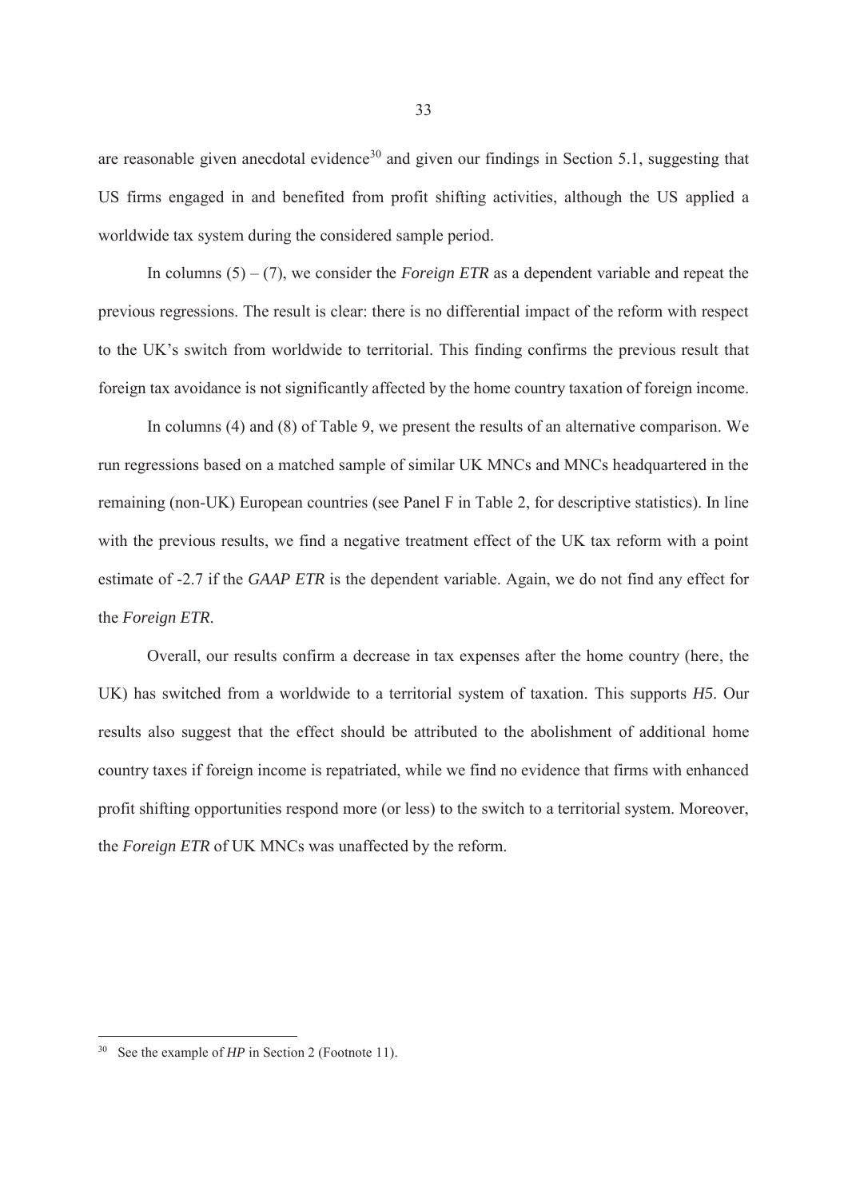are reasonable given anecdotal evidence[30] and given our findings in Section 5.1, suggesting that US firms engaged in and benefited from profit shifting activities, although the US applied a worldwide tax system during the considered sample period.

In columns (5) – (7), we consider the *Foreign ETR* as a dependent variable and repeat the previous regressions. The result is clear: there is no differential impact of the reform with respect to the UK's switch from worldwide to territorial. This finding confirms the previous result that foreign tax avoidance is not significantly affected by the home country taxation of foreign income.

In columns (4) and (8) of Table 9, we present the results of an alternative comparison. We run regressions based on a matched sample of similar UK MNCs and MNCs headquartered in the remaining (non-UK) European countries (see Panel F in Table 2, for descriptive statistics). In line with the previous results, we find a negative treatment effect of the UK tax reform with a point estimate of -2.7 if the *GAAP ETR* is the dependent variable. Again, we do not find any effect for the *Foreign ETR*.

Overall, our results confirm a decrease in tax expenses after the home country (here, the UK) has switched from a worldwide to a territorial system of taxation. This supports *H5*. Our results also suggest that the effect should be attributed to the abolishment of additional home country taxes if foreign income is repatriated, while we find no evidence that firms with enhanced profit shifting opportunities respond more (or less) to the switch to a territorial system. Moreover, the *Foreign ETR* of UK MNCs was unaffected by the reform.

---

[30] See the example of *HP* in Section 2 (Footnote 11).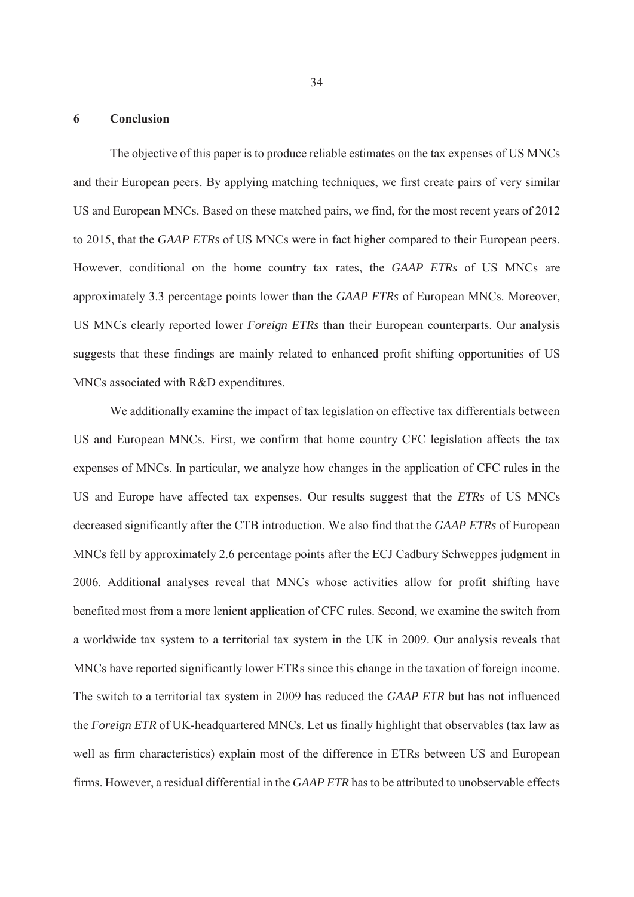## 6 Conclusion

The objective of this paper is to produce reliable estimates on the tax expenses of US MNCs and their European peers. By applying matching techniques, we first create pairs of very similar US and European MNCs. Based on these matched pairs, we find, for the most recent years of 2012 to 2015, that the *GAAP ETRs* of US MNCs were in fact higher compared to their European peers. However, conditional on the home country tax rates, the *GAAP ETRs* of US MNCs are approximately 3.3 percentage points lower than the *GAAP ETRs* of European MNCs. Moreover, US MNCs clearly reported lower *Foreign ETRs* than their European counterparts. Our analysis suggests that these findings are mainly related to enhanced profit shifting opportunities of US MNCs associated with R&D expenditures.

We additionally examine the impact of tax legislation on effective tax differentials between US and European MNCs. First, we confirm that home country CFC legislation affects the tax expenses of MNCs. In particular, we analyze how changes in the application of CFC rules in the US and Europe have affected tax expenses. Our results suggest that the *ETRs* of US MNCs decreased significantly after the CTB introduction. We also find that the *GAAP ETRs* of European MNCs fell by approximately 2.6 percentage points after the ECJ Cadbury Schweppes judgment in 2006. Additional analyses reveal that MNCs whose activities allow for profit shifting have benefited most from a more lenient application of CFC rules. Second, we examine the switch from a worldwide tax system to a territorial tax system in the UK in 2009. Our analysis reveals that MNCs have reported significantly lower ETRs since this change in the taxation of foreign income. The switch to a territorial tax system in 2009 has reduced the *GAAP ETR* but has not influenced the *Foreign ETR* of UK-headquartered MNCs. Let us finally highlight that observables (tax law as well as firm characteristics) explain most of the difference in ETRs between US and European firms. However, a residual differential in the *GAAP ETR* has to be attributed to unobservable effects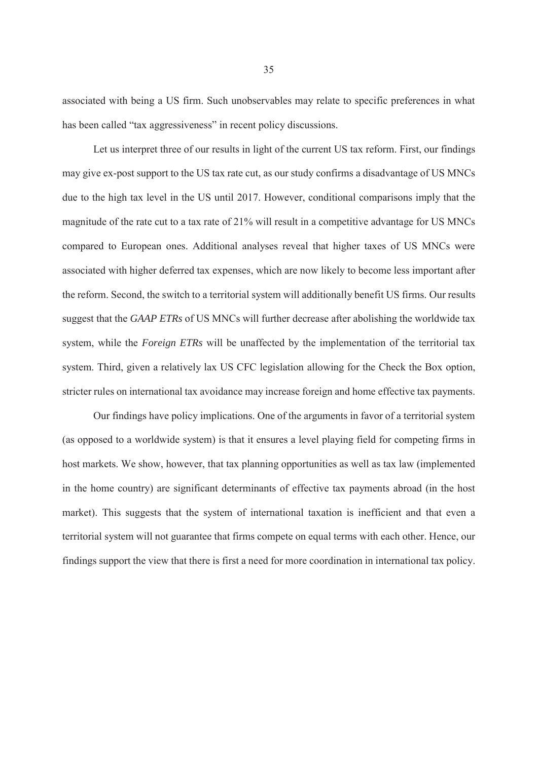associated with being a US firm. Such unobservables may relate to specific preferences in what has been called "tax aggressiveness" in recent policy discussions.

Let us interpret three of our results in light of the current US tax reform. First, our findings may give ex-post support to the US tax rate cut, as our study confirms a disadvantage of US MNCs due to the high tax level in the US until 2017. However, conditional comparisons imply that the magnitude of the rate cut to a tax rate of 21% will result in a competitive advantage for US MNCs compared to European ones. Additional analyses reveal that higher taxes of US MNCs were associated with higher deferred tax expenses, which are now likely to become less important after the reform. Second, the switch to a territorial system will additionally benefit US firms. Our results suggest that the *GAAP ETRs* of US MNCs will further decrease after abolishing the worldwide tax system, while the *Foreign ETRs* will be unaffected by the implementation of the territorial tax system. Third, given a relatively lax US CFC legislation allowing for the Check the Box option, stricter rules on international tax avoidance may increase foreign and home effective tax payments.

Our findings have policy implications. One of the arguments in favor of a territorial system (as opposed to a worldwide system) is that it ensures a level playing field for competing firms in host markets. We show, however, that tax planning opportunities as well as tax law (implemented in the home country) are significant determinants of effective tax payments abroad (in the host market). This suggests that the system of international taxation is inefficient and that even a territorial system will not guarantee that firms compete on equal terms with each other. Hence, our findings support the view that there is first a need for more coordination in international tax policy.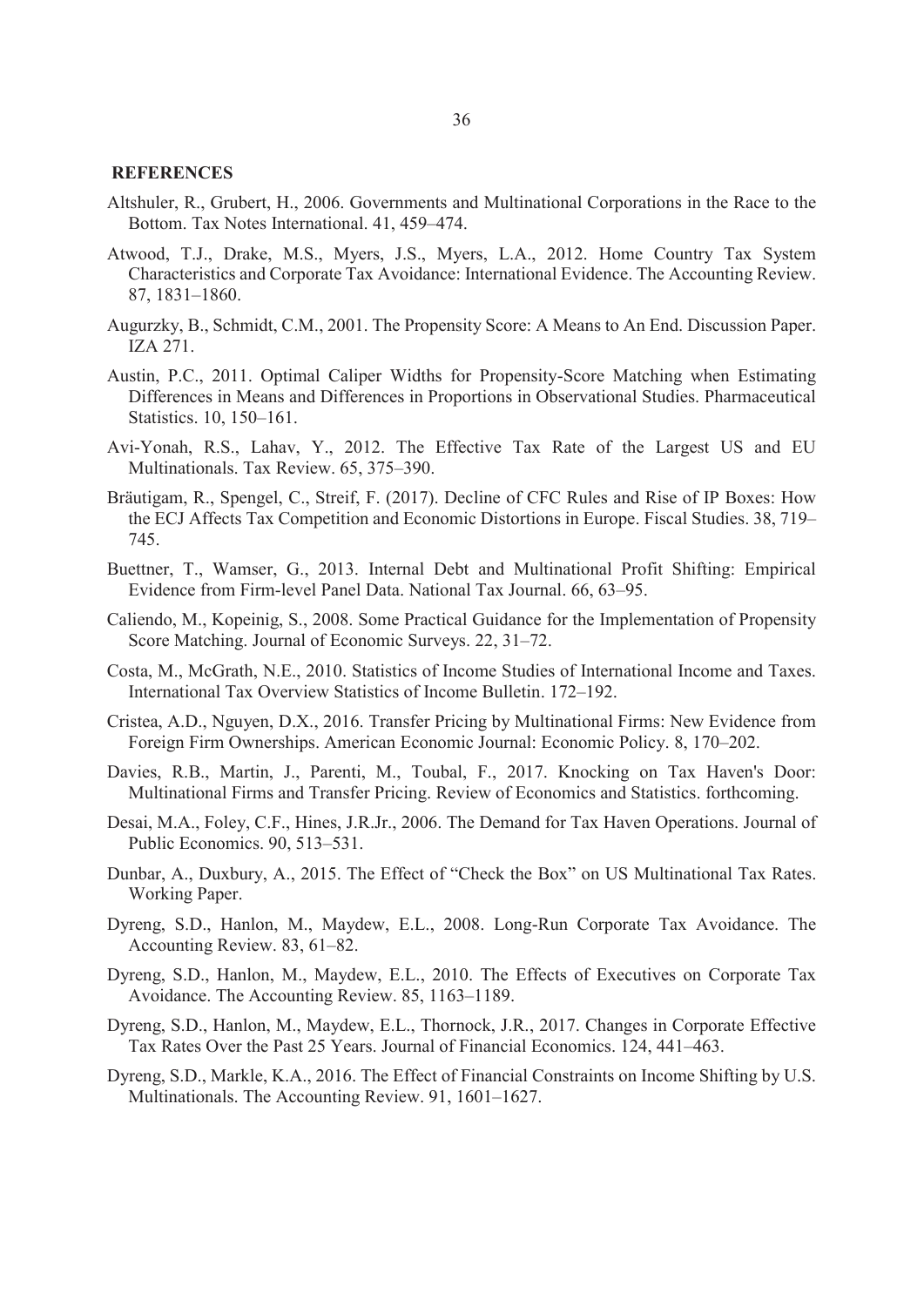## REFERENCES

Altshuler, R., Grubert, H., 2006. Governments and Multinational Corporations in the Race to the Bottom. Tax Notes International. 41, 459–474.

Atwood, T.J., Drake, M.S., Myers, J.S., Myers, L.A., 2012. Home Country Tax System Characteristics and Corporate Tax Avoidance: International Evidence. The Accounting Review. 87, 1831–1860.

Augurzky, B., Schmidt, C.M., 2001. The Propensity Score: A Means to An End. Discussion Paper. IZA 271.

Austin, P.C., 2011. Optimal Caliper Widths for Propensity-Score Matching when Estimating Differences in Means and Differences in Proportions in Observational Studies. Pharmaceutical Statistics. 10, 150–161.

Avi-Yonah, R.S., Lahav, Y., 2012. The Effective Tax Rate of the Largest US and EU Multinationals. Tax Review. 65, 375–390.

Bräutigam, R., Spengel, C., Streif, F. (2017). Decline of CFC Rules and Rise of IP Boxes: How the ECJ Affects Tax Competition and Economic Distortions in Europe. Fiscal Studies. 38, 719–745.

Buettner, T., Wamser, G., 2013. Internal Debt and Multinational Profit Shifting: Empirical Evidence from Firm-level Panel Data. National Tax Journal. 66, 63–95.

Caliendo, M., Kopeinig, S., 2008. Some Practical Guidance for the Implementation of Propensity Score Matching. Journal of Economic Surveys. 22, 31–72.

Costa, M., McGrath, N.E., 2010. Statistics of Income Studies of International Income and Taxes. International Tax Overview Statistics of Income Bulletin. 172–192.

Cristea, A.D., Nguyen, D.X., 2016. Transfer Pricing by Multinational Firms: New Evidence from Foreign Firm Ownerships. American Economic Journal: Economic Policy. 8, 170–202.

Davies, R.B., Martin, J., Parenti, M., Toubal, F., 2017. Knocking on Tax Haven's Door: Multinational Firms and Transfer Pricing. Review of Economics and Statistics. forthcoming.

Desai, M.A., Foley, C.F., Hines, J.R.Jr., 2006. The Demand for Tax Haven Operations. Journal of Public Economics. 90, 513–531.

Dunbar, A., Duxbury, A., 2015. The Effect of "Check the Box" on US Multinational Tax Rates. Working Paper.

Dyreng, S.D., Hanlon, M., Maydew, E.L., 2008. Long-Run Corporate Tax Avoidance. The Accounting Review. 83, 61–82.

Dyreng, S.D., Hanlon, M., Maydew, E.L., 2010. The Effects of Executives on Corporate Tax Avoidance. The Accounting Review. 85, 1163–1189.

Dyreng, S.D., Hanlon, M., Maydew, E.L., Thornock, J.R., 2017. Changes in Corporate Effective Tax Rates Over the Past 25 Years. Journal of Financial Economics. 124, 441–463.

Dyreng, S.D., Markle, K.A., 2016. The Effect of Financial Constraints on Income Shifting by U.S. Multinationals. The Accounting Review. 91, 1601–1627.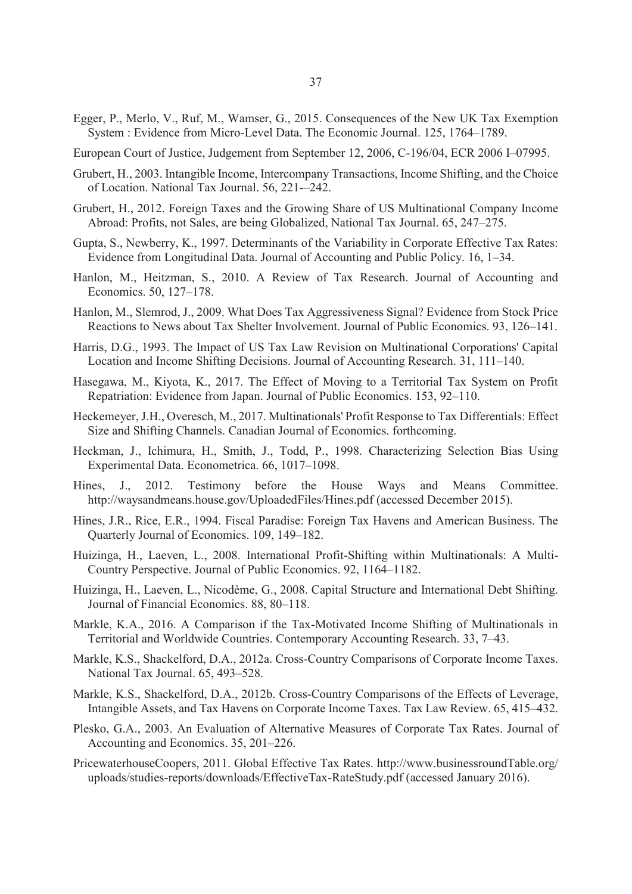Egger, P., Merlo, V., Ruf, M., Wamser, G., 2015. Consequences of the New UK Tax Exemption System : Evidence from Micro-Level Data. The Economic Journal. 125, 1764–1789.

European Court of Justice, Judgement from September 12, 2006, C-196/04, ECR 2006 I–07995.

Grubert, H., 2003. Intangible Income, Intercompany Transactions, Income Shifting, and the Choice of Location. National Tax Journal. 56, 221-–242.

Grubert, H., 2012. Foreign Taxes and the Growing Share of US Multinational Company Income Abroad: Profits, not Sales, are being Globalized, National Tax Journal. 65, 247–275.

Gupta, S., Newberry, K., 1997. Determinants of the Variability in Corporate Effective Tax Rates: Evidence from Longitudinal Data. Journal of Accounting and Public Policy. 16, 1–34.

Hanlon, M., Heitzman, S., 2010. A Review of Tax Research. Journal of Accounting and Economics. 50, 127–178.

Hanlon, M., Slemrod, J., 2009. What Does Tax Aggressiveness Signal? Evidence from Stock Price Reactions to News about Tax Shelter Involvement. Journal of Public Economics. 93, 126–141.

Harris, D.G., 1993. The Impact of US Tax Law Revision on Multinational Corporations' Capital Location and Income Shifting Decisions. Journal of Accounting Research. 31, 111–140.

Hasegawa, M., Kiyota, K., 2017. The Effect of Moving to a Territorial Tax System on Profit Repatriation: Evidence from Japan. Journal of Public Economics. 153, 92–110.

Heckemeyer, J.H., Overesch, M., 2017. Multinationals' Profit Response to Tax Differentials: Effect Size and Shifting Channels. Canadian Journal of Economics. forthcoming.

Heckman, J., Ichimura, H., Smith, J., Todd, P., 1998. Characterizing Selection Bias Using Experimental Data. Econometrica. 66, 1017–1098.

Hines, J., 2012. Testimony before the House Ways and Means Committee. http://waysandmeans.house.gov/UploadedFiles/Hines.pdf (accessed December 2015).

Hines, J.R., Rice, E.R., 1994. Fiscal Paradise: Foreign Tax Havens and American Business. The Quarterly Journal of Economics. 109, 149–182.

Huizinga, H., Laeven, L., 2008. International Profit-Shifting within Multinationals: A Multi-Country Perspective. Journal of Public Economics. 92, 1164–1182.

Huizinga, H., Laeven, L., Nicodème, G., 2008. Capital Structure and International Debt Shifting. Journal of Financial Economics. 88, 80–118.

Markle, K.A., 2016. A Comparison if the Tax-Motivated Income Shifting of Multinationals in Territorial and Worldwide Countries. Contemporary Accounting Research. 33, 7–43.

Markle, K.S., Shackelford, D.A., 2012a. Cross-Country Comparisons of Corporate Income Taxes. National Tax Journal. 65, 493–528.

Markle, K.S., Shackelford, D.A., 2012b. Cross-Country Comparisons of the Effects of Leverage, Intangible Assets, and Tax Havens on Corporate Income Taxes. Tax Law Review. 65, 415–432.

Plesko, G.A., 2003. An Evaluation of Alternative Measures of Corporate Tax Rates. Journal of Accounting and Economics. 35, 201–226.

PricewaterhouseCoopers, 2011. Global Effective Tax Rates. http://www.businessroundTable.org/uploads/studies-reports/downloads/EffectiveTax-RateStudy.pdf (accessed January 2016).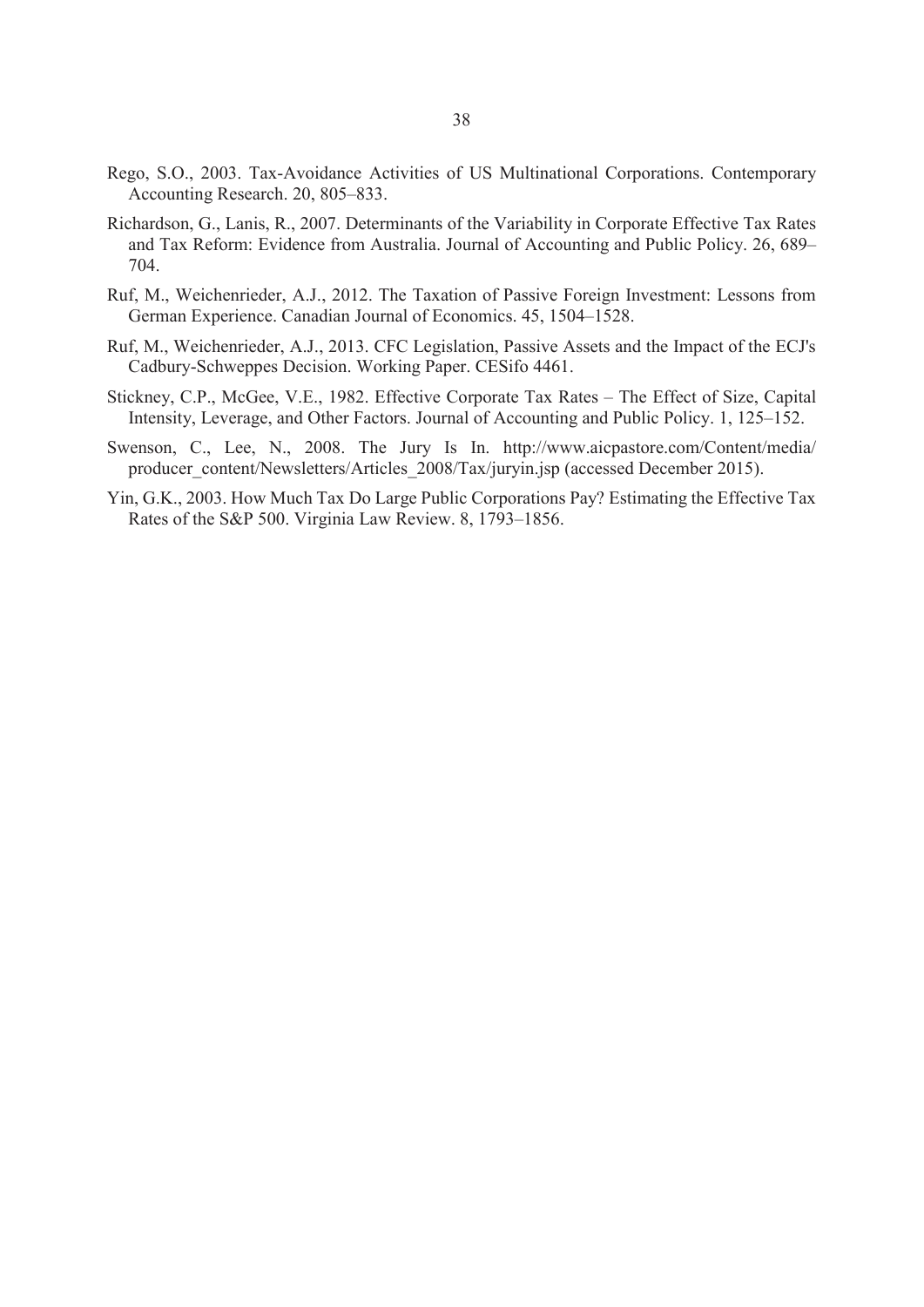Rego, S.O., 2003. Tax-Avoidance Activities of US Multinational Corporations. Contemporary Accounting Research. 20, 805–833.

Richardson, G., Lanis, R., 2007. Determinants of the Variability in Corporate Effective Tax Rates and Tax Reform: Evidence from Australia. Journal of Accounting and Public Policy. 26, 689–704.

Ruf, M., Weichenrieder, A.J., 2012. The Taxation of Passive Foreign Investment: Lessons from German Experience. Canadian Journal of Economics. 45, 1504–1528.

Ruf, M., Weichenrieder, A.J., 2013. CFC Legislation, Passive Assets and the Impact of the ECJ's Cadbury-Schweppes Decision. Working Paper. CESifo 4461.

Stickney, C.P., McGee, V.E., 1982. Effective Corporate Tax Rates – The Effect of Size, Capital Intensity, Leverage, and Other Factors. Journal of Accounting and Public Policy. 1, 125–152.

Swenson, C., Lee, N., 2008. The Jury Is In. http://www.aicpastore.com/Content/media/producer_content/Newsletters/Articles_2008/Tax/juryin.jsp (accessed December 2015).

Yin, G.K., 2003. How Much Tax Do Large Public Corporations Pay? Estimating the Effective Tax Rates of the S&P 500. Virginia Law Review. 8, 1793–1856.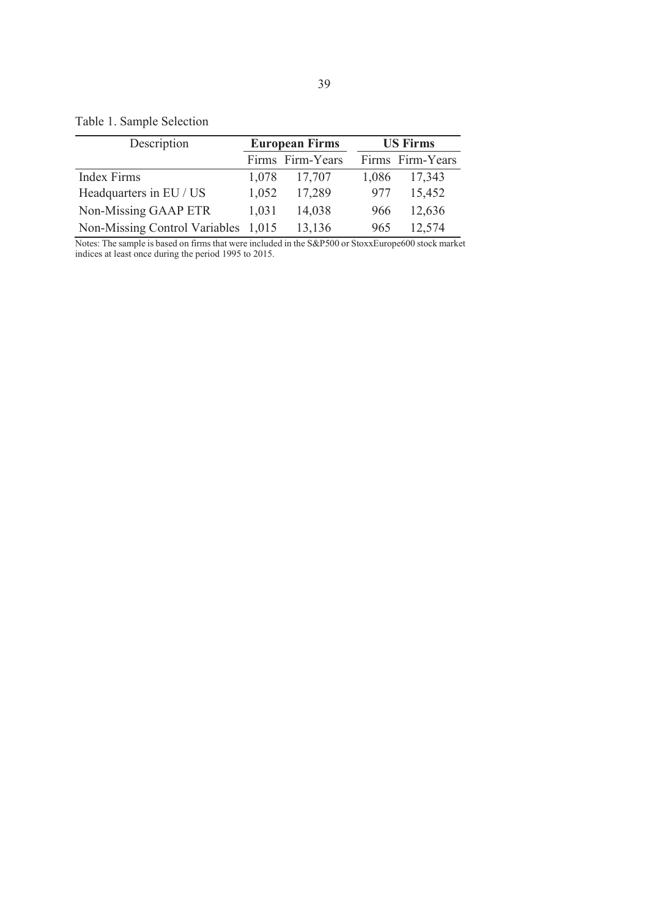Table 1. Sample Selection

| Description | European Firms | | US Firms | |
|---|---|---|---|---|
| | Firms | Firm-Years | Firms | Firm-Years |
| Index Firms | 1,078 | 17,707 | 1,086 | 17,343 |
| Headquarters in EU / US | 1,052 | 17,289 | 977 | 15,452 |
| Non-Missing GAAP ETR | 1,031 | 14,038 | 966 | 12,636 |
| Non-Missing Control Variables | 1,015 | 13,136 | 965 | 12,574 |

Notes: The sample is based on firms that were included in the S&P500 or StoxxEurope600 stock market indices at least once during the period 1995 to 2015.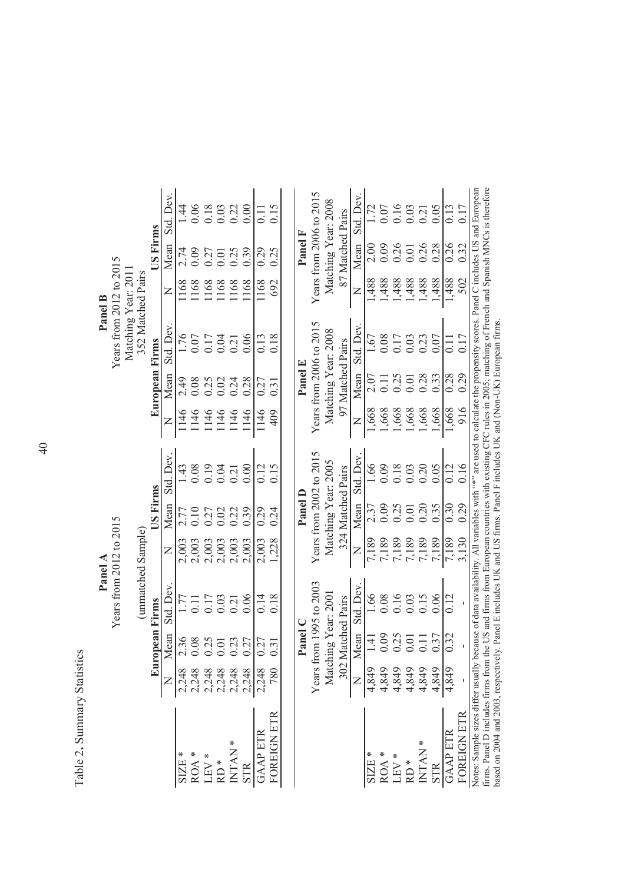Table 2. Summary Statistics

**Panel A**
Years from 2012 to 2015
(unmatched Sample)

| | European Firms | | | US Firms | | |
|---|---|---|---|---|---|---|
| | N | Mean | Std. Dev. | N | Mean | Std. Dev. |
| SIZE * | 2,248 | 2.36 | 1.77 | 2,003 | 2.77 | 1.43 |
| ROA * | 2,248 | 0.08 | 0.11 | 2,003 | 0.10 | 0.08 |
| LEV * | 2,248 | 0.25 | 0.17 | 2,003 | 0.27 | 0.19 |
| RD * | 2,248 | 0.01 | 0.03 | 2,003 | 0.02 | 0.04 |
| INTAN * | 2,248 | 0.23 | 0.21 | 2,003 | 0.22 | 0.21 |
| STR | 2,248 | 0.27 | 0.06 | 2,003 | 0.39 | 0.00 |
| GAAP ETR | 2,248 | 0.27 | 0.14 | 2,003 | 0.29 | 0.12 |
| FOREIGN ETR | 780 | 0.31 | 0.18 | 1,228 | 0.24 | 0.15 |

**Panel B**
Years from 2012 to 2015
Matching Year: 2011
352 Matched Pairs

| | European Firms | | | US Firms | | |
|---|---|---|---|---|---|---|
| | N | Mean | Std. Dev. | N | Mean | Std. Dev. |
| SIZE * | 1146 | 2.49 | 1.76 | 1168 | 2.74 | 1.44 |
| ROA * | 1146 | 0.08 | 0.07 | 1168 | 0.09 | 0.06 |
| LEV * | 1146 | 0.25 | 0.17 | 1168 | 0.27 | 0.18 |
| RD * | 1146 | 0.02 | 0.04 | 1168 | 0.01 | 0.03 |
| INTAN * | 1146 | 0.24 | 0.21 | 1168 | 0.25 | 0.22 |
| STR | 1146 | 0.28 | 0.06 | 1168 | 0.39 | 0.00 |
| GAAP ETR | 1146 | 0.27 | 0.13 | 1168 | 0.29 | 0.11 |
| FOREIGN ETR | 409 | 0.31 | 0.18 | 692 | 0.25 | 0.15 |

| | Panel C<br>Years from 1995 to 2003<br>Matching Year: 2001<br>302 Matched Pairs | | | Panel D<br>Years from 2002 to 2015<br>Matching Year: 2005<br>324 Matched Pairs | | | Panel E<br>Years from 2006 to 2015<br>Matching Year: 2008<br>97 Matched Pairs | | | Panel F<br>Years from 2006 to 2015<br>Matching Year: 2008<br>87 Matched Pairs | | |
|---|---|---|---|---|---|---|---|---|---|---|---|---|
| | N | Mean | Std. Dev. | N | Mean | Std. Dev. | N | Mean | Std. Dev. | N | Mean | Std. Dev. |
| SIZE * | 4,849 | 1.41 | 1.66 | 7,189 | 2.37 | 1.66 | 1,668 | 2.07 | 1.67 | 1,488 | 2.00 | 1.72 |
| ROA * | 4,849 | 0.09 | 0.08 | 7,189 | 0.09 | 0.09 | 1,668 | 0.11 | 0.08 | 1,488 | 0.09 | 0.07 |
| LEV * | 4,849 | 0.25 | 0.16 | 7,189 | 0.25 | 0.18 | 1,668 | 0.25 | 0.17 | 1,488 | 0.26 | 0.16 |
| RD * | 4,849 | 0.01 | 0.03 | 7,189 | 0.01 | 0.03 | 1,668 | 0.01 | 0.03 | 1,488 | 0.01 | 0.03 |
| INTAN * | 4,849 | 0.11 | 0.15 | 7,189 | 0.20 | 0.20 | 1,668 | 0.28 | 0.23 | 1,488 | 0.26 | 0.21 |
| STR | 4,849 | 0.37 | 0.06 | 7,189 | 0.35 | 0.05 | 1,668 | 0.33 | 0.07 | 1,488 | 0.28 | 0.05 |
| GAAP ETR | 4,849 | 0.32 | 0.12 | 7,189 | 0.30 | 0.12 | 1,668 | 0.28 | 0.11 | 1,488 | 0.26 | 0.13 |
| FOREIGN ETR | - | - | - | 3,130 | 0.29 | 0.16 | 916 | 0.29 | 0.17 | 502 | 0.32 | 0.17 |

Notes: Sample sizes differ usually because of data availability. All variables with "*" are used to calculate the propensity scores. Panel C includes US and European firms. Panel D includes firms from the US and firms from European countries with existing CFC rules in 2005; matching of French and Spanish MNCs is therefore based on 2004 and 2003, respectively. Panel E includes UK and US firms. Panel F includes UK and (Non-UK) European firms.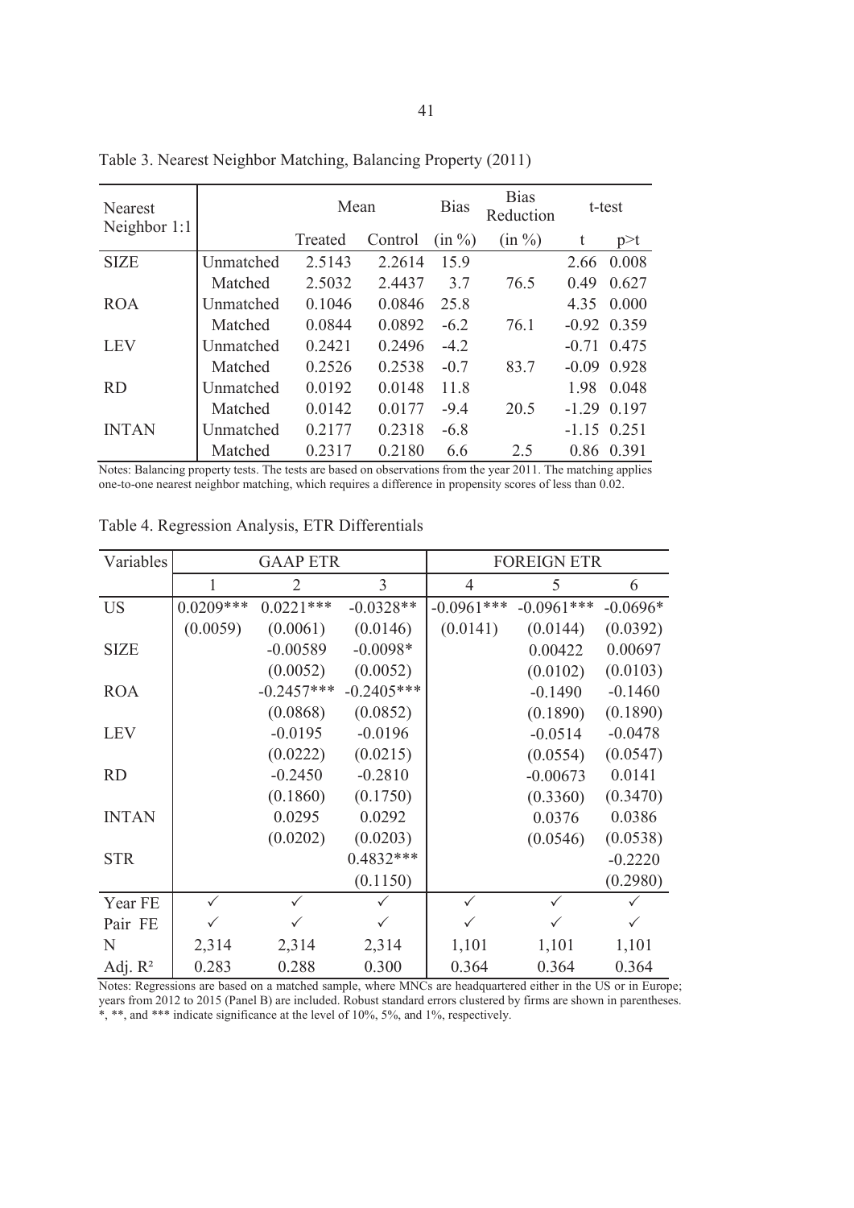Table 3. Nearest Neighbor Matching, Balancing Property (2011)

| Nearest Neighbor 1:1 | | Mean | | Bias | Bias Reduction | t-test | |
|---|---|---|---|---|---|---|---|
| | | Treated | Control | (in %) | (in %) | t | p>t |
| SIZE | Unmatched | 2.5143 | 2.2614 | 15.9 | | 2.66 | 0.008 |
| | Matched | 2.5032 | 2.4437 | 3.7 | 76.5 | 0.49 | 0.627 |
| ROA | Unmatched | 0.1046 | 0.0846 | 25.8 | | 4.35 | 0.000 |
| | Matched | 0.0844 | 0.0892 | -6.2 | 76.1 | -0.92 | 0.359 |
| LEV | Unmatched | 0.2421 | 0.2496 | -4.2 | | -0.71 | 0.475 |
| | Matched | 0.2526 | 0.2538 | -0.7 | 83.7 | -0.09 | 0.928 |
| RD | Unmatched | 0.0192 | 0.0148 | 11.8 | | 1.98 | 0.048 |
| | Matched | 0.0142 | 0.0177 | -9.4 | 20.5 | -1.29 | 0.197 |
| INTAN | Unmatched | 0.2177 | 0.2318 | -6.8 | | -1.15 | 0.251 |
| | Matched | 0.2317 | 0.2180 | 6.6 | 2.5 | 0.86 | 0.391 |

Notes: Balancing property tests. The tests are based on observations from the year 2011. The matching applies one-to-one nearest neighbor matching, which requires a difference in propensity scores of less than 0.02.

Table 4. Regression Analysis, ETR Differentials

| Variables | GAAP ETR | | | FOREIGN ETR | | |
|---|---|---|---|---|---|---|
| | 1 | 2 | 3 | 4 | 5 | 6 |
| US | 0.0209*** | 0.0221*** | -0.0328** | -0.0961*** | -0.0961*** | -0.0696* |
| | (0.0059) | (0.0061) | (0.0146) | (0.0141) | (0.0144) | (0.0392) |
| SIZE | | -0.00589 | -0.0098* | | 0.00422 | 0.00697 |
| | | (0.0052) | (0.0052) | | (0.0102) | (0.0103) |
| ROA | | -0.2457*** | -0.2405*** | | -0.1490 | -0.1460 |
| | | (0.0868) | (0.0852) | | (0.1890) | (0.1890) |
| LEV | | -0.0195 | -0.0196 | | -0.0514 | -0.0478 |
| | | (0.0222) | (0.0215) | | (0.0554) | (0.0547) |
| RD | | -0.2450 | -0.2810 | | -0.00673 | 0.0141 |
| | | (0.1860) | (0.1750) | | (0.3360) | (0.3470) |
| INTAN | | 0.0295 | 0.0292 | | 0.0376 | 0.0386 |
| | | (0.0202) | (0.0203) | | (0.0546) | (0.0538) |
| STR | | | 0.4832*** | | | -0.2220 |
| | | | (0.1150) | | | (0.2980) |
| Year FE | ✓ | ✓ | ✓ | ✓ | ✓ | ✓ |
| Pair FE | ✓ | ✓ | ✓ | ✓ | ✓ | ✓ |
| N | 2,314 | 2,314 | 2,314 | 1,101 | 1,101 | 1,101 |
| Adj. $R^2$ | 0.283 | 0.288 | 0.300 | 0.364 | 0.364 | 0.364 |

Notes: Regressions are based on a matched sample, where MNCs are headquartered either in the US or in Europe; years from 2012 to 2015 (Panel B) are included. Robust standard errors clustered by firms are shown in parentheses. *, **, and *** indicate significance at the level of 10%, 5%, and 1%, respectively.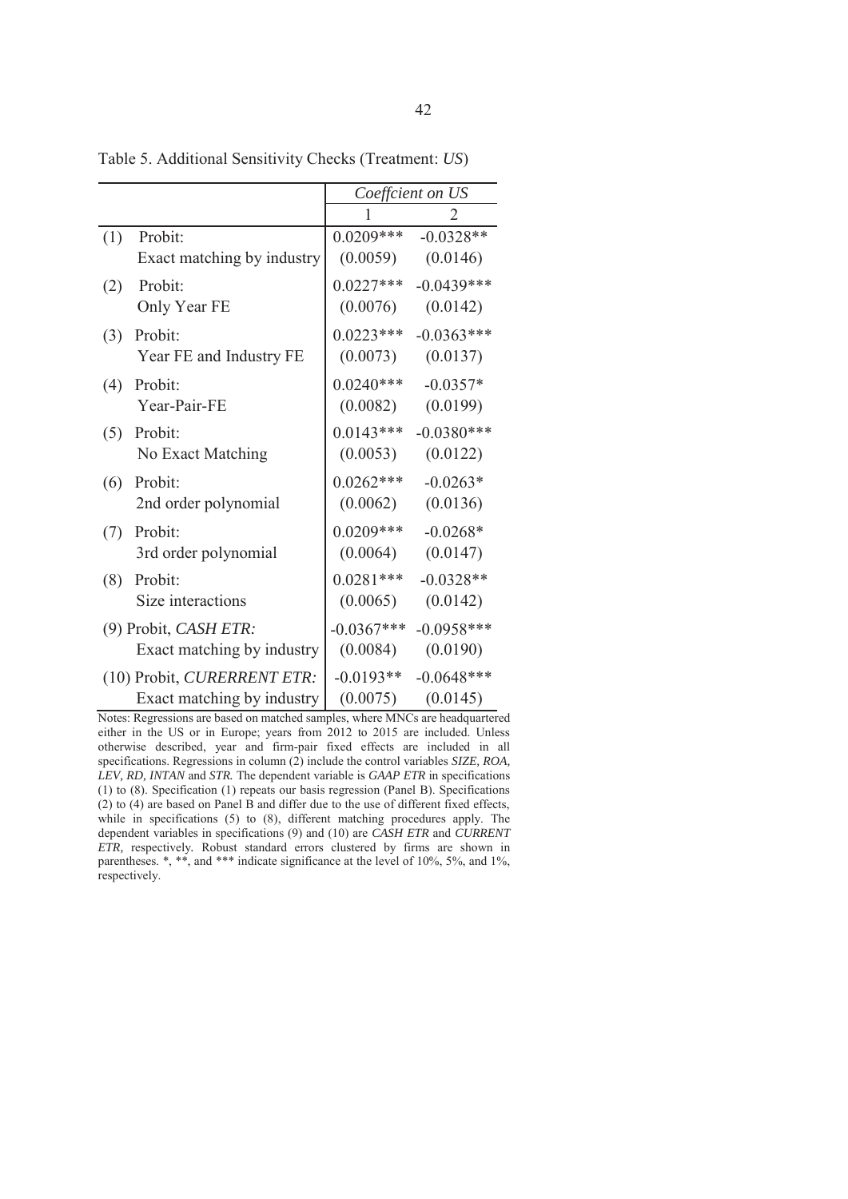Table 5. Additional Sensitivity Checks (Treatment: *US*)

| | *Coeffcient on US* | |
|---|---|---|
| | 1 | 2 |
| (1) Probit: Exact matching by industry | 0.0209*** (0.0059) | -0.0328** (0.0146) |
| (2) Probit: Only Year FE | 0.0227*** (0.0076) | -0.0439*** (0.0142) |
| (3) Probit: Year FE and Industry FE | 0.0223*** (0.0073) | -0.0363*** (0.0137) |
| (4) Probit: Year-Pair-FE | 0.0240*** (0.0082) | -0.0357* (0.0199) |
| (5) Probit: No Exact Matching | 0.0143*** (0.0053) | -0.0380*** (0.0122) |
| (6) Probit: 2nd order polynomial | 0.0262*** (0.0062) | -0.0263* (0.0136) |
| (7) Probit: 3rd order polynomial | 0.0209*** (0.0064) | -0.0268* (0.0147) |
| (8) Probit: Size interactions | 0.0281*** (0.0065) | -0.0328** (0.0142) |
| (9) Probit, *CASH ETR:* Exact matching by industry | -0.0367*** (0.0084) | -0.0958*** (0.0190) |
| (10) Probit, *CURERRENT ETR:* Exact matching by industry | -0.0193** (0.0075) | -0.0648*** (0.0145) |

Notes: Regressions are based on matched samples, where MNCs are headquartered either in the US or in Europe; years from 2012 to 2015 are included. Unless otherwise described, year and firm-pair fixed effects are included in all specifications. Regressions in column (2) include the control variables *SIZE, ROA, LEV, RD, INTAN* and *STR.* The dependent variable is *GAAP ETR* in specifications (1) to (8). Specification (1) repeats our basis regression (Panel B). Specifications (2) to (4) are based on Panel B and differ due to the use of different fixed effects, while in specifications (5) to (8), different matching procedures apply. The dependent variables in specifications (9) and (10) are *CASH ETR* and *CURRENT ETR*, respectively. Robust standard errors clustered by firms are shown in parentheses. *, **, and *** indicate significance at the level of 10%, 5%, and 1%, respectively.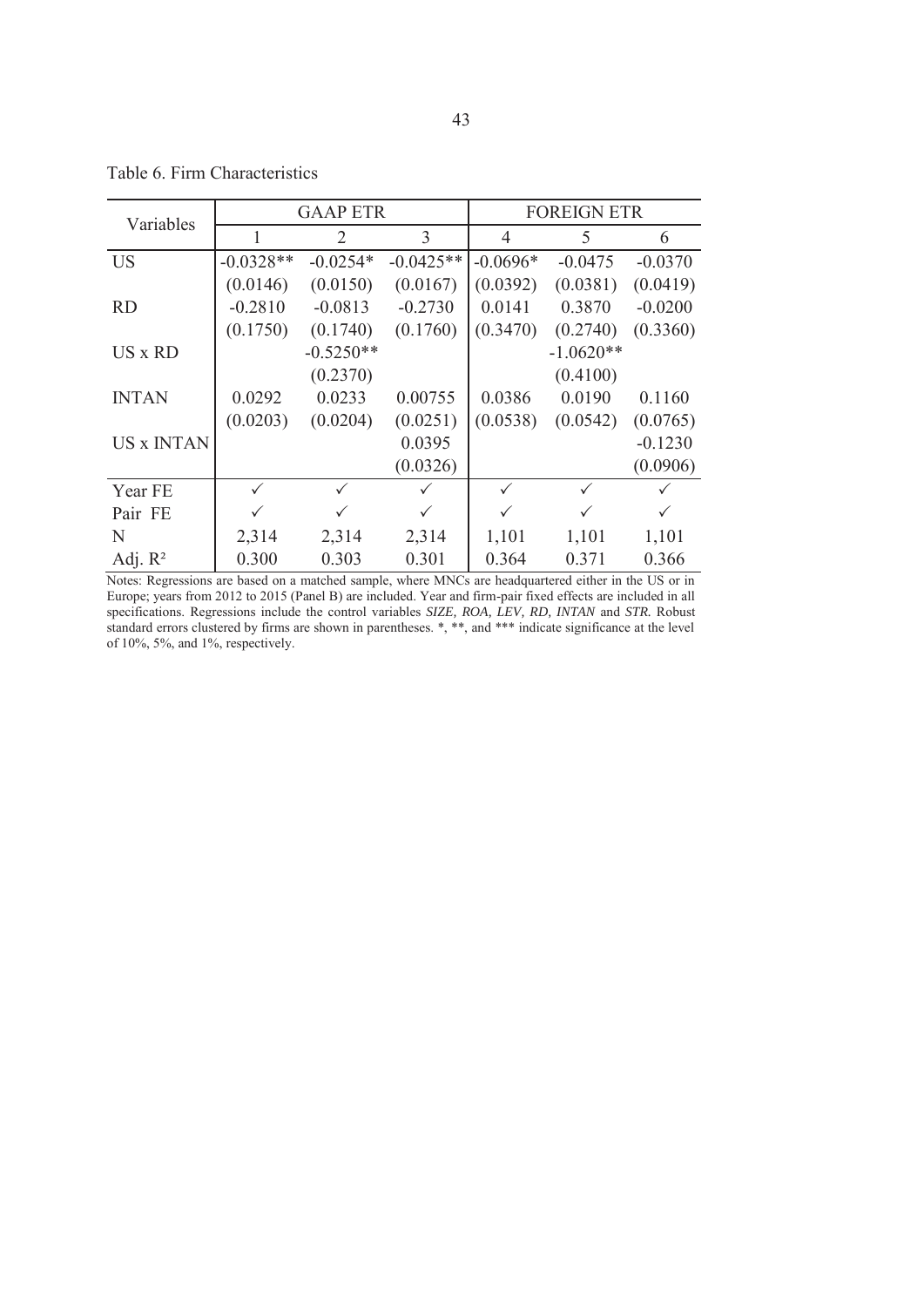Table 6. Firm Characteristics

| Variables | GAAP ETR | | | FOREIGN ETR | | |
|---|---|---|---|---|---|---|
| | 1 | 2 | 3 | 4 | 5 | 6 |
| US | -0.0328** | -0.0254* | -0.0425** | -0.0696* | -0.0475 | -0.0370 |
| | (0.0146) | (0.0150) | (0.0167) | (0.0392) | (0.0381) | (0.0419) |
| RD | -0.2810 | -0.0813 | -0.2730 | 0.0141 | 0.3870 | -0.0200 |
| | (0.1750) | (0.1740) | (0.1760) | (0.3470) | (0.2740) | (0.3360) |
| US x RD | | -0.5250** | | | -1.0620** | |
| | | (0.2370) | | | (0.4100) | |
| INTAN | 0.0292 | 0.0233 | 0.00755 | 0.0386 | 0.0190 | 0.1160 |
| | (0.0203) | (0.0204) | (0.0251) | (0.0538) | (0.0542) | (0.0765) |
| US x INTAN | | | 0.0395 | | | -0.1230 |
| | | | (0.0326) | | | (0.0906) |
| Year FE | ✓ | ✓ | ✓ | ✓ | ✓ | ✓ |
| Pair FE | ✓ | ✓ | ✓ | ✓ | ✓ | ✓ |
| N | 2,314 | 2,314 | 2,314 | 1,101 | 1,101 | 1,101 |
| Adj. $R^2$ | 0.300 | 0.303 | 0.301 | 0.364 | 0.371 | 0.366 |

Notes: Regressions are based on a matched sample, where MNCs are headquartered either in the US or in Europe; years from 2012 to 2015 (Panel B) are included. Year and firm-pair fixed effects are included in all specifications. Regressions include the control variables *SIZE, ROA, LEV, RD, INTAN* and *STR.* Robust standard errors clustered by firms are shown in parentheses. *, **, and *** indicate significance at the level of 10%, 5%, and 1%, respectively.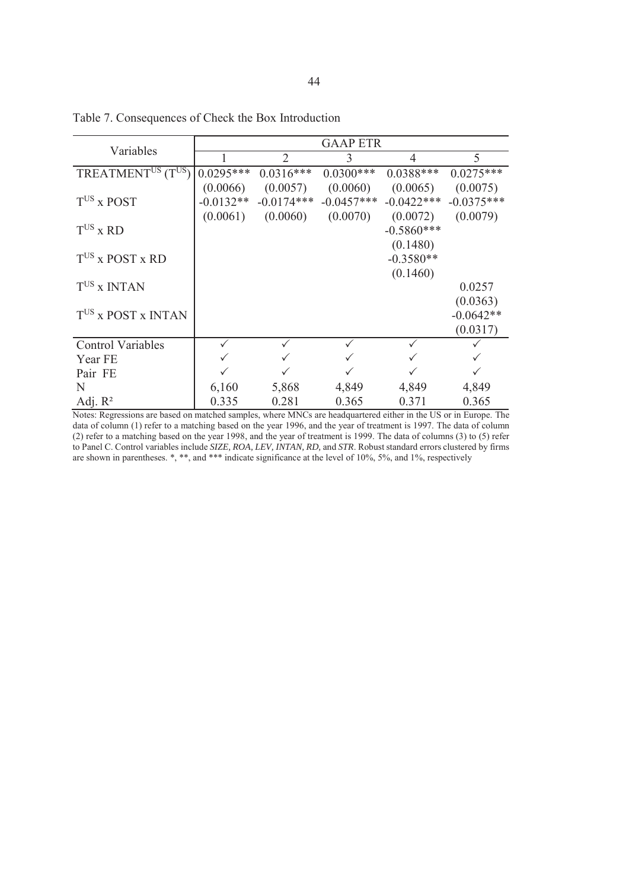Table 7. Consequences of Check the Box Introduction

| Variables | GAAP ETR | | | | |
|---|---|---|---|---|---|
| | 1 | 2 | 3 | 4 | 5 |
| TREATMENT$^{US}$ (T$^{US}$) | 0.0295*** | 0.0316*** | 0.0300*** | 0.0388*** | 0.0275*** |
| | (0.0066) | (0.0057) | (0.0060) | (0.0065) | (0.0075) |
| T$^{US}$ x POST | -0.0132** | -0.0174*** | -0.0457*** | -0.0422*** | -0.0375*** |
| | (0.0061) | (0.0060) | (0.0070) | (0.0072) | (0.0079) |
| T$^{US}$ x RD | | | | -0.5860*** | |
| | | | | (0.1480) | |
| T$^{US}$ x POST x RD | | | | -0.3580** | |
| | | | | (0.1460) | |
| T$^{US}$ x INTAN | | | | | 0.0257 |
| | | | | | (0.0363) |
| T$^{US}$ x POST x INTAN | | | | | -0.0642** |
| | | | | | (0.0317) |
| Control Variables | ✓ | ✓ | ✓ | ✓ | ✓ |
| Year FE | ✓ | ✓ | ✓ | ✓ | ✓ |
| Pair FE | ✓ | ✓ | ✓ | ✓ | ✓ |
| N | 6,160 | 5,868 | 4,849 | 4,849 | 4,849 |
| Adj. $R^2$ | 0.335 | 0.281 | 0.365 | 0.371 | 0.365 |

Notes: Regressions are based on matched samples, where MNCs are headquartered either in the US or in Europe. The data of column (1) refer to a matching based on the year 1996, and the year of treatment is 1997. The data of column (2) refer to a matching based on the year 1998, and the year of treatment is 1999. The data of columns (3) to (5) refer to Panel C. Control variables include *SIZE, ROA, LEV, INTAN, RD,* and *STR*. Robust standard errors clustered by firms are shown in parentheses. *, **, and *** indicate significance at the level of 10%, 5%, and 1%, respectively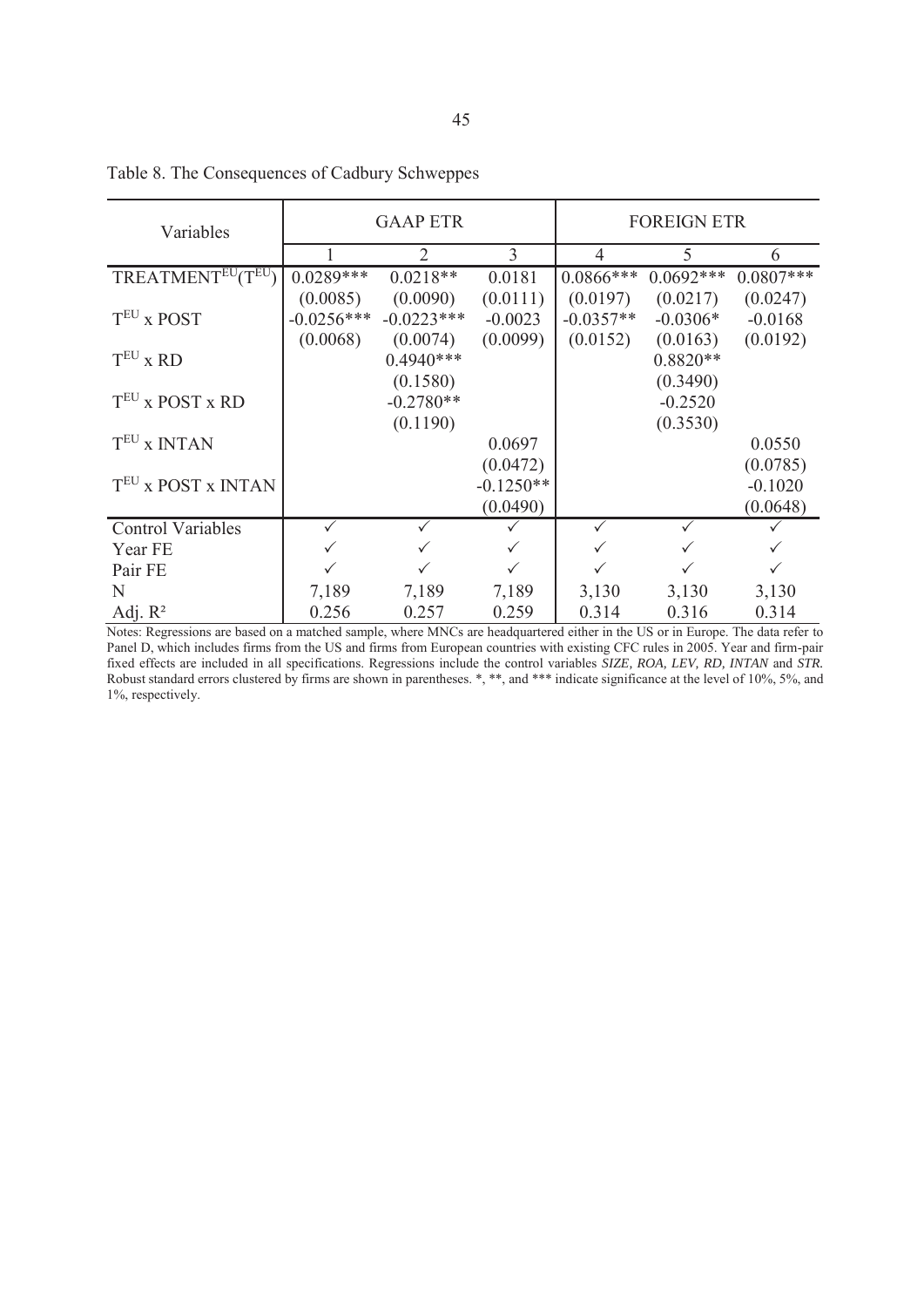Table 8. The Consequences of Cadbury Schweppes

| Variables | GAAP ETR | | | FOREIGN ETR | | |
|---|---|---|---|---|---|---|
| | 1 | 2 | 3 | 4 | 5 | 6 |
| TREATMENT$^{EU}$($T^{EU}$) | 0.0289*** | 0.0218** | 0.0181 | 0.0866*** | 0.0692*** | 0.0807*** |
| | (0.0085) | (0.0090) | (0.0111) | (0.0197) | (0.0217) | (0.0247) |
| $T^{EU}$ x POST | -0.0256*** | -0.0223*** | -0.0023 | -0.0357** | -0.0306* | -0.0168 |
| | (0.0068) | (0.0074) | (0.0099) | (0.0152) | (0.0163) | (0.0192) |
| $T^{EU}$ x RD | | 0.4940*** | | | 0.8820** | |
| | | (0.1580) | | | (0.3490) | |
| $T^{EU}$ x POST x RD | | -0.2780** | | | -0.2520 | |
| | | (0.1190) | | | (0.3530) | |
| $T^{EU}$ x INTAN | | | 0.0697 | | | 0.0550 |
| | | | (0.0472) | | | (0.0785) |
| $T^{EU}$ x POST x INTAN | | | -0.1250** | | | -0.1020 |
| | | | (0.0490) | | | (0.0648) |
| Control Variables | ✓ | ✓ | ✓ | ✓ | ✓ | ✓ |
| Year FE | ✓ | ✓ | ✓ | ✓ | ✓ | ✓ |
| Pair FE | ✓ | ✓ | ✓ | ✓ | ✓ | ✓ |
| N | 7,189 | 7,189 | 7,189 | 3,130 | 3,130 | 3,130 |
| Adj. $R^2$ | 0.256 | 0.257 | 0.259 | 0.314 | 0.316 | 0.314 |

Notes: Regressions are based on a matched sample, where MNCs are headquartered either in the US or in Europe. The data refer to Panel D, which includes firms from the US and firms from European countries with existing CFC rules in 2005. Year and firm-pair fixed effects are included in all specifications. Regressions include the control variables *SIZE, ROA, LEV, RD, INTAN* and *STR.* Robust standard errors clustered by firms are shown in parentheses. *, **, and *** indicate significance at the level of 10%, 5%, and 1%, respectively.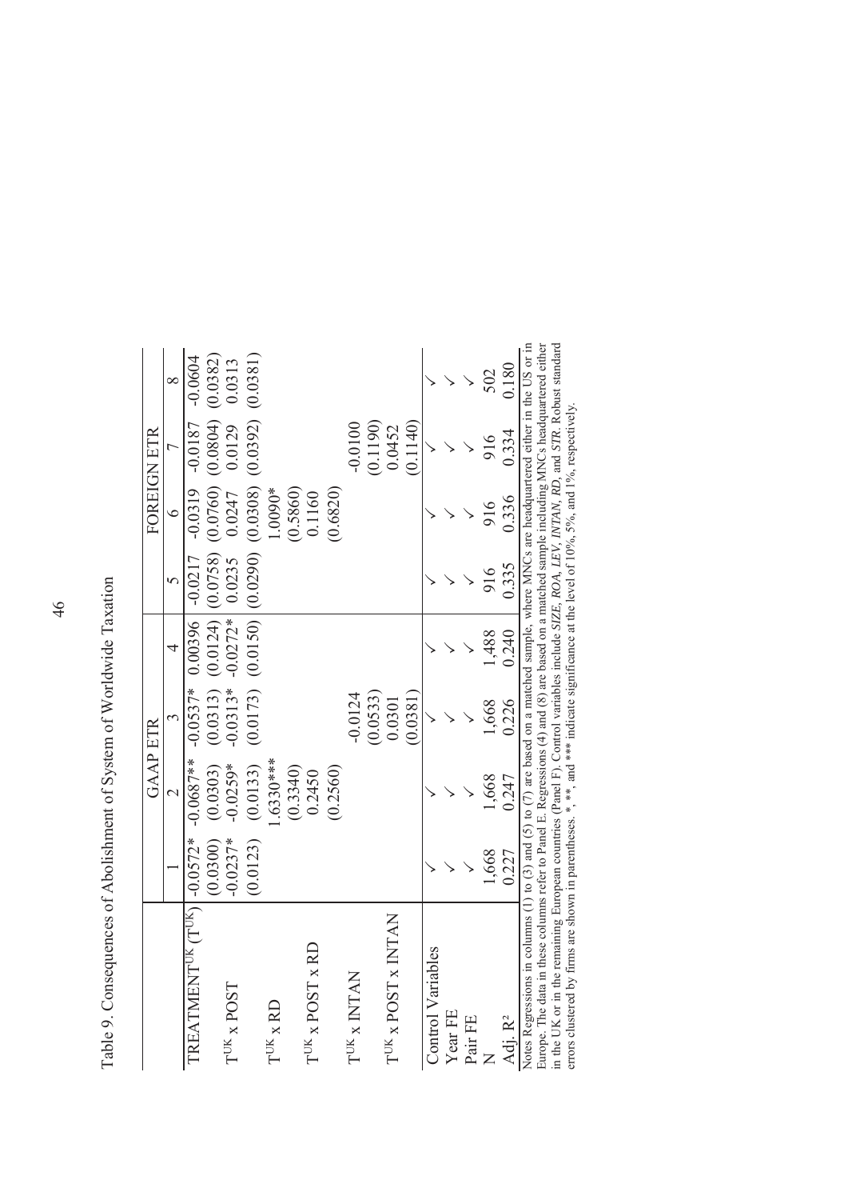Table 9. Consequences of Abolishment of System of Worldwide Taxation

| | GAAP ETR | | | | FOREIGN ETR | | | |
|---|---|---|---|---|---|---|---|---|
| | 1 | 2 | 3 | 4 | 5 | 6 | 7 | 8 |
| TREATMENT$^{UK}$ (T$^{UK}$) | -0.0572* | -0.0687** | -0.0537* | 0.00396 | -0.0217 | -0.0319 | -0.0187 | -0.0604 |
| | (0.0300) | (0.0303) | (0.0313) | (0.0124) | (0.0758) | (0.0760) | (0.0804) | (0.0382) |
| T$^{UK}$ x POST | -0.0237* | -0.0259* | -0.0313* | -0.0272* | 0.0235 | 0.0247 | 0.0129 | 0.0313 |
| | (0.0123) | (0.0133) | (0.0173) | (0.0150) | (0.0290) | (0.0308) | (0.0392) | (0.0381) |
| T$^{UK}$ x RD | | 1.6330*** | | | | 1.0090* | | |
| | | (0.3340) | | | | (0.5860) | | |
| T$^{UK}$ x POST x RD | | 0.2450 | | | | 0.1160 | | |
| | | (0.2560) | | | | (0.6820) | | |
| T$^{UK}$ x INTAN | | | -0.0124 | | | | -0.0100 | |
| | | | (0.0533) | | | | (0.1190) | |
| T$^{UK}$ x POST x INTAN | | | 0.0301 | | | | 0.0452 | |
| | | | (0.0381) | | | | (0.1140) | |
| Control Variables | ✓ | ✓ | ✓ | ✓ | ✓ | ✓ | ✓ | ✓ |
| Year FE | ✓ | ✓ | ✓ | ✓ | ✓ | ✓ | ✓ | ✓ |
| Pair FE | ✓ | ✓ | ✓ | ✓ | ✓ | ✓ | ✓ | ✓ |
| N | 1,668 | 1,668 | 1,668 | 1,488 | 916 | 916 | 916 | 502 |
| Adj. R² | 0.227 | 0.247 | 0.226 | 0.240 | 0.335 | 0.336 | 0.334 | 0.180 |

Notes Regressions in columns (1) to (3) and (5) to (7) are based on a matched sample, where MNCs are headquartered either in the US or in Europe. The data in these columns refer to Panel E. Regressions (4) and (8) are based on a matched sample including MNCs headquartered either in the UK or in the remaining European countries (Panel F). Control variables include *SIZE*, *ROA*, *LEV*, *INTAN*, *RD*, and *STR*. Robust standard errors clustered by firms are shown in parentheses. *, **, and *** indicate significance at the level of 10%, 5%, and 1%, respectively.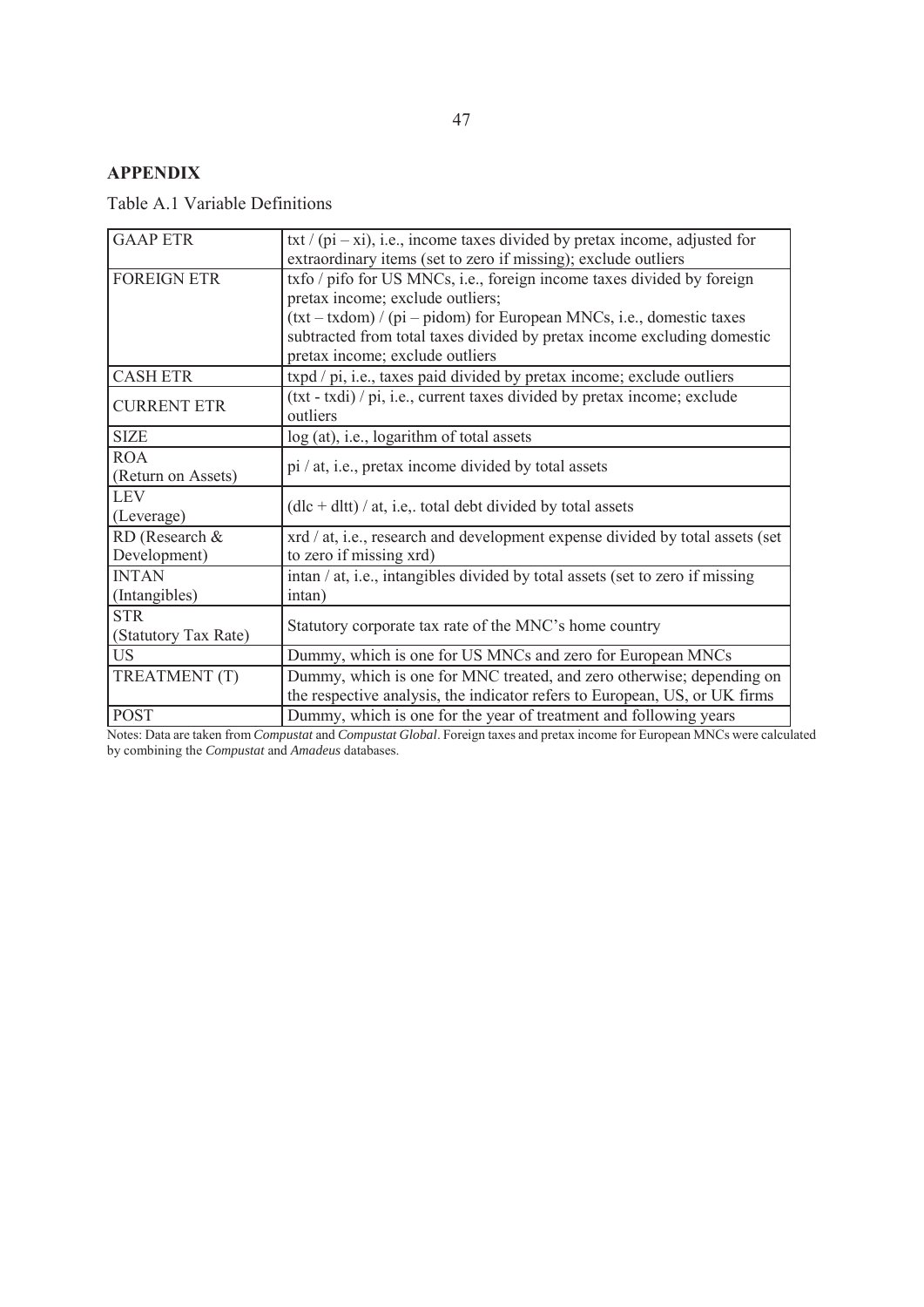## APPENDIX

Table A.1 Variable Definitions

| | |
|---|---|
| GAAP ETR | txt / (pi – xi), i.e., income taxes divided by pretax income, adjusted for extraordinary items (set to zero if missing); exclude outliers |
| FOREIGN ETR | txfo / pifo for US MNCs, i.e., foreign income taxes divided by foreign pretax income; exclude outliers; (txt – txdom) / (pi – pidom) for European MNCs, i.e., domestic taxes subtracted from total taxes divided by pretax income excluding domestic pretax income; exclude outliers |
| CASH ETR | txpd / pi, i.e., taxes paid divided by pretax income; exclude outliers |
| CURRENT ETR | (txt - txdi) / pi, i.e., current taxes divided by pretax income; exclude outliers |
| SIZE | log (at), i.e., logarithm of total assets |
| ROA (Return on Assets) | pi / at, i.e., pretax income divided by total assets |
| LEV (Leverage) | (dlc + dltt) / at, i.e,. total debt divided by total assets |
| RD (Research & Development) | xrd / at, i.e., research and development expense divided by total assets (set to zero if missing xrd) |
| INTAN (Intangibles) | intan / at, i.e., intangibles divided by total assets (set to zero if missing intan) |
| STR (Statutory Tax Rate) | Statutory corporate tax rate of the MNC's home country |
| US | Dummy, which is one for US MNCs and zero for European MNCs |
| TREATMENT (T) | Dummy, which is one for MNC treated, and zero otherwise; depending on the respective analysis, the indicator refers to European, US, or UK firms |
| POST | Dummy, which is one for the year of treatment and following years |

Notes: Data are taken from *Compustat* and *Compustat Global*. Foreign taxes and pretax income for European MNCs were calculated by combining the *Compustat* and *Amadeus* databases.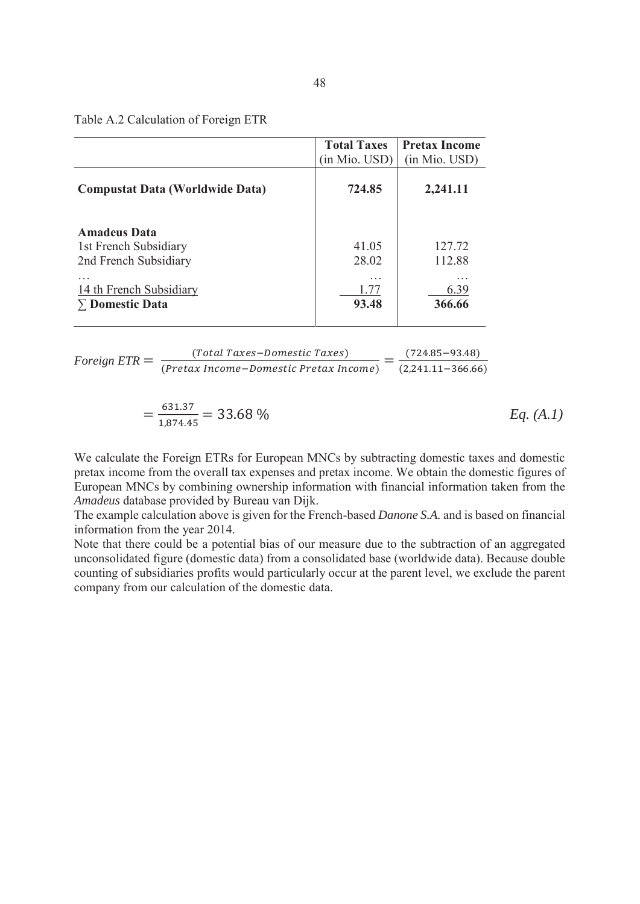Table A.2 Calculation of Foreign ETR

| | Total Taxes (in Mio. USD) | Pretax Income (in Mio. USD) |
|---|---|---|
| **Compustat Data (Worldwide Data)** | **724.85** | **2,241.11** |
| **Amadeus Data** | | |
| 1st French Subsidiary | 41.05 | 127.72 |
| 2nd French Subsidiary | 28.02 | 112.88 |
| … | … | … |
| 14 th French Subsidiary | 1.77 | 6.39 |
| ∑ **Domestic Data** | **93.48** | **366.66** |

$$Foreign\ ETR = \frac{(Total\ Taxes - Domestic\ Taxes)}{(Pretax\ Income - Domestic\ Pretax\ Income)} = \frac{(724.85 - 93.48)}{(2{,}241.11 - 366.66)}$$

$$= \frac{631.37}{1{,}874.45} = 33.68\ \% \qquad Eq.\ (A.1)$$

We calculate the Foreign ETRs for European MNCs by subtracting domestic taxes and domestic pretax income from the overall tax expenses and pretax income. We obtain the domestic figures of European MNCs by combining ownership information with financial information taken from the *Amadeus* database provided by Bureau van Dijk.

The example calculation above is given for the French-based *Danone S.A.* and is based on financial information from the year 2014.

Note that there could be a potential bias of our measure due to the subtraction of an aggregated unconsolidated figure (domestic data) from a consolidated base (worldwide data). Because double counting of subsidiaries profits would particularly occur at the parent level, we exclude the parent company from our calculation of the domestic data.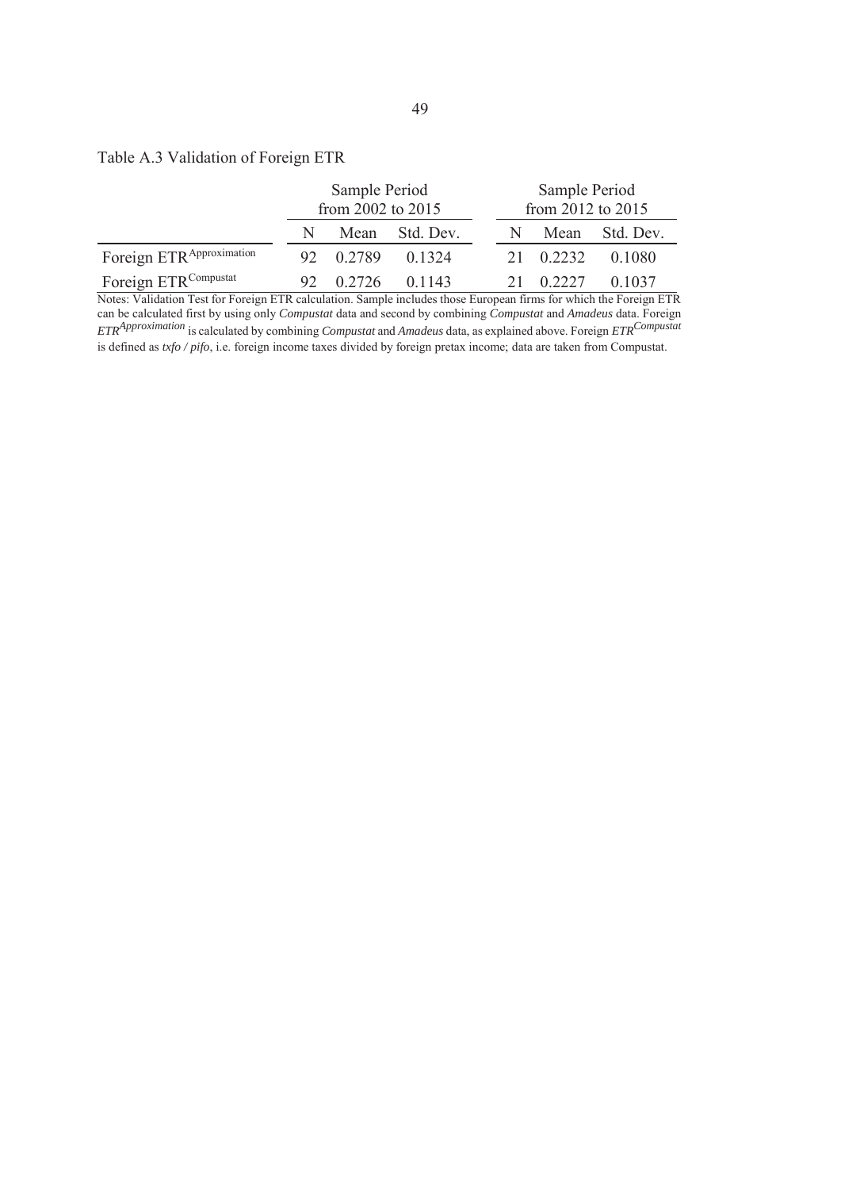Table A.3 Validation of Foreign ETR

| | Sample Period from 2002 to 2015 | | | Sample Period from 2012 to 2015 | | |
|---|---|---|---|---|---|---|
| | N | Mean | Std. Dev. | N | Mean | Std. Dev. |
| Foreign ETR$^{Approximation}$ | 92 | 0.2789 | 0.1324 | 21 | 0.2232 | 0.1080 |
| Foreign ETR$^{Compustat}$ | 92 | 0.2726 | 0.1143 | 21 | 0.2227 | 0.1037 |

Notes: Validation Test for Foreign ETR calculation. Sample includes those European firms for which the Foreign ETR can be calculated first by using only *Compustat* data and second by combining *Compustat* and *Amadeus* data. Foreign *ETR$^{Approximation}$* is calculated by combining *Compustat* and *Amadeus* data, as explained above. Foreign *ETR$^{Compustat}$* is defined as *txfo / pifo*, i.e. foreign income taxes divided by foreign pretax income; data are taken from Compustat.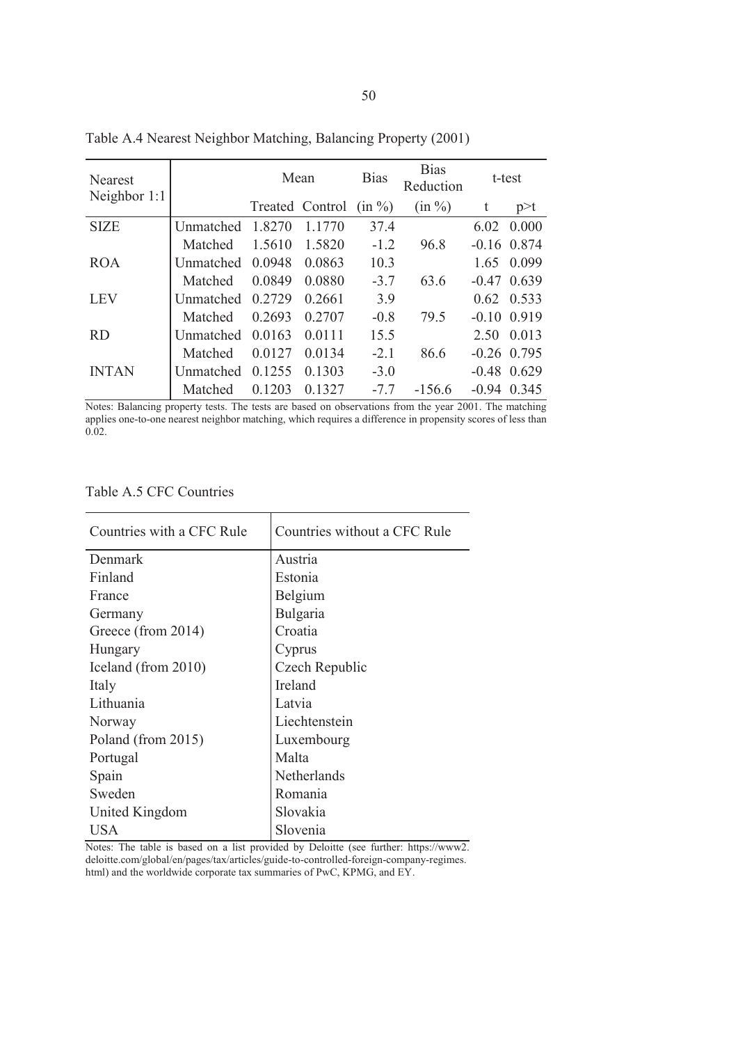Table A.4 Nearest Neighbor Matching, Balancing Property (2001)

| Nearest Neighbor 1:1 | | Mean | | Bias | Bias Reduction | t-test | |
|---|---|---|---|---|---|---|---|
| | | Treated | Control | (in %) | (in %) | t | p>t |
| SIZE | Unmatched | 1.8270 | 1.1770 | 37.4 | | 6.02 | 0.000 |
| | Matched | 1.5610 | 1.5820 | -1.2 | 96.8 | -0.16 | 0.874 |
| ROA | Unmatched | 0.0948 | 0.0863 | 10.3 | | 1.65 | 0.099 |
| | Matched | 0.0849 | 0.0880 | -3.7 | 63.6 | -0.47 | 0.639 |
| LEV | Unmatched | 0.2729 | 0.2661 | 3.9 | | 0.62 | 0.533 |
| | Matched | 0.2693 | 0.2707 | -0.8 | 79.5 | -0.10 | 0.919 |
| RD | Unmatched | 0.0163 | 0.0111 | 15.5 | | 2.50 | 0.013 |
| | Matched | 0.0127 | 0.0134 | -2.1 | 86.6 | -0.26 | 0.795 |
| INTAN | Unmatched | 0.1255 | 0.1303 | -3.0 | | -0.48 | 0.629 |
| | Matched | 0.1203 | 0.1327 | -7.7 | -156.6 | -0.94 | 0.345 |

Notes: Balancing property tests. The tests are based on observations from the year 2001. The matching applies one-to-one nearest neighbor matching, which requires a difference in propensity scores of less than 0.02.

Table A.5 CFC Countries

| Countries with a CFC Rule | Countries without a CFC Rule |
|---|---|
| Denmark | Austria |
| Finland | Estonia |
| France | Belgium |
| Germany | Bulgaria |
| Greece (from 2014) | Croatia |
| Hungary | Cyprus |
| Iceland (from 2010) | Czech Republic |
| Italy | Ireland |
| Lithuania | Latvia |
| Norway | Liechtenstein |
| Poland (from 2015) | Luxembourg |
| Portugal | Malta |
| Spain | Netherlands |
| Sweden | Romania |
| United Kingdom | Slovakia |
| USA | Slovenia |

Notes: The table is based on a list provided by Deloitte (see further: https://www2.deloitte.com/global/en/pages/tax/articles/guide-to-controlled-foreign-company-regimes.html) and the worldwide corporate tax summaries of PwC, KPMG, and EY.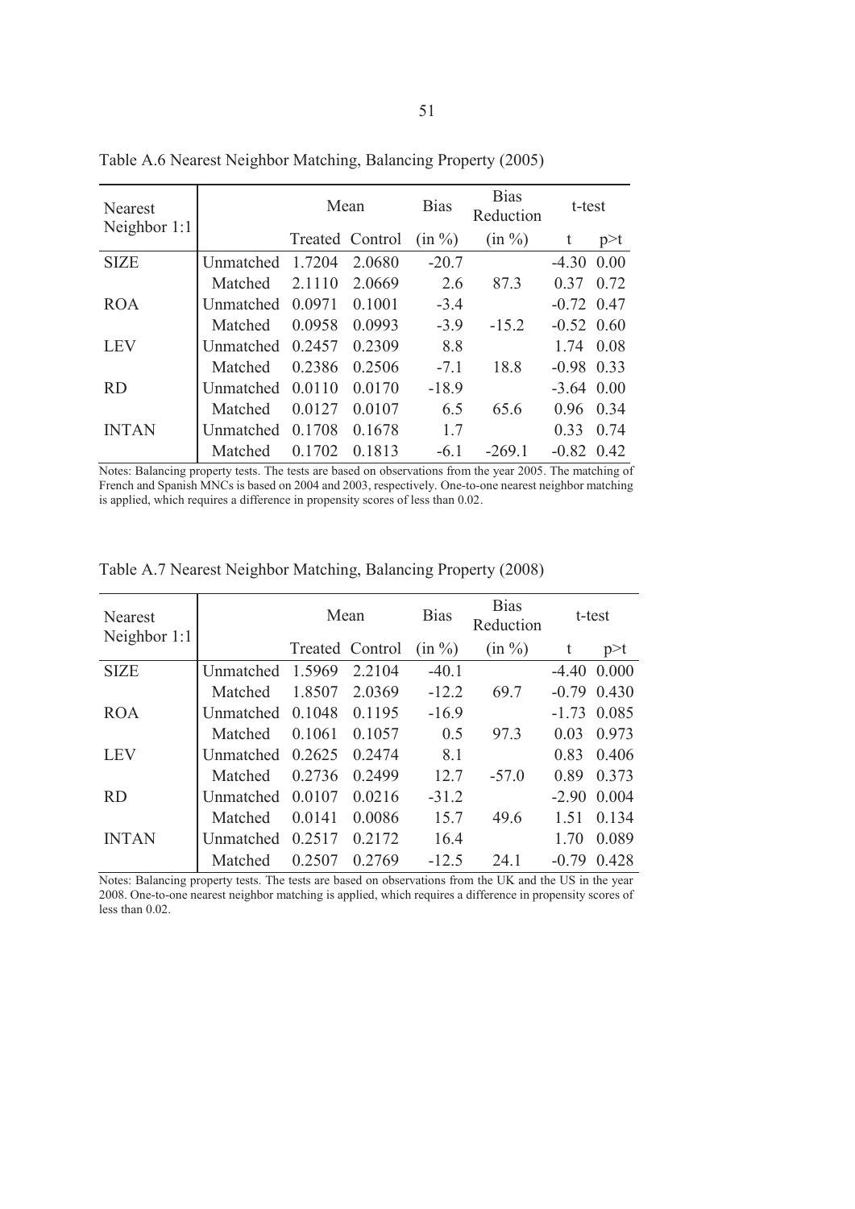Table A.6 Nearest Neighbor Matching, Balancing Property (2005)

| Nearest Neighbor 1:1 | | Mean | | Bias | Bias Reduction | t-test | |
|---|---|---|---|---|---|---|---|
| | | Treated | Control | (in %) | (in %) | t | p>t |
| SIZE | Unmatched | 1.7204 | 2.0680 | -20.7 | | -4.30 | 0.00 |
| | Matched | 2.1110 | 2.0669 | 2.6 | 87.3 | 0.37 | 0.72 |
| ROA | Unmatched | 0.0971 | 0.1001 | -3.4 | | -0.72 | 0.47 |
| | Matched | 0.0958 | 0.0993 | -3.9 | -15.2 | -0.52 | 0.60 |
| LEV | Unmatched | 0.2457 | 0.2309 | 8.8 | | 1.74 | 0.08 |
| | Matched | 0.2386 | 0.2506 | -7.1 | 18.8 | -0.98 | 0.33 |
| RD | Unmatched | 0.0110 | 0.0170 | -18.9 | | -3.64 | 0.00 |
| | Matched | 0.0127 | 0.0107 | 6.5 | 65.6 | 0.96 | 0.34 |
| INTAN | Unmatched | 0.1708 | 0.1678 | 1.7 | | 0.33 | 0.74 |
| | Matched | 0.1702 | 0.1813 | -6.1 | -269.1 | -0.82 | 0.42 |

Notes: Balancing property tests. The tests are based on observations from the year 2005. The matching of French and Spanish MNCs is based on 2004 and 2003, respectively. One-to-one nearest neighbor matching is applied, which requires a difference in propensity scores of less than 0.02.

Table A.7 Nearest Neighbor Matching, Balancing Property (2008)

| Nearest Neighbor 1:1 | | Mean | | Bias | Bias Reduction | t-test | |
|---|---|---|---|---|---|---|---|
| | | Treated | Control | (in %) | (in %) | t | p>t |
| SIZE | Unmatched | 1.5969 | 2.2104 | -40.1 | | -4.40 | 0.000 |
| | Matched | 1.8507 | 2.0369 | -12.2 | 69.7 | -0.79 | 0.430 |
| ROA | Unmatched | 0.1048 | 0.1195 | -16.9 | | -1.73 | 0.085 |
| | Matched | 0.1061 | 0.1057 | 0.5 | 97.3 | 0.03 | 0.973 |
| LEV | Unmatched | 0.2625 | 0.2474 | 8.1 | | 0.83 | 0.406 |
| | Matched | 0.2736 | 0.2499 | 12.7 | -57.0 | 0.89 | 0.373 |
| RD | Unmatched | 0.0107 | 0.0216 | -31.2 | | -2.90 | 0.004 |
| | Matched | 0.0141 | 0.0086 | 15.7 | 49.6 | 1.51 | 0.134 |
| INTAN | Unmatched | 0.2517 | 0.2172 | 16.4 | | 1.70 | 0.089 |
| | Matched | 0.2507 | 0.2769 | -12.5 | 24.1 | -0.79 | 0.428 |

Notes: Balancing property tests. The tests are based on observations from the UK and the US in the year 2008. One-to-one nearest neighbor matching is applied, which requires a difference in propensity scores of less than 0.02.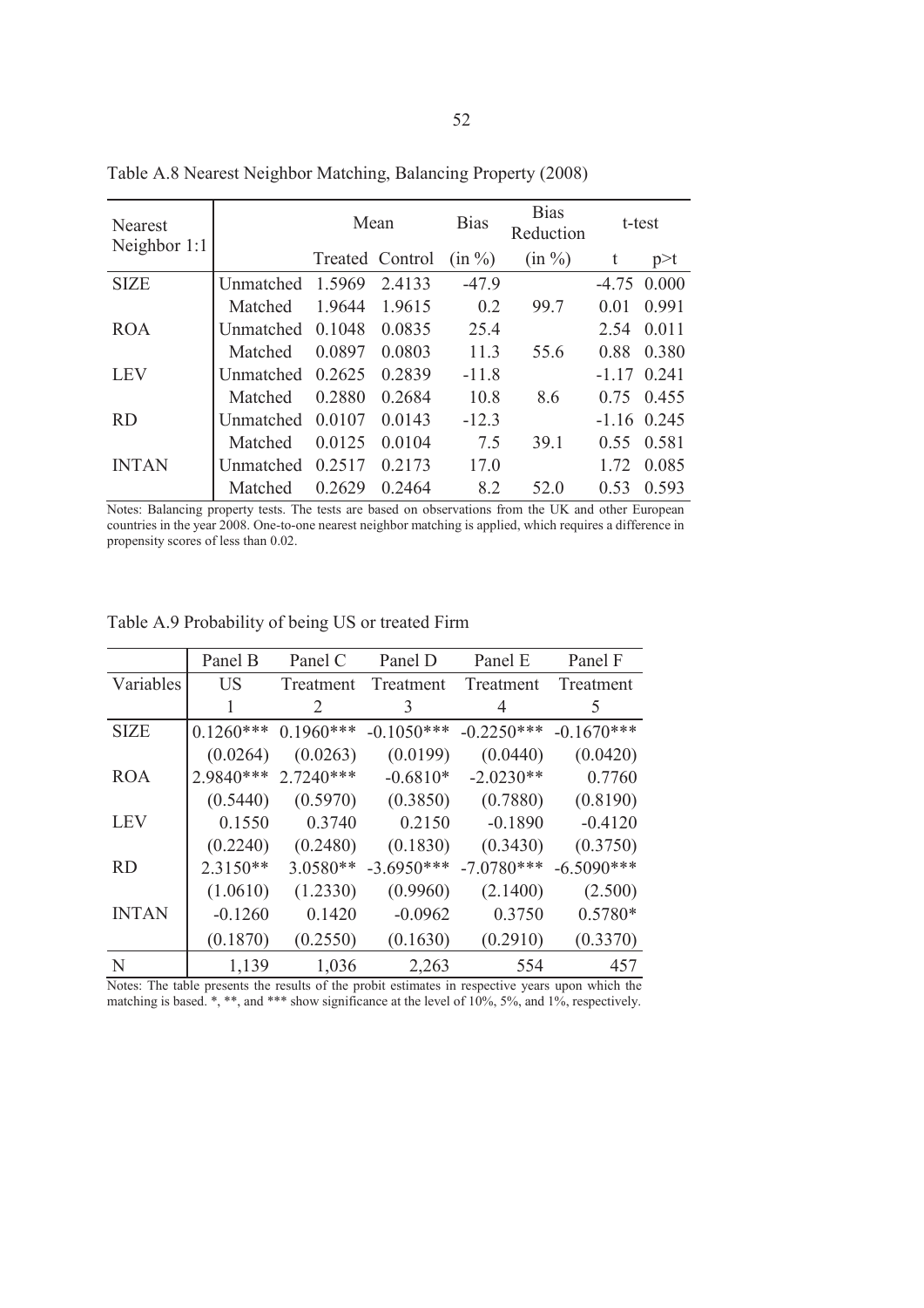Table A.8 Nearest Neighbor Matching, Balancing Property (2008)

| Nearest Neighbor 1:1 | | Mean | | Bias | Bias Reduction | t-test | |
|---|---|---|---|---|---|---|---|
| | | Treated | Control | (in %) | (in %) | t | p>t |
| SIZE | Unmatched | 1.5969 | 2.4133 | -47.9 | | -4.75 | 0.000 |
| | Matched | 1.9644 | 1.9615 | 0.2 | 99.7 | 0.01 | 0.991 |
| ROA | Unmatched | 0.1048 | 0.0835 | 25.4 | | 2.54 | 0.011 |
| | Matched | 0.0897 | 0.0803 | 11.3 | 55.6 | 0.88 | 0.380 |
| LEV | Unmatched | 0.2625 | 0.2839 | -11.8 | | -1.17 | 0.241 |
| | Matched | 0.2880 | 0.2684 | 10.8 | 8.6 | 0.75 | 0.455 |
| RD | Unmatched | 0.0107 | 0.0143 | -12.3 | | -1.16 | 0.245 |
| | Matched | 0.0125 | 0.0104 | 7.5 | 39.1 | 0.55 | 0.581 |
| INTAN | Unmatched | 0.2517 | 0.2173 | 17.0 | | 1.72 | 0.085 |
| | Matched | 0.2629 | 0.2464 | 8.2 | 52.0 | 0.53 | 0.593 |

Notes: Balancing property tests. The tests are based on observations from the UK and other European countries in the year 2008. One-to-one nearest neighbor matching is applied, which requires a difference in propensity scores of less than 0.02.

Table A.9 Probability of being US or treated Firm

| | Panel B | Panel C | Panel D | Panel E | Panel F |
|---|---|---|---|---|---|
| Variables | US | Treatment | Treatment | Treatment | Treatment |
| | 1 | 2 | 3 | 4 | 5 |
| SIZE | 0.1260*** | 0.1960*** | -0.1050*** | -0.2250*** | -0.1670*** |
| | (0.0264) | (0.0263) | (0.0199) | (0.0440) | (0.0420) |
| ROA | 2.9840*** | 2.7240*** | -0.6810* | -2.0230** | 0.7760 |
| | (0.5440) | (0.5970) | (0.3850) | (0.7880) | (0.8190) |
| LEV | 0.1550 | 0.3740 | 0.2150 | -0.1890 | -0.4120 |
| | (0.2240) | (0.2480) | (0.1830) | (0.3430) | (0.3750) |
| RD | 2.3150** | 3.0580** | -3.6950*** | -7.0780*** | -6.5090*** |
| | (1.0610) | (1.2330) | (0.9960) | (2.1400) | (2.500) |
| INTAN | -0.1260 | 0.1420 | -0.0962 | 0.3750 | 0.5780* |
| | (0.1870) | (0.2550) | (0.1630) | (0.2910) | (0.3370) |
| N | 1,139 | 1,036 | 2,263 | 554 | 457 |

Notes: The table presents the results of the probit estimates in respective years upon which the matching is based. *, **, and *** show significance at the level of 10%, 5%, and 1%, respectively.